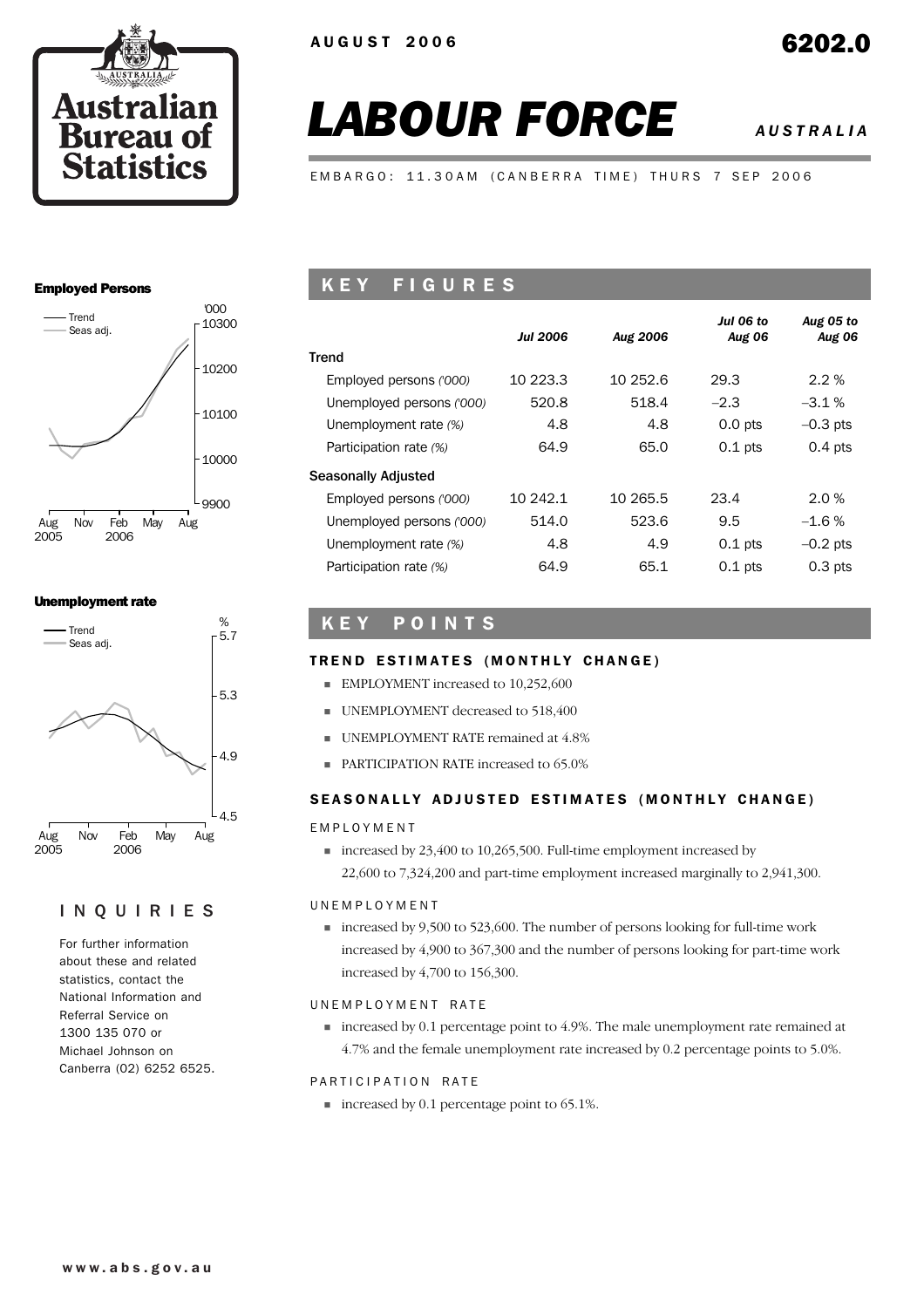AUGUST 2006

6202.0

# LABOUR FORCE

*AUSTRALIA*

EMBARGO: 11.30AM (CANBERRA TIME) THURS 7 SEP 2006

## KEY FIGURES

| | *Jul 2006* | *Aug 2006* | *Jul 06 to Aug 06* | *Aug 05 to Aug 06* |
|---|---|---|---|---|
| **Trend** | | | | |
| Employed persons *('000)* | 10 223.3 | 10 252.6 | 29.3 | 2.2 % |
| Unemployed persons *('000)* | 520.8 | 518.4 | –2.3 | –3.1 % |
| Unemployment rate *(%)* | 4.8 | 4.8 | 0.0 pts | –0.3 pts |
| Participation rate *(%)* | 64.9 | 65.0 | 0.1 pts | 0.4 pts |
| **Seasonally Adjusted** | | | | |
| Employed persons *('000)* | 10 242.1 | 10 265.5 | 23.4 | 2.0 % |
| Unemployed persons *('000)* | 514.0 | 523.6 | 9.5 | –1.6 % |
| Unemployment rate *(%)* | 4.8 | 4.9 | 0.1 pts | –0.2 pts |
| Participation rate *(%)* | 64.9 | 65.1 | 0.1 pts | 0.3 pts |

## KEY POINTS

### TREND ESTIMATES (MONTHLY CHANGE)

- EMPLOYMENT increased to 10,252,600
- UNEMPLOYMENT decreased to 518,400
- UNEMPLOYMENT RATE remained at 4.8%
- PARTICIPATION RATE increased to 65.0%

### SEASONALLY ADJUSTED ESTIMATES (MONTHLY CHANGE)

EMPLOYMENT

- increased by 23,400 to 10,265,500. Full-time employment increased by 22,600 to 7,324,200 and part-time employment increased marginally to 2,941,300.

UNEMPLOYMENT

- increased by 9,500 to 523,600. The number of persons looking for full-time work increased by 4,900 to 367,300 and the number of persons looking for part-time work increased by 4,700 to 156,300.

UNEMPLOYMENT RATE

- increased by 0.1 percentage point to 4.9%. The male unemployment rate remained at 4.7% and the female unemployment rate increased by 0.2 percentage points to 5.0%.

PARTICIPATION RATE

- increased by 0.1 percentage point to 65.1%.

**Employed Persons**

**Unemployment rate**

## INQUIRIES

For further information about these and related statistics, contact the National Information and Referral Service on 1300 135 070 or Michael Johnson on Canberra (02) 6252 6525.

www.abs.gov.au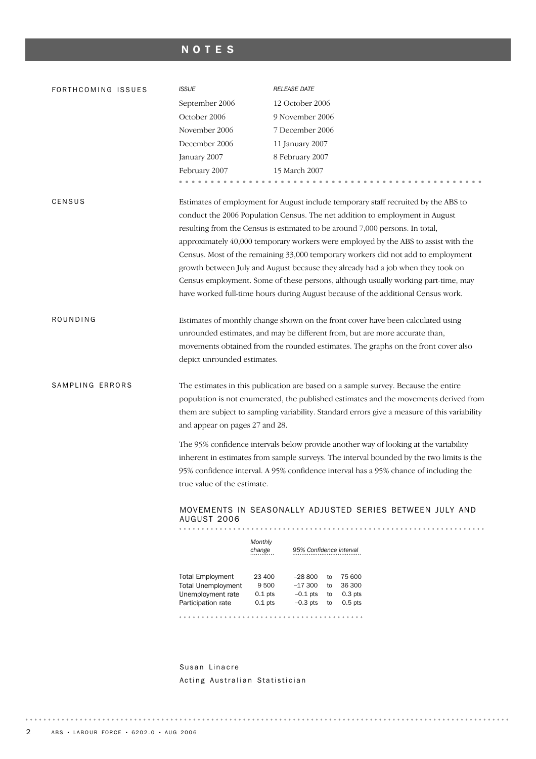# NOTES

## FORTHCOMING ISSUES

| *ISSUE* | *RELEASE DATE* |
|---|---|
| September 2006 | 12 October 2006 |
| October 2006 | 9 November 2006 |
| November 2006 | 7 December 2006 |
| December 2006 | 11 January 2007 |
| January 2007 | 8 February 2007 |
| February 2007 | 15 March 2007 |

## CENSUS

Estimates of employment for August include temporary staff recruited by the ABS to conduct the 2006 Population Census. The net addition to employment in August resulting from the Census is estimated to be around 7,000 persons. In total, approximately 40,000 temporary workers were employed by the ABS to assist with the Census. Most of the remaining 33,000 temporary workers did not add to employment growth between July and August because they already had a job when they took on Census employment. Some of these persons, although usually working part-time, may have worked full-time hours during August because of the additional Census work.

## ROUNDING

Estimates of monthly change shown on the front cover have been calculated using unrounded estimates, and may be different from, but are more accurate than, movements obtained from the rounded estimates. The graphs on the front cover also depict unrounded estimates.

## SAMPLING ERRORS

The estimates in this publication are based on a sample survey. Because the entire population is not enumerated, the published estimates and the movements derived from them are subject to sampling variability. Standard errors give a measure of this variability and appear on pages 27 and 28.

The 95% confidence intervals below provide another way of looking at the variability inherent in estimates from sample surveys. The interval bounded by the two limits is the 95% confidence interval. A 95% confidence interval has a 95% chance of including the true value of the estimate.

### MOVEMENTS IN SEASONALLY ADJUSTED SERIES BETWEEN JULY AND AUGUST 2006

| | *Monthly change* | *95% Confidence interval* | | |
|---|---|---|---|---|
| Total Employment | 23 400 | –28 800 | to | 75 600 |
| Total Unemployment | 9 500 | –17 300 | to | 36 300 |
| Unemployment rate | 0.1 pts | –0.1 pts | to | 0.3 pts |
| Participation rate | 0.1 pts | –0.3 pts | to | 0.5 pts |

Susan Linacre
Acting Australian Statistician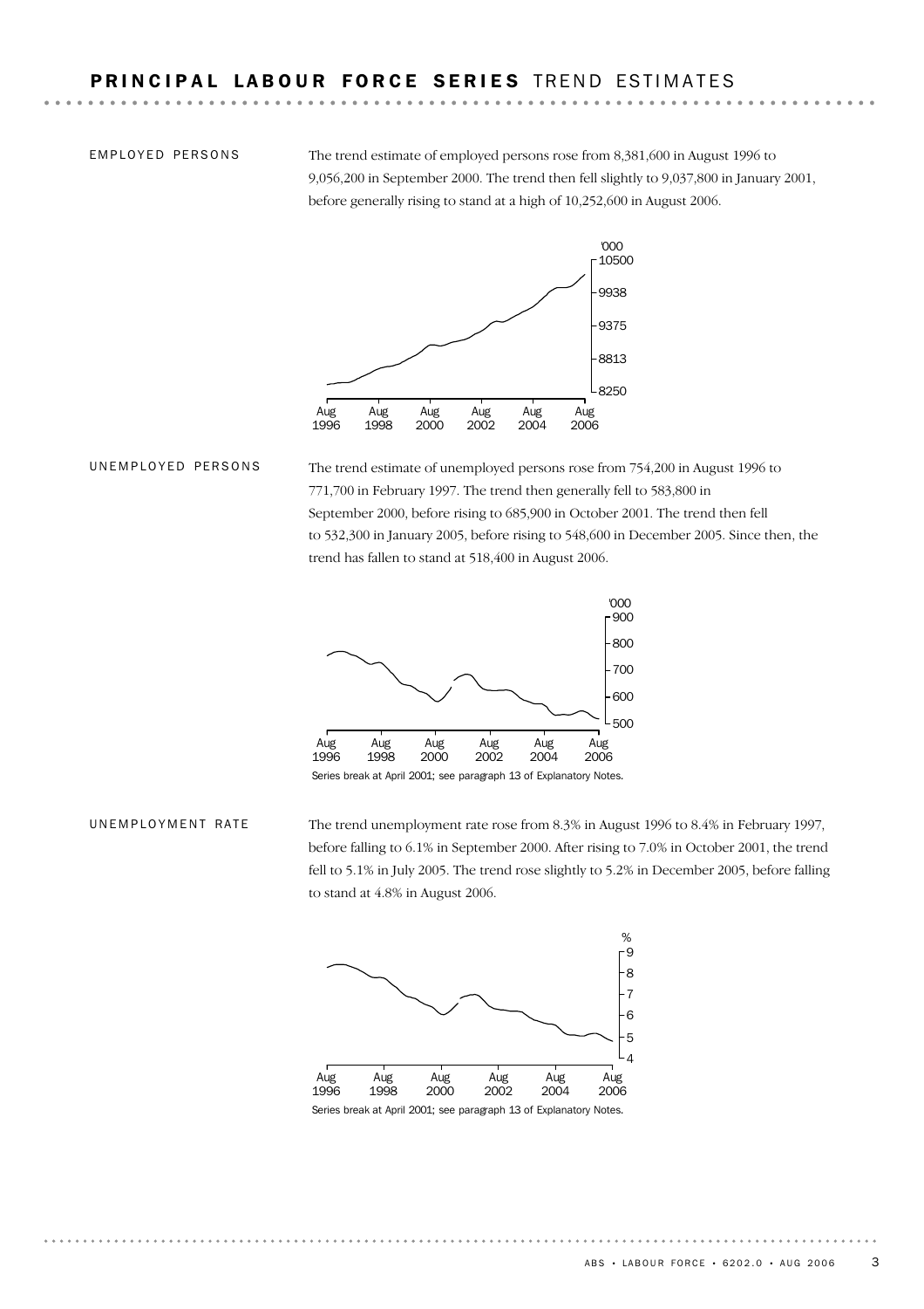# PRINCIPAL LABOUR FORCE SERIES TREND ESTIMATES

## EMPLOYED PERSONS

The trend estimate of employed persons rose from 8,381,600 in August 1996 to 9,056,200 in September 2000. The trend then fell slightly to 9,037,800 in January 2001, before generally rising to stand at a high of 10,252,600 in August 2006.

## UNEMPLOYED PERSONS

The trend estimate of unemployed persons rose from 754,200 in August 1996 to 771,700 in February 1997. The trend then generally fell to 583,800 in September 2000, before rising to 685,900 in October 2001. The trend then fell to 532,300 in January 2005, before rising to 548,600 in December 2005. Since then, the trend has fallen to stand at 518,400 in August 2006.

Series break at April 2001; see paragraph 13 of Explanatory Notes.

## UNEMPLOYMENT RATE

The trend unemployment rate rose from 8.3% in August 1996 to 8.4% in February 1997, before falling to 6.1% in September 2000. After rising to 7.0% in October 2001, the trend fell to 5.1% in July 2005. The trend rose slightly to 5.2% in December 2005, before falling to stand at 4.8% in August 2006.

Series break at April 2001; see paragraph 13 of Explanatory Notes.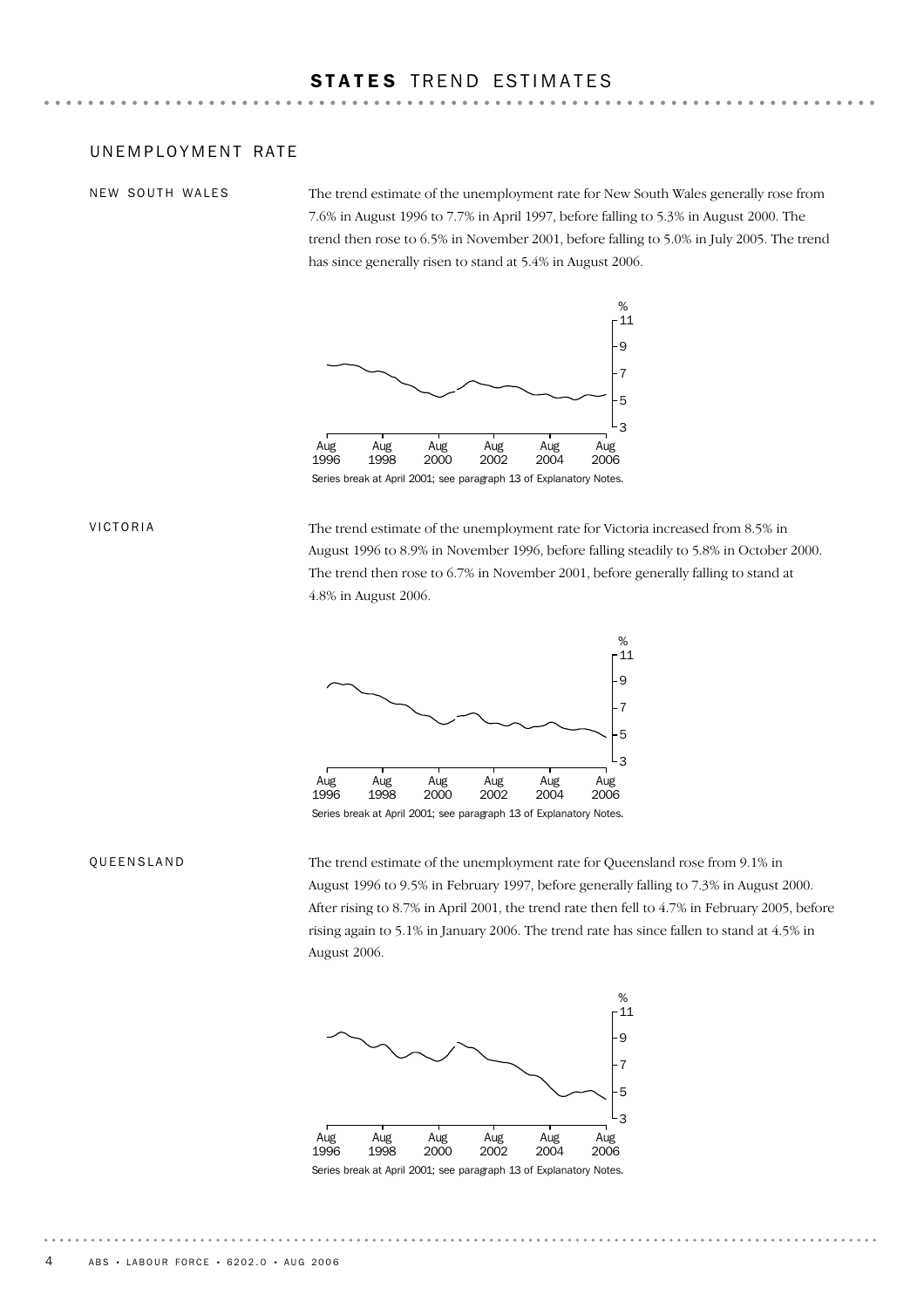# STATES TREND ESTIMATES

## UNEMPLOYMENT RATE

### NEW SOUTH WALES

The trend estimate of the unemployment rate for New South Wales generally rose from 7.6% in August 1996 to 7.7% in April 1997, before falling to 5.3% in August 2000. The trend then rose to 6.5% in November 2001, before falling to 5.0% in July 2005. The trend has since generally risen to stand at 5.4% in August 2006.

Series break at April 2001; see paragraph 13 of Explanatory Notes.

### VICTORIA

The trend estimate of the unemployment rate for Victoria increased from 8.5% in August 1996 to 8.9% in November 1996, before falling steadily to 5.8% in October 2000. The trend then rose to 6.7% in November 2001, before generally falling to stand at 4.8% in August 2006.

Series break at April 2001; see paragraph 13 of Explanatory Notes.

### QUEENSLAND

The trend estimate of the unemployment rate for Queensland rose from 9.1% in August 1996 to 9.5% in February 1997, before generally falling to 7.3% in August 2000. After rising to 8.7% in April 2001, the trend rate then fell to 4.7% in February 2005, before rising again to 5.1% in January 2006. The trend rate has since fallen to stand at 4.5% in August 2006.

Series break at April 2001; see paragraph 13 of Explanatory Notes.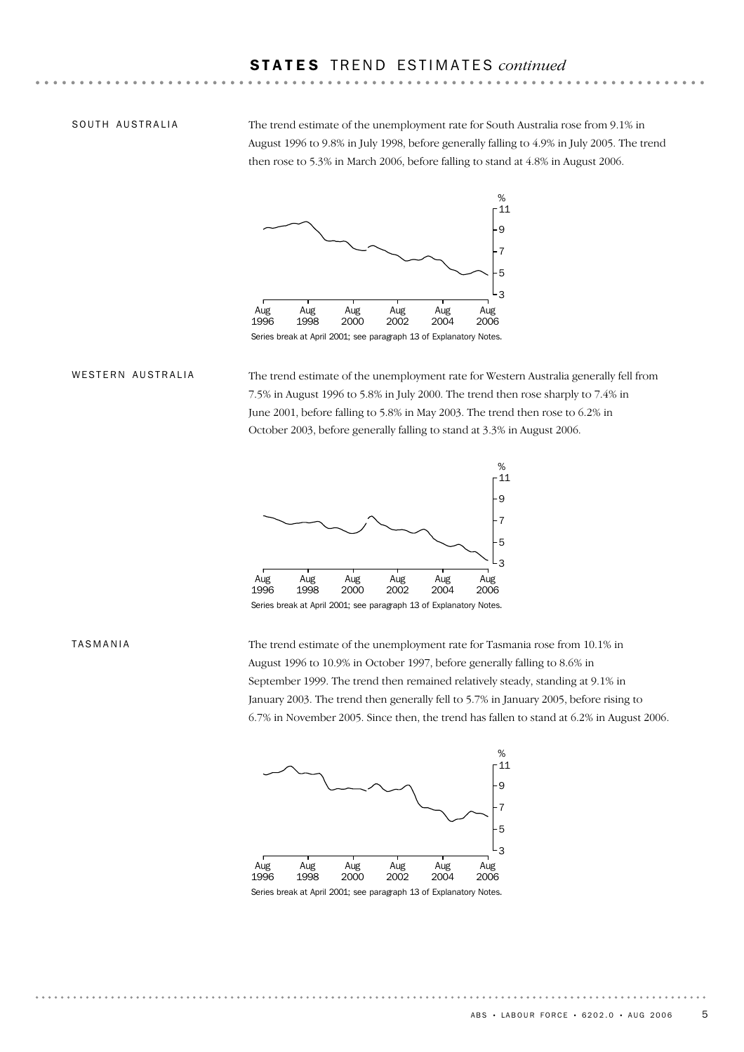## STATES TREND ESTIMATES *continued*

### SOUTH AUSTRALIA

The trend estimate of the unemployment rate for South Australia rose from 9.1% in August 1996 to 9.8% in July 1998, before generally falling to 4.9% in July 2005. The trend then rose to 5.3% in March 2006, before falling to stand at 4.8% in August 2006.

Series break at April 2001; see paragraph 13 of Explanatory Notes.

### WESTERN AUSTRALIA

The trend estimate of the unemployment rate for Western Australia generally fell from 7.5% in August 1996 to 5.8% in July 2000. The trend then rose sharply to 7.4% in June 2001, before falling to 5.8% in May 2003. The trend then rose to 6.2% in October 2003, before generally falling to stand at 3.3% in August 2006.

Series break at April 2001; see paragraph 13 of Explanatory Notes.

### TASMANIA

The trend estimate of the unemployment rate for Tasmania rose from 10.1% in August 1996 to 10.9% in October 1997, before generally falling to 8.6% in September 1999. The trend then remained relatively steady, standing at 9.1% in January 2003. The trend then generally fell to 5.7% in January 2005, before rising to 6.7% in November 2005. Since then, the trend has fallen to stand at 6.2% in August 2006.

Series break at April 2001; see paragraph 13 of Explanatory Notes.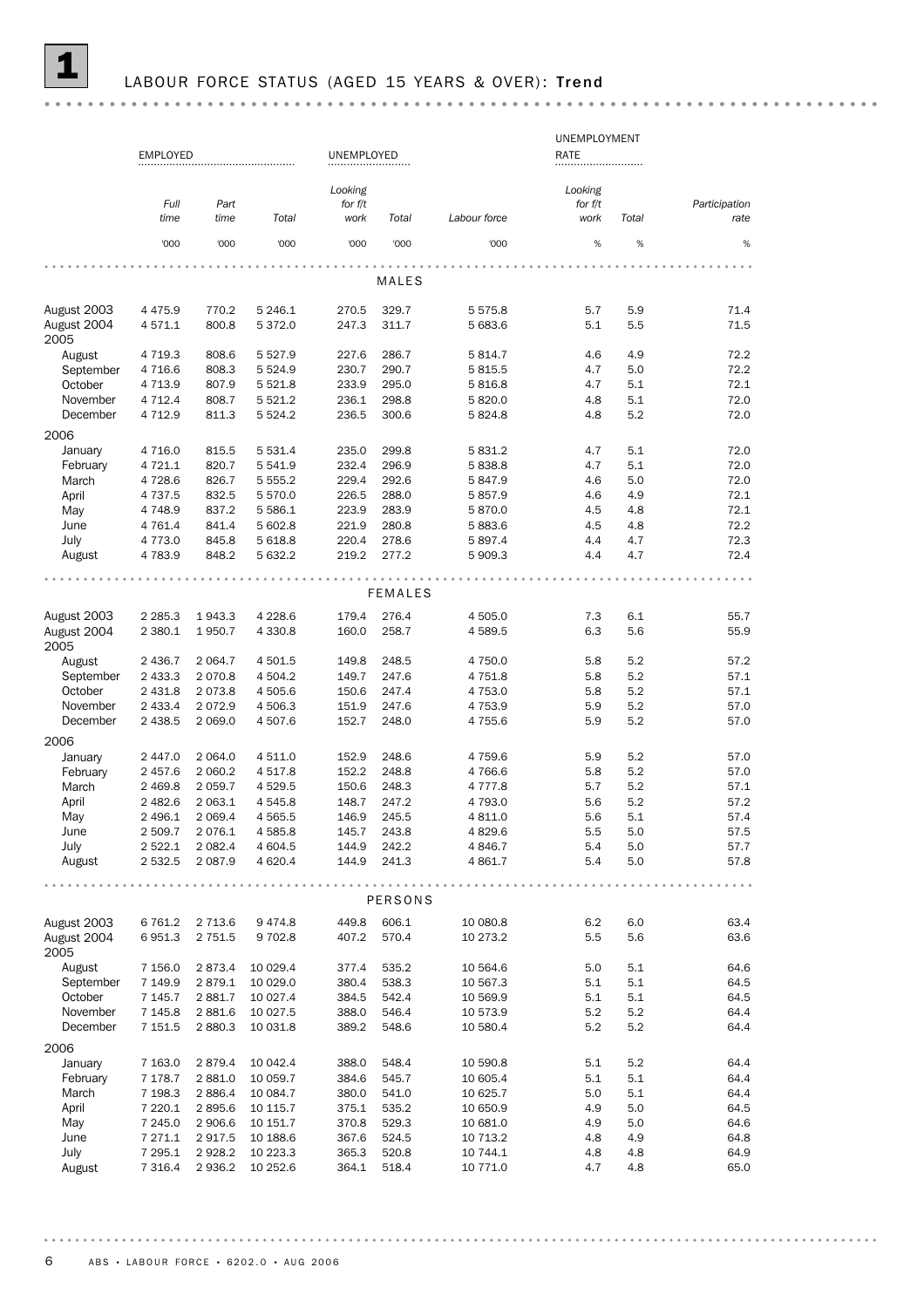# 1 LABOUR FORCE STATUS (AGED 15 YEARS & OVER): Trend

| | EMPLOYED | | | UNEMPLOYED | | | UNEMPLOYMENT RATE | | |
|---|---|---|---|---|---|---|---|---|---|
| | *Full time* | *Part time* | *Total* | *Looking for f/t work* | *Total* | *Labour force* | *Looking for f/t work* | *Total* | *Participation rate* |
| | '000 | '000 | '000 | '000 | '000 | '000 | % | % | % |
| **MALES** | | | | | | | | | |
| August 2003 | 4 475.9 | 770.2 | 5 246.1 | 270.5 | 329.7 | 5 575.8 | 5.7 | 5.9 | 71.4 |
| August 2004 | 4 571.1 | 800.8 | 5 372.0 | 247.3 | 311.7 | 5 683.6 | 5.1 | 5.5 | 71.5 |
| 2005 | | | | | | | | | |
| August | 4 719.3 | 808.6 | 5 527.9 | 227.6 | 286.7 | 5 814.7 | 4.6 | 4.9 | 72.2 |
| September | 4 716.6 | 808.3 | 5 524.9 | 230.7 | 290.7 | 5 815.5 | 4.7 | 5.0 | 72.2 |
| October | 4 713.9 | 807.9 | 5 521.8 | 233.9 | 295.0 | 5 816.8 | 4.7 | 5.1 | 72.1 |
| November | 4 712.4 | 808.7 | 5 521.2 | 236.1 | 298.8 | 5 820.0 | 4.8 | 5.1 | 72.0 |
| December | 4 712.9 | 811.3 | 5 524.2 | 236.5 | 300.6 | 5 824.8 | 4.8 | 5.2 | 72.0 |
| 2006 | | | | | | | | | |
| January | 4 716.0 | 815.5 | 5 531.4 | 235.0 | 299.8 | 5 831.2 | 4.7 | 5.1 | 72.0 |
| February | 4 721.1 | 820.7 | 5 541.9 | 232.4 | 296.9 | 5 838.8 | 4.7 | 5.1 | 72.0 |
| March | 4 728.6 | 826.7 | 5 555.2 | 229.4 | 292.6 | 5 847.9 | 4.6 | 5.0 | 72.0 |
| April | 4 737.5 | 832.5 | 5 570.0 | 226.5 | 288.0 | 5 857.9 | 4.6 | 4.9 | 72.1 |
| May | 4 748.9 | 837.2 | 5 586.1 | 223.9 | 283.9 | 5 870.0 | 4.5 | 4.8 | 72.1 |
| June | 4 761.4 | 841.4 | 5 602.8 | 221.9 | 280.8 | 5 883.6 | 4.5 | 4.8 | 72.2 |
| July | 4 773.0 | 845.8 | 5 618.8 | 220.4 | 278.6 | 5 897.4 | 4.4 | 4.7 | 72.3 |
| August | 4 783.9 | 848.2 | 5 632.2 | 219.2 | 277.2 | 5 909.3 | 4.4 | 4.7 | 72.4 |
| **FEMALES** | | | | | | | | | |
| August 2003 | 2 285.3 | 1 943.3 | 4 228.6 | 179.4 | 276.4 | 4 505.0 | 7.3 | 6.1 | 55.7 |
| August 2004 | 2 380.1 | 1 950.7 | 4 330.8 | 160.0 | 258.7 | 4 589.5 | 6.3 | 5.6 | 55.9 |
| 2005 | | | | | | | | | |
| August | 2 436.7 | 2 064.7 | 4 501.5 | 149.8 | 248.5 | 4 750.0 | 5.8 | 5.2 | 57.2 |
| September | 2 433.3 | 2 070.8 | 4 504.2 | 149.7 | 247.6 | 4 751.8 | 5.8 | 5.2 | 57.1 |
| October | 2 431.8 | 2 073.8 | 4 505.6 | 150.6 | 247.4 | 4 753.0 | 5.8 | 5.2 | 57.1 |
| November | 2 433.4 | 2 072.9 | 4 506.3 | 151.9 | 247.6 | 4 753.9 | 5.9 | 5.2 | 57.0 |
| December | 2 438.5 | 2 069.0 | 4 507.6 | 152.7 | 248.0 | 4 755.6 | 5.9 | 5.2 | 57.0 |
| 2006 | | | | | | | | | |
| January | 2 447.0 | 2 064.0 | 4 511.0 | 152.9 | 248.6 | 4 759.6 | 5.9 | 5.2 | 57.0 |
| February | 2 457.6 | 2 060.2 | 4 517.8 | 152.2 | 248.8 | 4 766.6 | 5.8 | 5.2 | 57.0 |
| March | 2 469.8 | 2 059.7 | 4 529.5 | 150.6 | 248.3 | 4 777.8 | 5.7 | 5.2 | 57.1 |
| April | 2 482.6 | 2 063.1 | 4 545.8 | 148.7 | 247.2 | 4 793.0 | 5.6 | 5.2 | 57.2 |
| May | 2 496.1 | 2 069.4 | 4 565.5 | 146.9 | 245.5 | 4 811.0 | 5.6 | 5.1 | 57.4 |
| June | 2 509.7 | 2 076.1 | 4 585.8 | 145.7 | 243.8 | 4 829.6 | 5.5 | 5.0 | 57.5 |
| July | 2 522.1 | 2 082.4 | 4 604.5 | 144.9 | 242.2 | 4 846.7 | 5.4 | 5.0 | 57.7 |
| August | 2 532.5 | 2 087.9 | 4 620.4 | 144.9 | 241.3 | 4 861.7 | 5.4 | 5.0 | 57.8 |
| **PERSONS** | | | | | | | | | |
| August 2003 | 6 761.2 | 2 713.6 | 9 474.8 | 449.8 | 606.1 | 10 080.8 | 6.2 | 6.0 | 63.4 |
| August 2004 | 6 951.3 | 2 751.5 | 9 702.8 | 407.2 | 570.4 | 10 273.2 | 5.5 | 5.6 | 63.6 |
| 2005 | | | | | | | | | |
| August | 7 156.0 | 2 873.4 | 10 029.4 | 377.4 | 535.2 | 10 564.6 | 5.0 | 5.1 | 64.6 |
| September | 7 149.9 | 2 879.1 | 10 029.0 | 380.4 | 538.3 | 10 567.3 | 5.1 | 5.1 | 64.5 |
| October | 7 145.7 | 2 881.7 | 10 027.4 | 384.5 | 542.4 | 10 569.9 | 5.1 | 5.1 | 64.5 |
| November | 7 145.8 | 2 881.6 | 10 027.5 | 388.0 | 546.4 | 10 573.9 | 5.2 | 5.2 | 64.4 |
| December | 7 151.5 | 2 880.3 | 10 031.8 | 389.2 | 548.6 | 10 580.4 | 5.2 | 5.2 | 64.4 |
| 2006 | | | | | | | | | |
| January | 7 163.0 | 2 879.4 | 10 042.4 | 388.0 | 548.4 | 10 590.8 | 5.1 | 5.2 | 64.4 |
| February | 7 178.7 | 2 881.0 | 10 059.7 | 384.6 | 545.7 | 10 605.4 | 5.1 | 5.1 | 64.4 |
| March | 7 198.3 | 2 886.4 | 10 084.7 | 380.0 | 541.0 | 10 625.7 | 5.0 | 5.1 | 64.4 |
| April | 7 220.1 | 2 895.6 | 10 115.7 | 375.1 | 535.2 | 10 650.9 | 4.9 | 5.0 | 64.5 |
| May | 7 245.0 | 2 906.6 | 10 151.7 | 370.8 | 529.3 | 10 681.0 | 4.9 | 5.0 | 64.6 |
| June | 7 271.1 | 2 917.5 | 10 188.6 | 367.6 | 524.5 | 10 713.2 | 4.8 | 4.9 | 64.8 |
| July | 7 295.1 | 2 928.2 | 10 223.3 | 365.3 | 520.8 | 10 744.1 | 4.8 | 4.8 | 64.9 |
| August | 7 316.4 | 2 936.2 | 10 252.6 | 364.1 | 518.4 | 10 771.0 | 4.7 | 4.8 | 65.0 |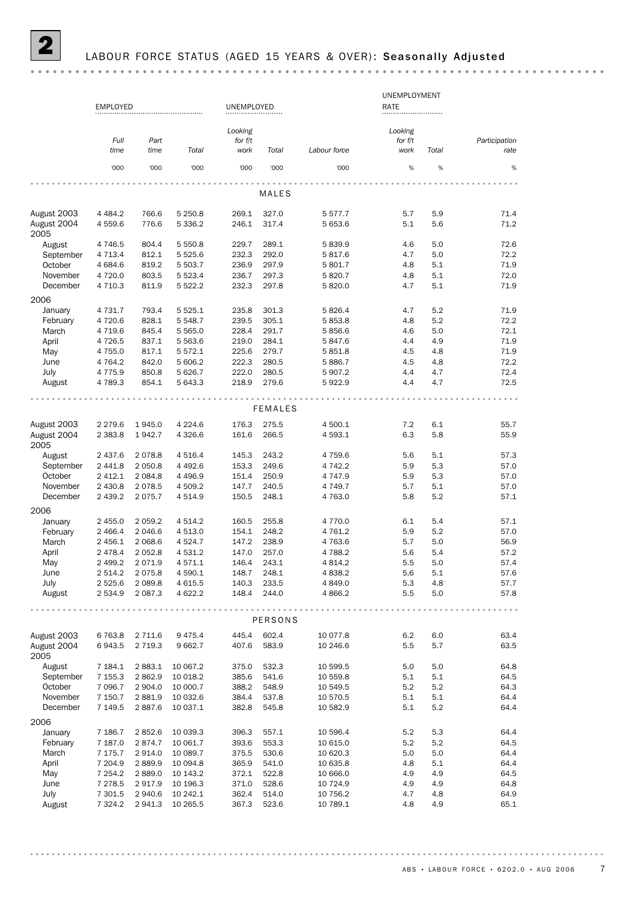## 2 LABOUR FORCE STATUS (AGED 15 YEARS & OVER): **Seasonally Adjusted**

| | EMPLOYED | | | UNEMPLOYED | | | UNEMPLOYMENT RATE | | |
|---|---|---|---|---|---|---|---|---|---|
| | *Full time* | *Part time* | *Total* | *Looking for f/t work* | *Total* | *Labour force* | *Looking for f/t work* | *Total* | *Participation rate* |
| | '000 | '000 | '000 | '000 | '000 | '000 | % | % | % |
| **MALES** | | | | | | | | | |
| August 2003 | 4 484.2 | 766.6 | 5 250.8 | 269.1 | 327.0 | 5 577.7 | 5.7 | 5.9 | 71.4 |
| August 2004 | 4 559.6 | 776.6 | 5 336.2 | 246.1 | 317.4 | 5 653.6 | 5.1 | 5.6 | 71.2 |
| 2005 | | | | | | | | | |
| August | 4 746.5 | 804.4 | 5 550.8 | 229.7 | 289.1 | 5 839.9 | 4.6 | 5.0 | 72.6 |
| September | 4 713.4 | 812.1 | 5 525.6 | 232.3 | 292.0 | 5 817.6 | 4.7 | 5.0 | 72.2 |
| October | 4 684.6 | 819.2 | 5 503.7 | 236.9 | 297.9 | 5 801.7 | 4.8 | 5.1 | 71.9 |
| November | 4 720.0 | 803.5 | 5 523.4 | 236.7 | 297.3 | 5 820.7 | 4.8 | 5.1 | 72.0 |
| December | 4 710.3 | 811.9 | 5 522.2 | 232.3 | 297.8 | 5 820.0 | 4.7 | 5.1 | 71.9 |
| 2006 | | | | | | | | | |
| January | 4 731.7 | 793.4 | 5 525.1 | 235.8 | 301.3 | 5 826.4 | 4.7 | 5.2 | 71.9 |
| February | 4 720.6 | 828.1 | 5 548.7 | 239.5 | 305.1 | 5 853.8 | 4.8 | 5.2 | 72.2 |
| March | 4 719.6 | 845.4 | 5 565.0 | 228.4 | 291.7 | 5 856.6 | 4.6 | 5.0 | 72.1 |
| April | 4 726.5 | 837.1 | 5 563.6 | 219.0 | 284.1 | 5 847.6 | 4.4 | 4.9 | 71.9 |
| May | 4 755.0 | 817.1 | 5 572.1 | 225.6 | 279.7 | 5 851.8 | 4.5 | 4.8 | 71.9 |
| June | 4 764.2 | 842.0 | 5 606.2 | 222.3 | 280.5 | 5 886.7 | 4.5 | 4.8 | 72.2 |
| July | 4 775.9 | 850.8 | 5 626.7 | 222.0 | 280.5 | 5 907.2 | 4.4 | 4.7 | 72.4 |
| August | 4 789.3 | 854.1 | 5 643.3 | 218.9 | 279.6 | 5 922.9 | 4.4 | 4.7 | 72.5 |
| **FEMALES** | | | | | | | | | |
| August 2003 | 2 279.6 | 1 945.0 | 4 224.6 | 176.3 | 275.5 | 4 500.1 | 7.2 | 6.1 | 55.7 |
| August 2004 | 2 383.8 | 1 942.7 | 4 326.6 | 161.6 | 266.5 | 4 593.1 | 6.3 | 5.8 | 55.9 |
| 2005 | | | | | | | | | |
| August | 2 437.6 | 2 078.8 | 4 516.4 | 145.3 | 243.2 | 4 759.6 | 5.6 | 5.1 | 57.3 |
| September | 2 441.8 | 2 050.8 | 4 492.6 | 153.3 | 249.6 | 4 742.2 | 5.9 | 5.3 | 57.0 |
| October | 2 412.1 | 2 084.8 | 4 496.9 | 151.4 | 250.9 | 4 747.9 | 5.9 | 5.3 | 57.0 |
| November | 2 430.8 | 2 078.5 | 4 509.2 | 147.7 | 240.5 | 4 749.7 | 5.7 | 5.1 | 57.0 |
| December | 2 439.2 | 2 075.7 | 4 514.9 | 150.5 | 248.1 | 4 763.0 | 5.8 | 5.2 | 57.1 |
| 2006 | | | | | | | | | |
| January | 2 455.0 | 2 059.2 | 4 514.2 | 160.5 | 255.8 | 4 770.0 | 6.1 | 5.4 | 57.1 |
| February | 2 466.4 | 2 046.6 | 4 513.0 | 154.1 | 248.2 | 4 761.2 | 5.9 | 5.2 | 57.0 |
| March | 2 456.1 | 2 068.6 | 4 524.7 | 147.2 | 238.9 | 4 763.6 | 5.7 | 5.0 | 56.9 |
| April | 2 478.4 | 2 052.8 | 4 531.2 | 147.0 | 257.0 | 4 788.2 | 5.6 | 5.4 | 57.2 |
| May | 2 499.2 | 2 071.9 | 4 571.1 | 146.4 | 243.1 | 4 814.2 | 5.5 | 5.0 | 57.4 |
| June | 2 514.2 | 2 075.8 | 4 590.1 | 148.7 | 248.1 | 4 838.2 | 5.6 | 5.1 | 57.6 |
| July | 2 525.6 | 2 089.8 | 4 615.5 | 140.3 | 233.5 | 4 849.0 | 5.3 | 4.8 | 57.7 |
| August | 2 534.9 | 2 087.3 | 4 622.2 | 148.4 | 244.0 | 4 866.2 | 5.5 | 5.0 | 57.8 |
| **PERSONS** | | | | | | | | | |
| August 2003 | 6 763.8 | 2 711.6 | 9 475.4 | 445.4 | 602.4 | 10 077.8 | 6.2 | 6.0 | 63.4 |
| August 2004 | 6 943.5 | 2 719.3 | 9 662.7 | 407.6 | 583.9 | 10 246.6 | 5.5 | 5.7 | 63.5 |
| 2005 | | | | | | | | | |
| August | 7 184.1 | 2 883.1 | 10 067.2 | 375.0 | 532.3 | 10 599.5 | 5.0 | 5.0 | 64.8 |
| September | 7 155.3 | 2 862.9 | 10 018.2 | 385.6 | 541.6 | 10 559.8 | 5.1 | 5.1 | 64.5 |
| October | 7 096.7 | 2 904.0 | 10 000.7 | 388.2 | 548.9 | 10 549.5 | 5.2 | 5.2 | 64.3 |
| November | 7 150.7 | 2 881.9 | 10 032.6 | 384.4 | 537.8 | 10 570.5 | 5.1 | 5.1 | 64.4 |
| December | 7 149.5 | 2 887.6 | 10 037.1 | 382.8 | 545.8 | 10 582.9 | 5.1 | 5.2 | 64.4 |
| 2006 | | | | | | | | | |
| January | 7 186.7 | 2 852.6 | 10 039.3 | 396.3 | 557.1 | 10 596.4 | 5.2 | 5.3 | 64.4 |
| February | 7 187.0 | 2 874.7 | 10 061.7 | 393.6 | 553.3 | 10 615.0 | 5.2 | 5.2 | 64.5 |
| March | 7 175.7 | 2 914.0 | 10 089.7 | 375.5 | 530.6 | 10 620.3 | 5.0 | 5.0 | 64.4 |
| April | 7 204.9 | 2 889.9 | 10 094.8 | 365.9 | 541.0 | 10 635.8 | 4.8 | 5.1 | 64.4 |
| May | 7 254.2 | 2 889.0 | 10 143.2 | 372.1 | 522.8 | 10 666.0 | 4.9 | 4.9 | 64.5 |
| June | 7 278.5 | 2 917.9 | 10 196.3 | 371.0 | 528.6 | 10 724.9 | 4.9 | 4.9 | 64.8 |
| July | 7 301.5 | 2 940.6 | 10 242.1 | 362.4 | 514.0 | 10 756.2 | 4.7 | 4.8 | 64.9 |
| August | 7 324.2 | 2 941.3 | 10 265.5 | 367.3 | 523.6 | 10 789.1 | 4.8 | 4.9 | 65.1 |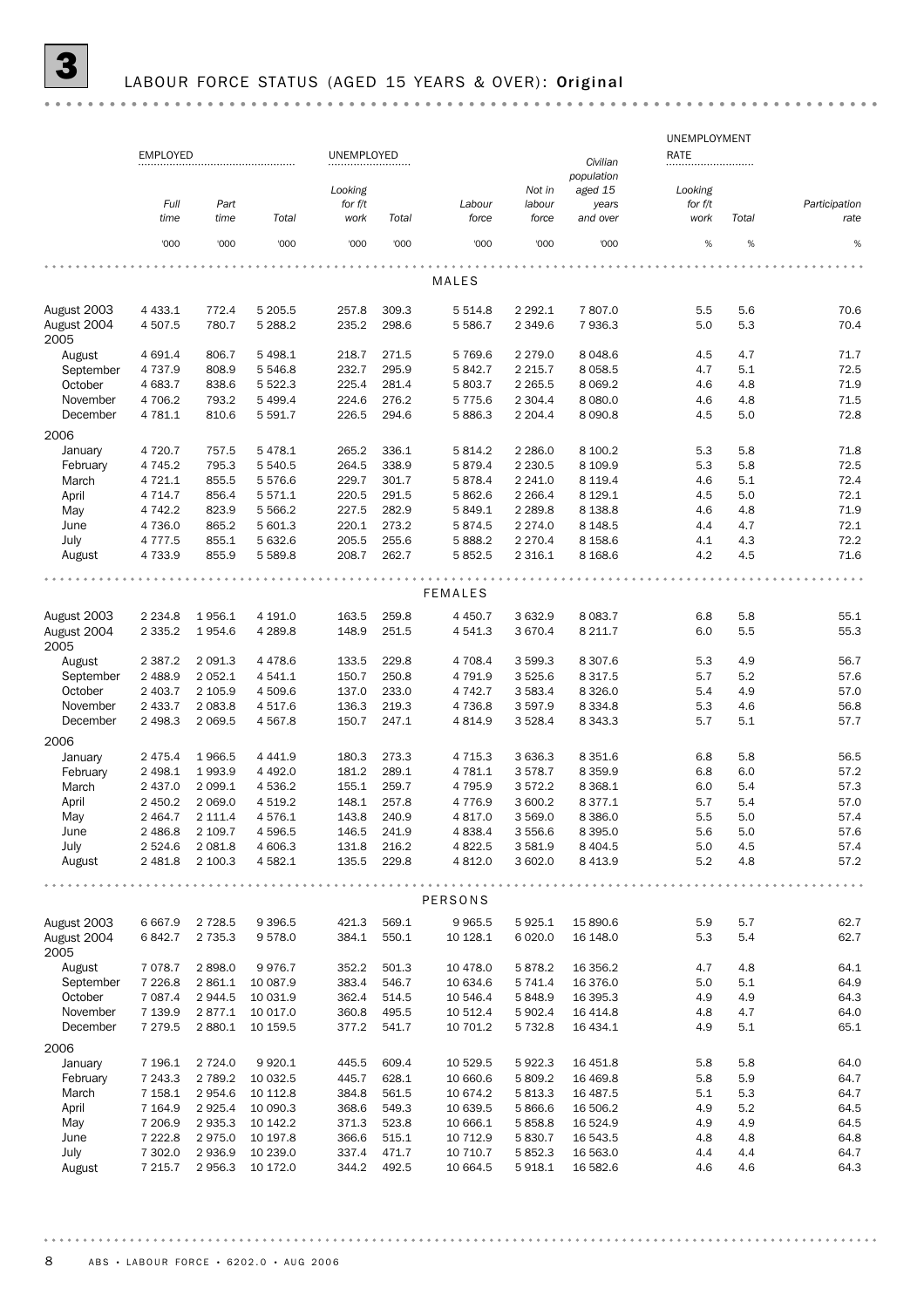# 3 LABOUR FORCE STATUS (AGED 15 YEARS & OVER): **Original**

| | EMPLOYED | | | UNEMPLOYED | | | | | UNEMPLOYMENT RATE | | |
|---|---|---|---|---|---|---|---|---|---|---|---|
| | *Full time* | *Part time* | *Total* | *Looking for f/t work* | *Total* | *Labour force* | *Not in labour force* | *Civilian population aged 15 years and over* | *Looking for f/t work* | *Total* | *Participation rate* |
| | '000 | '000 | '000 | '000 | '000 | '000 | '000 | '000 | % | % | % |
| **MALES** | | | | | | | | | | | |
| August 2003 | 4 433.1 | 772.4 | 5 205.5 | 257.8 | 309.3 | 5 514.8 | 2 292.1 | 7 807.0 | 5.5 | 5.6 | 70.6 |
| August 2004 | 4 507.5 | 780.7 | 5 288.2 | 235.2 | 298.6 | 5 586.7 | 2 349.6 | 7 936.3 | 5.0 | 5.3 | 70.4 |
| 2005 | | | | | | | | | | | |
| August | 4 691.4 | 806.7 | 5 498.1 | 218.7 | 271.5 | 5 769.6 | 2 279.0 | 8 048.6 | 4.5 | 4.7 | 71.7 |
| September | 4 737.9 | 808.9 | 5 546.8 | 232.7 | 295.9 | 5 842.7 | 2 215.7 | 8 058.5 | 4.7 | 5.1 | 72.5 |
| October | 4 683.7 | 838.6 | 5 522.3 | 225.4 | 281.4 | 5 803.7 | 2 265.5 | 8 069.2 | 4.6 | 4.8 | 71.9 |
| November | 4 706.2 | 793.2 | 5 499.4 | 224.6 | 276.2 | 5 775.6 | 2 304.4 | 8 080.0 | 4.6 | 4.8 | 71.5 |
| December | 4 781.1 | 810.6 | 5 591.7 | 226.5 | 294.6 | 5 886.3 | 2 204.4 | 8 090.8 | 4.5 | 5.0 | 72.8 |
| 2006 | | | | | | | | | | | |
| January | 4 720.7 | 757.5 | 5 478.1 | 265.2 | 336.1 | 5 814.2 | 2 286.0 | 8 100.2 | 5.3 | 5.8 | 71.8 |
| February | 4 745.2 | 795.3 | 5 540.5 | 264.5 | 338.9 | 5 879.4 | 2 230.5 | 8 109.9 | 5.3 | 5.8 | 72.5 |
| March | 4 721.1 | 855.5 | 5 576.6 | 229.7 | 301.7 | 5 878.4 | 2 241.0 | 8 119.4 | 4.6 | 5.1 | 72.4 |
| April | 4 714.7 | 856.4 | 5 571.1 | 220.5 | 291.5 | 5 862.6 | 2 266.4 | 8 129.1 | 4.5 | 5.0 | 72.1 |
| May | 4 742.2 | 823.9 | 5 566.2 | 227.5 | 282.9 | 5 849.1 | 2 289.8 | 8 138.8 | 4.6 | 4.8 | 71.9 |
| June | 4 736.0 | 865.2 | 5 601.3 | 220.1 | 273.2 | 5 874.5 | 2 274.0 | 8 148.5 | 4.4 | 4.7 | 72.1 |
| July | 4 777.5 | 855.1 | 5 632.6 | 205.5 | 255.6 | 5 888.2 | 2 270.4 | 8 158.6 | 4.1 | 4.3 | 72.2 |
| August | 4 733.9 | 855.9 | 5 589.8 | 208.7 | 262.7 | 5 852.5 | 2 316.1 | 8 168.6 | 4.2 | 4.5 | 71.6 |
| **FEMALES** | | | | | | | | | | | |
| August 2003 | 2 234.8 | 1 956.1 | 4 191.0 | 163.5 | 259.8 | 4 450.7 | 3 632.9 | 8 083.7 | 6.8 | 5.8 | 55.1 |
| August 2004 | 2 335.2 | 1 954.6 | 4 289.8 | 148.9 | 251.5 | 4 541.3 | 3 670.4 | 8 211.7 | 6.0 | 5.5 | 55.3 |
| 2005 | | | | | | | | | | | |
| August | 2 387.2 | 2 091.3 | 4 478.6 | 133.5 | 229.8 | 4 708.4 | 3 599.3 | 8 307.6 | 5.3 | 4.9 | 56.7 |
| September | 2 488.9 | 2 052.1 | 4 541.1 | 150.7 | 250.8 | 4 791.9 | 3 525.6 | 8 317.5 | 5.7 | 5.2 | 57.6 |
| October | 2 403.7 | 2 105.9 | 4 509.6 | 137.0 | 233.0 | 4 742.7 | 3 583.4 | 8 326.0 | 5.4 | 4.9 | 57.0 |
| November | 2 433.7 | 2 083.8 | 4 517.6 | 136.3 | 219.3 | 4 736.8 | 3 597.9 | 8 334.8 | 5.3 | 4.6 | 56.8 |
| December | 2 498.3 | 2 069.5 | 4 567.8 | 150.7 | 247.1 | 4 814.9 | 3 528.4 | 8 343.3 | 5.7 | 5.1 | 57.7 |
| 2006 | | | | | | | | | | | |
| January | 2 475.4 | 1 966.5 | 4 441.9 | 180.3 | 273.3 | 4 715.3 | 3 636.3 | 8 351.6 | 6.8 | 5.8 | 56.5 |
| February | 2 498.1 | 1 993.9 | 4 492.0 | 181.2 | 289.1 | 4 781.1 | 3 578.7 | 8 359.9 | 6.8 | 6.0 | 57.2 |
| March | 2 437.0 | 2 099.1 | 4 536.2 | 155.1 | 259.7 | 4 795.9 | 3 572.2 | 8 368.1 | 6.0 | 5.4 | 57.3 |
| April | 2 450.2 | 2 069.0 | 4 519.2 | 148.1 | 257.8 | 4 776.9 | 3 600.2 | 8 377.1 | 5.7 | 5.4 | 57.0 |
| May | 2 464.7 | 2 111.4 | 4 576.1 | 143.8 | 240.9 | 4 817.0 | 3 569.0 | 8 386.0 | 5.5 | 5.0 | 57.4 |
| June | 2 486.8 | 2 109.7 | 4 596.5 | 146.5 | 241.9 | 4 838.4 | 3 556.6 | 8 395.0 | 5.6 | 5.0 | 57.6 |
| July | 2 524.6 | 2 081.8 | 4 606.3 | 131.8 | 216.2 | 4 822.5 | 3 581.9 | 8 404.5 | 5.0 | 4.5 | 57.4 |
| August | 2 481.8 | 2 100.3 | 4 582.1 | 135.5 | 229.8 | 4 812.0 | 3 602.0 | 8 413.9 | 5.2 | 4.8 | 57.2 |
| **PERSONS** | | | | | | | | | | | |
| August 2003 | 6 667.9 | 2 728.5 | 9 396.5 | 421.3 | 569.1 | 9 965.5 | 5 925.1 | 15 890.6 | 5.9 | 5.7 | 62.7 |
| August 2004 | 6 842.7 | 2 735.3 | 9 578.0 | 384.1 | 550.1 | 10 128.1 | 6 020.0 | 16 148.0 | 5.3 | 5.4 | 62.7 |
| 2005 | | | | | | | | | | | |
| August | 7 078.7 | 2 898.0 | 9 976.7 | 352.2 | 501.3 | 10 478.0 | 5 878.2 | 16 356.2 | 4.7 | 4.8 | 64.1 |
| September | 7 226.8 | 2 861.1 | 10 087.9 | 383.4 | 546.7 | 10 634.6 | 5 741.4 | 16 376.0 | 5.0 | 5.1 | 64.9 |
| October | 7 087.4 | 2 944.5 | 10 031.9 | 362.4 | 514.5 | 10 546.4 | 5 848.9 | 16 395.3 | 4.9 | 4.9 | 64.3 |
| November | 7 139.9 | 2 877.1 | 10 017.0 | 360.8 | 495.5 | 10 512.4 | 5 902.4 | 16 414.8 | 4.8 | 4.7 | 64.0 |
| December | 7 279.5 | 2 880.1 | 10 159.5 | 377.2 | 541.7 | 10 701.2 | 5 732.8 | 16 434.1 | 4.9 | 5.1 | 65.1 |
| 2006 | | | | | | | | | | | |
| January | 7 196.1 | 2 724.0 | 9 920.1 | 445.5 | 609.4 | 10 529.5 | 5 922.3 | 16 451.8 | 5.8 | 5.8 | 64.0 |
| February | 7 243.3 | 2 789.2 | 10 032.5 | 445.7 | 628.1 | 10 660.6 | 5 809.2 | 16 469.8 | 5.8 | 5.9 | 64.7 |
| March | 7 158.1 | 2 954.6 | 10 112.8 | 384.8 | 561.5 | 10 674.2 | 5 813.3 | 16 487.5 | 5.1 | 5.3 | 64.7 |
| April | 7 164.9 | 2 925.4 | 10 090.3 | 368.6 | 549.3 | 10 639.5 | 5 866.6 | 16 506.2 | 4.9 | 5.2 | 64.5 |
| May | 7 206.9 | 2 935.3 | 10 142.2 | 371.3 | 523.8 | 10 666.1 | 5 858.8 | 16 524.9 | 4.9 | 4.9 | 64.5 |
| June | 7 222.8 | 2 975.0 | 10 197.8 | 366.6 | 515.1 | 10 712.9 | 5 830.7 | 16 543.5 | 4.8 | 4.8 | 64.8 |
| July | 7 302.0 | 2 936.9 | 10 239.0 | 337.4 | 471.7 | 10 710.7 | 5 852.3 | 16 563.0 | 4.4 | 4.4 | 64.7 |
| August | 7 215.7 | 2 956.3 | 10 172.0 | 344.2 | 492.5 | 10 664.5 | 5 918.1 | 16 582.6 | 4.6 | 4.6 | 64.3 |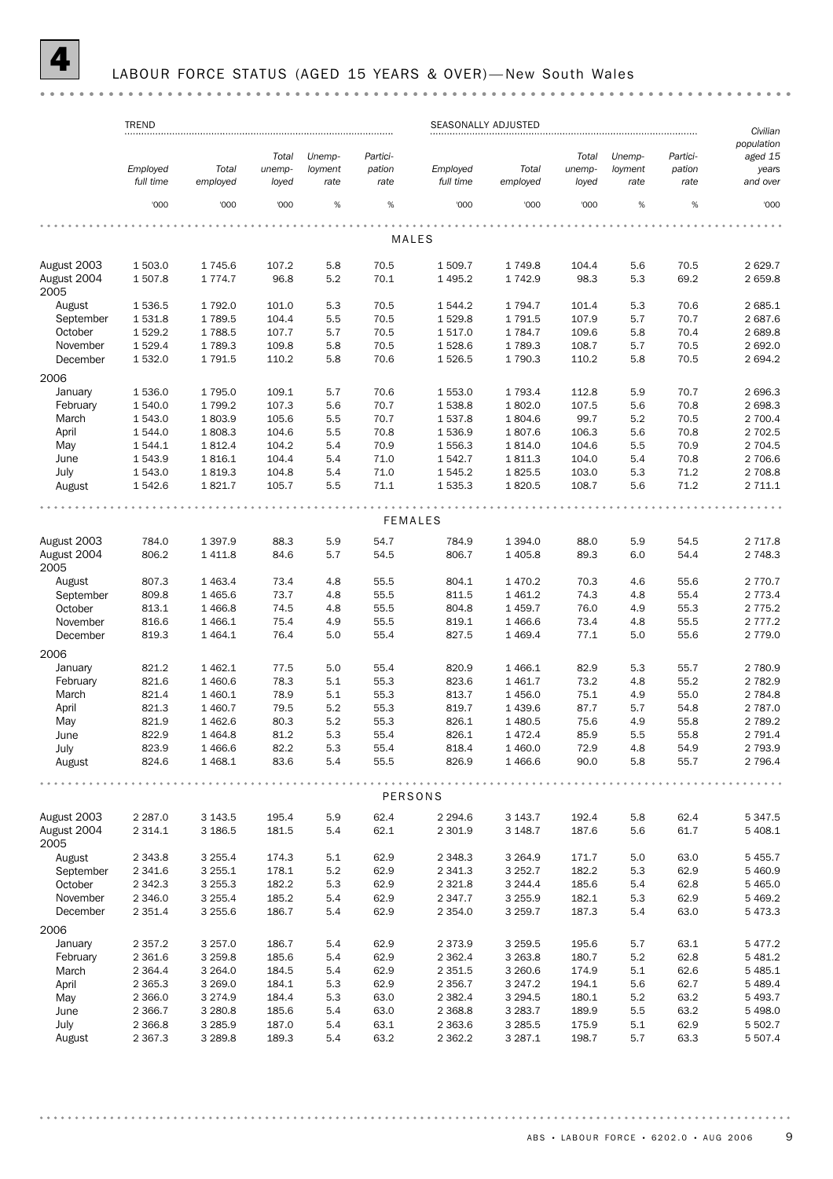# 4 LABOUR FORCE STATUS (AGED 15 YEARS & OVER)—New South Wales

| | TREND | | | | | SEASONALLY ADJUSTED | | | | | Civilian population aged 15 years and over |
|---|---|---|---|---|---|---|---|---|---|---|---|
| | Employed full time | Total employed | Total unemployed | Unemployment rate | Participation rate | Employed full time | Total employed | Total unemployed | Unemployment rate | Participation rate | |
| | '000 | '000 | '000 | % | % | '000 | '000 | '000 | % | % | '000 |
| **MALES** | | | | | | | | | | | |
| August 2003 | 1 503.0 | 1 745.6 | 107.2 | 5.8 | 70.5 | 1 509.7 | 1 749.8 | 104.4 | 5.6 | 70.5 | 2 629.7 |
| August 2004 | 1 507.8 | 1 774.7 | 96.8 | 5.2 | 70.1 | 1 495.2 | 1 742.9 | 98.3 | 5.3 | 69.2 | 2 659.8 |
| 2005 | | | | | | | | | | | |
| August | 1 536.5 | 1 792.0 | 101.0 | 5.3 | 70.5 | 1 544.2 | 1 794.7 | 101.4 | 5.3 | 70.6 | 2 685.1 |
| September | 1 531.8 | 1 789.5 | 104.4 | 5.5 | 70.5 | 1 529.8 | 1 791.5 | 107.9 | 5.7 | 70.7 | 2 687.6 |
| October | 1 529.2 | 1 788.5 | 107.7 | 5.7 | 70.5 | 1 517.0 | 1 784.7 | 109.6 | 5.8 | 70.4 | 2 689.8 |
| November | 1 529.4 | 1 789.3 | 109.8 | 5.8 | 70.5 | 1 528.6 | 1 789.3 | 108.7 | 5.7 | 70.5 | 2 692.0 |
| December | 1 532.0 | 1 791.5 | 110.2 | 5.8 | 70.6 | 1 526.5 | 1 790.3 | 110.2 | 5.8 | 70.5 | 2 694.2 |
| 2006 | | | | | | | | | | | |
| January | 1 536.0 | 1 795.0 | 109.1 | 5.7 | 70.6 | 1 553.0 | 1 793.4 | 112.8 | 5.9 | 70.7 | 2 696.3 |
| February | 1 540.0 | 1 799.2 | 107.3 | 5.6 | 70.7 | 1 538.8 | 1 802.0 | 107.5 | 5.6 | 70.8 | 2 698.3 |
| March | 1 543.0 | 1 803.9 | 105.6 | 5.5 | 70.7 | 1 537.8 | 1 804.6 | 99.7 | 5.2 | 70.5 | 2 700.4 |
| April | 1 544.0 | 1 808.3 | 104.6 | 5.5 | 70.8 | 1 536.9 | 1 807.6 | 106.3 | 5.6 | 70.8 | 2 702.5 |
| May | 1 544.1 | 1 812.4 | 104.2 | 5.4 | 70.9 | 1 556.3 | 1 814.0 | 104.6 | 5.5 | 70.9 | 2 704.5 |
| June | 1 543.9 | 1 816.1 | 104.4 | 5.4 | 71.0 | 1 542.7 | 1 811.3 | 104.0 | 5.4 | 70.8 | 2 706.6 |
| July | 1 543.0 | 1 819.3 | 104.8 | 5.4 | 71.0 | 1 545.2 | 1 825.5 | 103.0 | 5.3 | 71.2 | 2 708.8 |
| August | 1 542.6 | 1 821.7 | 105.7 | 5.5 | 71.1 | 1 535.3 | 1 820.5 | 108.7 | 5.6 | 71.2 | 2 711.1 |
| **FEMALES** | | | | | | | | | | | |
| August 2003 | 784.0 | 1 397.9 | 88.3 | 5.9 | 54.7 | 784.9 | 1 394.0 | 88.0 | 5.9 | 54.5 | 2 717.8 |
| August 2004 | 806.2 | 1 411.8 | 84.6 | 5.7 | 54.5 | 806.7 | 1 405.8 | 89.3 | 6.0 | 54.4 | 2 748.3 |
| 2005 | | | | | | | | | | | |
| August | 807.3 | 1 463.4 | 73.4 | 4.8 | 55.5 | 804.1 | 1 470.2 | 70.3 | 4.6 | 55.6 | 2 770.7 |
| September | 809.8 | 1 465.6 | 73.7 | 4.8 | 55.5 | 811.5 | 1 461.2 | 74.3 | 4.8 | 55.4 | 2 773.4 |
| October | 813.1 | 1 466.8 | 74.5 | 4.8 | 55.5 | 804.8 | 1 459.7 | 76.0 | 4.9 | 55.3 | 2 775.2 |
| November | 816.6 | 1 466.1 | 75.4 | 4.9 | 55.5 | 819.1 | 1 466.6 | 73.4 | 4.8 | 55.5 | 2 777.2 |
| December | 819.3 | 1 464.1 | 76.4 | 5.0 | 55.4 | 827.5 | 1 469.4 | 77.1 | 5.0 | 55.6 | 2 779.0 |
| 2006 | | | | | | | | | | | |
| January | 821.2 | 1 462.1 | 77.5 | 5.0 | 55.4 | 820.9 | 1 466.1 | 82.9 | 5.3 | 55.7 | 2 780.9 |
| February | 821.6 | 1 460.6 | 78.3 | 5.1 | 55.3 | 823.6 | 1 461.7 | 73.2 | 4.8 | 55.2 | 2 782.9 |
| March | 821.4 | 1 460.1 | 78.9 | 5.1 | 55.3 | 813.7 | 1 456.0 | 75.1 | 4.9 | 55.0 | 2 784.8 |
| April | 821.3 | 1 460.7 | 79.5 | 5.2 | 55.3 | 819.7 | 1 439.6 | 87.7 | 5.7 | 54.8 | 2 787.0 |
| May | 821.9 | 1 462.6 | 80.3 | 5.2 | 55.3 | 826.1 | 1 480.5 | 75.6 | 4.9 | 55.8 | 2 789.2 |
| June | 822.9 | 1 464.8 | 81.2 | 5.3 | 55.4 | 826.1 | 1 472.4 | 85.9 | 5.5 | 55.8 | 2 791.4 |
| July | 823.9 | 1 466.6 | 82.2 | 5.3 | 55.4 | 818.4 | 1 460.0 | 72.9 | 4.8 | 54.9 | 2 793.9 |
| August | 824.6 | 1 468.1 | 83.6 | 5.4 | 55.5 | 826.9 | 1 466.6 | 90.0 | 5.8 | 55.7 | 2 796.4 |
| **PERSONS** | | | | | | | | | | | |
| August 2003 | 2 287.0 | 3 143.5 | 195.4 | 5.9 | 62.4 | 2 294.6 | 3 143.7 | 192.4 | 5.8 | 62.4 | 5 347.5 |
| August 2004 | 2 314.1 | 3 186.5 | 181.5 | 5.4 | 62.1 | 2 301.9 | 3 148.7 | 187.6 | 5.6 | 61.7 | 5 408.1 |
| 2005 | | | | | | | | | | | |
| August | 2 343.8 | 3 255.4 | 174.3 | 5.1 | 62.9 | 2 348.3 | 3 264.9 | 171.7 | 5.0 | 63.0 | 5 455.7 |
| September | 2 341.6 | 3 255.1 | 178.1 | 5.2 | 62.9 | 2 341.3 | 3 252.7 | 182.2 | 5.3 | 62.9 | 5 460.9 |
| October | 2 342.3 | 3 255.3 | 182.2 | 5.3 | 62.9 | 2 321.8 | 3 244.4 | 185.6 | 5.4 | 62.8 | 5 465.0 |
| November | 2 346.0 | 3 255.4 | 185.2 | 5.4 | 62.9 | 2 347.7 | 3 255.9 | 182.1 | 5.3 | 62.9 | 5 469.2 |
| December | 2 351.4 | 3 255.6 | 186.7 | 5.4 | 62.9 | 2 354.0 | 3 259.7 | 187.3 | 5.4 | 63.0 | 5 473.3 |
| 2006 | | | | | | | | | | | |
| January | 2 357.2 | 3 257.0 | 186.7 | 5.4 | 62.9 | 2 373.9 | 3 259.5 | 195.6 | 5.7 | 63.1 | 5 477.2 |
| February | 2 361.6 | 3 259.8 | 185.6 | 5.4 | 62.9 | 2 362.4 | 3 263.8 | 180.7 | 5.2 | 62.8 | 5 481.2 |
| March | 2 364.4 | 3 264.0 | 184.5 | 5.4 | 62.9 | 2 351.5 | 3 260.6 | 174.9 | 5.1 | 62.6 | 5 485.1 |
| April | 2 365.3 | 3 269.0 | 184.1 | 5.3 | 62.9 | 2 356.7 | 3 247.2 | 194.1 | 5.6 | 62.7 | 5 489.4 |
| May | 2 366.0 | 3 274.9 | 184.4 | 5.3 | 63.0 | 2 382.4 | 3 294.5 | 180.1 | 5.2 | 63.2 | 5 493.7 |
| June | 2 366.7 | 3 280.8 | 185.6 | 5.4 | 63.0 | 2 368.8 | 3 283.7 | 189.9 | 5.5 | 63.2 | 5 498.0 |
| July | 2 366.8 | 3 285.9 | 187.0 | 5.4 | 63.1 | 2 363.6 | 3 285.5 | 175.9 | 5.1 | 62.9 | 5 502.7 |
| August | 2 367.3 | 3 289.8 | 189.3 | 5.4 | 63.2 | 2 362.2 | 3 287.1 | 198.7 | 5.7 | 63.3 | 5 507.4 |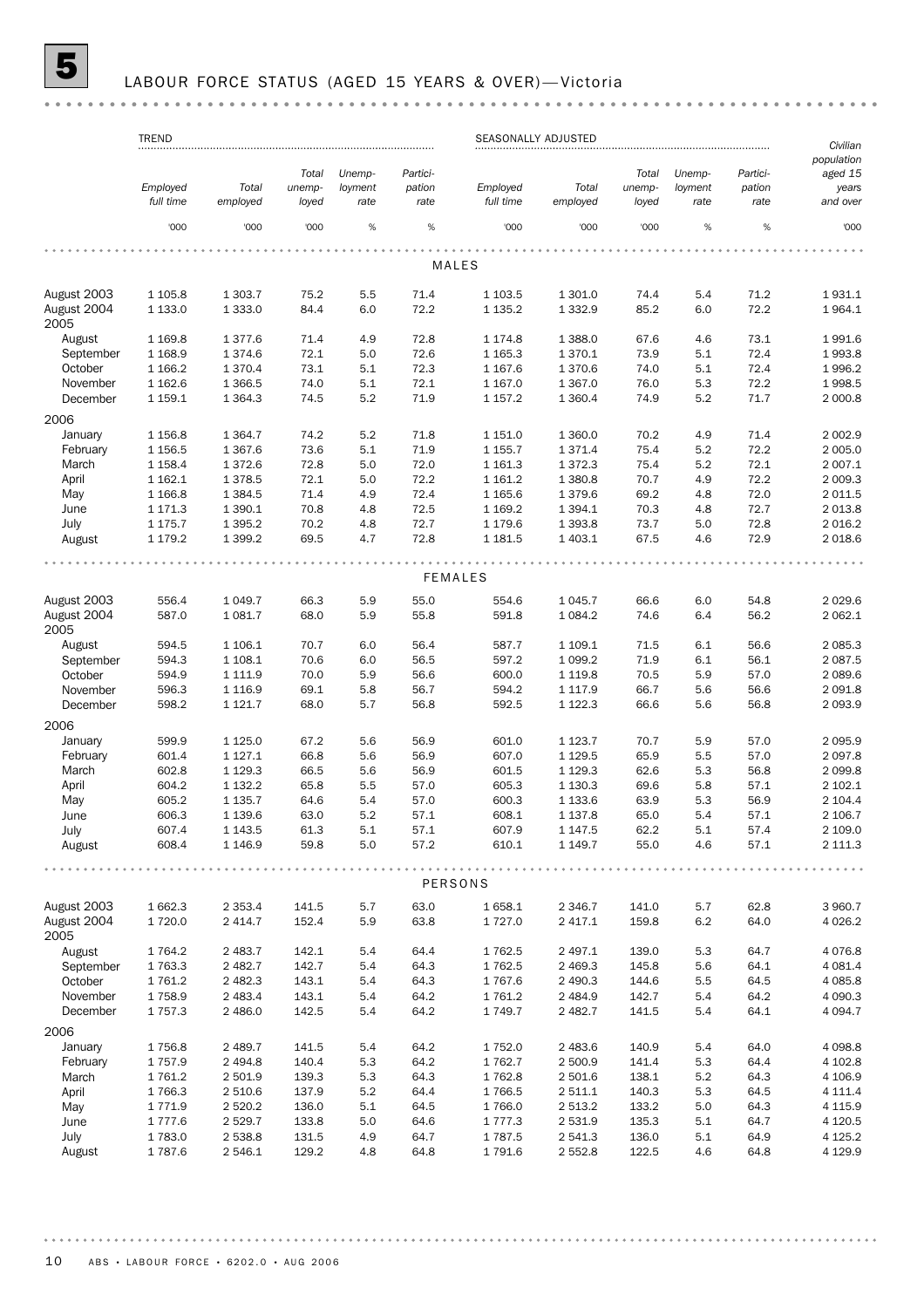# 5 LABOUR FORCE STATUS (AGED 15 YEARS & OVER)—Victoria

| | TREND | | | | | SEASONALLY ADJUSTED | | | | | |
|---|---|---|---|---|---|---|---|---|---|---|---|
| | *Employed full time* | *Total employed* | *Total unemployed* | *Unemployment rate* | *Participation rate* | *Employed full time* | *Total employed* | *Total unemployed* | *Unemployment rate* | *Participation rate* | *Civilian population aged 15 years and over* |
| | '000 | '000 | '000 | % | % | '000 | '000 | '000 | % | % | '000 |
| **MALES** | | | | | | | | | | | |
| August 2003 | 1 105.8 | 1 303.7 | 75.2 | 5.5 | 71.4 | 1 103.5 | 1 301.0 | 74.4 | 5.4 | 71.2 | 1 931.1 |
| August 2004 | 1 133.0 | 1 333.0 | 84.4 | 6.0 | 72.2 | 1 135.2 | 1 332.9 | 85.2 | 6.0 | 72.2 | 1 964.1 |
| 2005 | | | | | | | | | | | |
| August | 1 169.8 | 1 377.6 | 71.4 | 4.9 | 72.8 | 1 174.8 | 1 388.0 | 67.6 | 4.6 | 73.1 | 1 991.6 |
| September | 1 168.9 | 1 374.6 | 72.1 | 5.0 | 72.6 | 1 165.3 | 1 370.1 | 73.9 | 5.1 | 72.4 | 1 993.8 |
| October | 1 166.2 | 1 370.4 | 73.1 | 5.1 | 72.3 | 1 167.6 | 1 370.6 | 74.0 | 5.1 | 72.4 | 1 996.2 |
| November | 1 162.6 | 1 366.5 | 74.0 | 5.1 | 72.1 | 1 167.0 | 1 367.0 | 76.0 | 5.3 | 72.2 | 1 998.5 |
| December | 1 159.1 | 1 364.3 | 74.5 | 5.2 | 71.9 | 1 157.2 | 1 360.4 | 74.9 | 5.2 | 71.7 | 2 000.8 |
| 2006 | | | | | | | | | | | |
| January | 1 156.8 | 1 364.7 | 74.2 | 5.2 | 71.8 | 1 151.0 | 1 360.0 | 70.2 | 4.9 | 71.4 | 2 002.9 |
| February | 1 156.5 | 1 367.6 | 73.6 | 5.1 | 71.9 | 1 155.7 | 1 371.4 | 75.4 | 5.2 | 72.2 | 2 005.0 |
| March | 1 158.4 | 1 372.6 | 72.8 | 5.0 | 72.0 | 1 161.3 | 1 372.3 | 75.4 | 5.2 | 72.1 | 2 007.1 |
| April | 1 162.1 | 1 378.5 | 72.1 | 5.0 | 72.2 | 1 161.2 | 1 380.8 | 70.7 | 4.9 | 72.2 | 2 009.3 |
| May | 1 166.8 | 1 384.5 | 71.4 | 4.9 | 72.4 | 1 165.6 | 1 379.6 | 69.2 | 4.8 | 72.0 | 2 011.5 |
| June | 1 171.3 | 1 390.1 | 70.8 | 4.8 | 72.5 | 1 169.2 | 1 394.1 | 70.3 | 4.8 | 72.7 | 2 013.8 |
| July | 1 175.7 | 1 395.2 | 70.2 | 4.8 | 72.7 | 1 179.6 | 1 393.8 | 73.7 | 5.0 | 72.8 | 2 016.2 |
| August | 1 179.2 | 1 399.2 | 69.5 | 4.7 | 72.8 | 1 181.5 | 1 403.1 | 67.5 | 4.6 | 72.9 | 2 018.6 |
| **FEMALES** | | | | | | | | | | | |
| August 2003 | 556.4 | 1 049.7 | 66.3 | 5.9 | 55.0 | 554.6 | 1 045.7 | 66.6 | 6.0 | 54.8 | 2 029.6 |
| August 2004 | 587.0 | 1 081.7 | 68.0 | 5.9 | 55.8 | 591.8 | 1 084.2 | 74.6 | 6.4 | 56.2 | 2 062.1 |
| 2005 | | | | | | | | | | | |
| August | 594.5 | 1 106.1 | 70.7 | 6.0 | 56.4 | 587.7 | 1 109.1 | 71.5 | 6.1 | 56.6 | 2 085.3 |
| September | 594.3 | 1 108.1 | 70.6 | 6.0 | 56.5 | 597.2 | 1 099.2 | 71.9 | 6.1 | 56.1 | 2 087.5 |
| October | 594.9 | 1 111.9 | 70.0 | 5.9 | 56.6 | 600.0 | 1 119.8 | 70.5 | 5.9 | 57.0 | 2 089.6 |
| November | 596.3 | 1 116.9 | 69.1 | 5.8 | 56.7 | 594.2 | 1 117.9 | 66.7 | 5.6 | 56.6 | 2 091.8 |
| December | 598.2 | 1 121.7 | 68.0 | 5.7 | 56.8 | 592.5 | 1 122.3 | 66.6 | 5.6 | 56.8 | 2 093.9 |
| 2006 | | | | | | | | | | | |
| January | 599.9 | 1 125.0 | 67.2 | 5.6 | 56.9 | 601.0 | 1 123.7 | 70.7 | 5.9 | 57.0 | 2 095.9 |
| February | 601.4 | 1 127.1 | 66.8 | 5.6 | 56.9 | 607.0 | 1 129.5 | 65.9 | 5.5 | 57.0 | 2 097.8 |
| March | 602.8 | 1 129.3 | 66.5 | 5.6 | 56.9 | 601.5 | 1 129.3 | 62.6 | 5.3 | 56.8 | 2 099.8 |
| April | 604.2 | 1 132.2 | 65.8 | 5.5 | 57.0 | 605.3 | 1 130.3 | 69.6 | 5.8 | 57.1 | 2 102.1 |
| May | 605.2 | 1 135.7 | 64.6 | 5.4 | 57.0 | 600.3 | 1 133.6 | 63.9 | 5.3 | 56.9 | 2 104.4 |
| June | 606.3 | 1 139.6 | 63.0 | 5.2 | 57.1 | 608.1 | 1 137.8 | 65.0 | 5.4 | 57.1 | 2 106.7 |
| July | 607.4 | 1 143.5 | 61.3 | 5.1 | 57.1 | 607.9 | 1 147.5 | 62.2 | 5.1 | 57.4 | 2 109.0 |
| August | 608.4 | 1 146.9 | 59.8 | 5.0 | 57.2 | 610.1 | 1 149.7 | 55.0 | 4.6 | 57.1 | 2 111.3 |
| **PERSONS** | | | | | | | | | | | |
| August 2003 | 1 662.3 | 2 353.4 | 141.5 | 5.7 | 63.0 | 1 658.1 | 2 346.7 | 141.0 | 5.7 | 62.8 | 3 960.7 |
| August 2004 | 1 720.0 | 2 414.7 | 152.4 | 5.9 | 63.8 | 1 727.0 | 2 417.1 | 159.8 | 6.2 | 64.0 | 4 026.2 |
| 2005 | | | | | | | | | | | |
| August | 1 764.2 | 2 483.7 | 142.1 | 5.4 | 64.4 | 1 762.5 | 2 497.1 | 139.0 | 5.3 | 64.7 | 4 076.8 |
| September | 1 763.3 | 2 482.7 | 142.7 | 5.4 | 64.3 | 1 762.5 | 2 469.3 | 145.8 | 5.6 | 64.1 | 4 081.4 |
| October | 1 761.2 | 2 482.3 | 143.1 | 5.4 | 64.3 | 1 767.6 | 2 490.3 | 144.6 | 5.5 | 64.5 | 4 085.8 |
| November | 1 758.9 | 2 483.4 | 143.1 | 5.4 | 64.2 | 1 761.2 | 2 484.9 | 142.7 | 5.4 | 64.2 | 4 090.3 |
| December | 1 757.3 | 2 486.0 | 142.5 | 5.4 | 64.2 | 1 749.7 | 2 482.7 | 141.5 | 5.4 | 64.1 | 4 094.7 |
| 2006 | | | | | | | | | | | |
| January | 1 756.8 | 2 489.7 | 141.5 | 5.4 | 64.2 | 1 752.0 | 2 483.6 | 140.9 | 5.4 | 64.0 | 4 098.8 |
| February | 1 757.9 | 2 494.8 | 140.4 | 5.3 | 64.2 | 1 762.7 | 2 500.9 | 141.4 | 5.3 | 64.4 | 4 102.8 |
| March | 1 761.2 | 2 501.9 | 139.3 | 5.3 | 64.3 | 1 762.8 | 2 501.6 | 138.1 | 5.2 | 64.3 | 4 106.9 |
| April | 1 766.3 | 2 510.6 | 137.9 | 5.2 | 64.4 | 1 766.5 | 2 511.1 | 140.3 | 5.3 | 64.5 | 4 111.4 |
| May | 1 771.9 | 2 520.2 | 136.0 | 5.1 | 64.5 | 1 766.0 | 2 513.2 | 133.2 | 5.0 | 64.3 | 4 115.9 |
| June | 1 777.6 | 2 529.7 | 133.8 | 5.0 | 64.6 | 1 777.3 | 2 531.9 | 135.3 | 5.1 | 64.7 | 4 120.5 |
| July | 1 783.0 | 2 538.8 | 131.5 | 4.9 | 64.7 | 1 787.5 | 2 541.3 | 136.0 | 5.1 | 64.9 | 4 125.2 |
| August | 1 787.6 | 2 546.1 | 129.2 | 4.8 | 64.8 | 1 791.6 | 2 552.8 | 122.5 | 4.6 | 64.8 | 4 129.9 |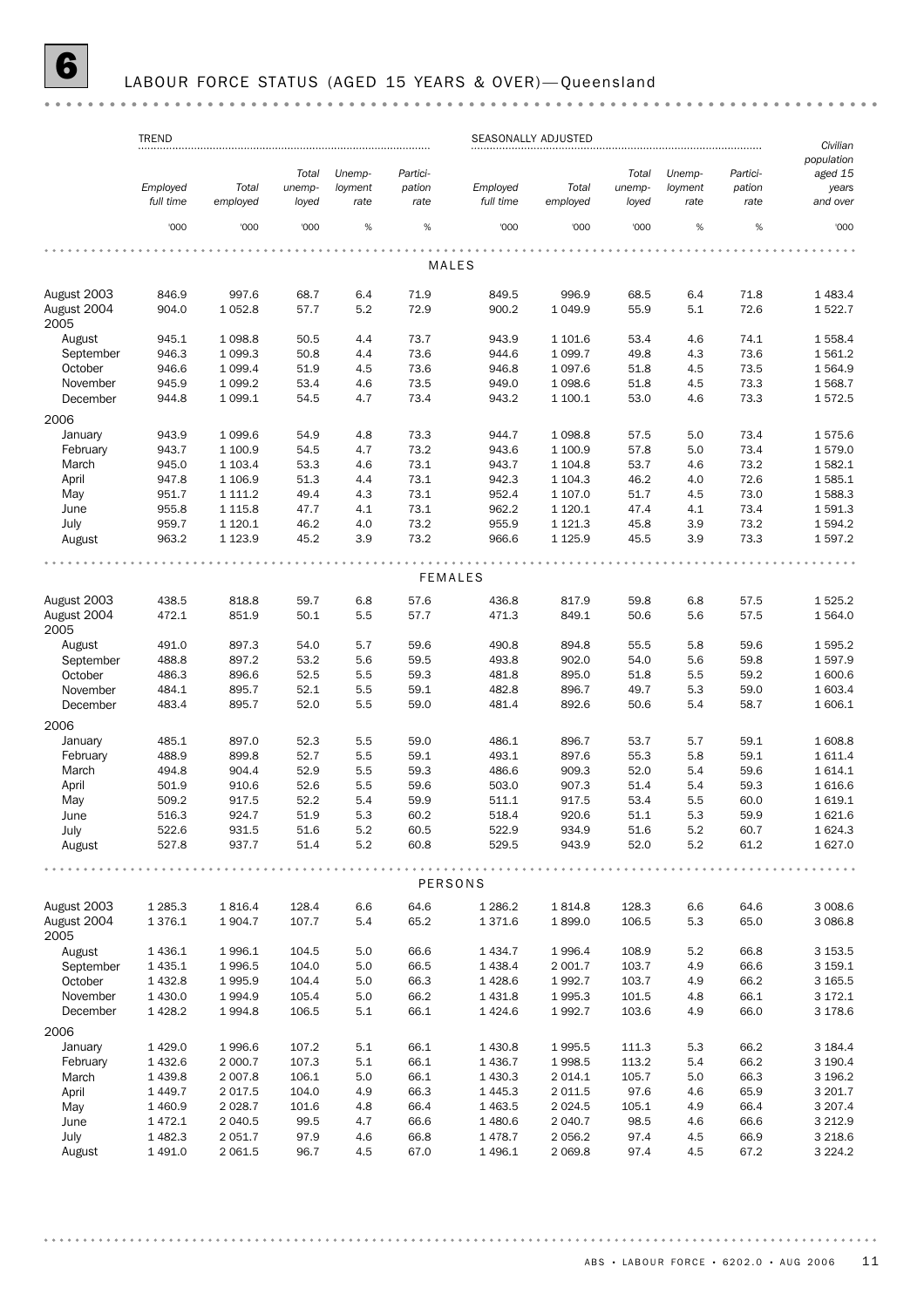# 6 LABOUR FORCE STATUS (AGED 15 YEARS & OVER)—Queensland

| | TREND | | | | | SEASONALLY ADJUSTED | | | | | |
|---|---|---|---|---|---|---|---|---|---|---|---|
| | *Employed full time* | *Total employed* | *Total unemp-loyed* | *Unemp-loyment rate* | *Partici-pation rate* | *Employed full time* | *Total employed* | *Total unemp-loyed* | *Unemp-loyment rate* | *Partici-pation rate* | *Civilian population aged 15 years and over* |
| | '000 | '000 | '000 | % | % | '000 | '000 | '000 | % | % | '000 |
| **MALES** | | | | | | | | | | | |
| August 2003 | 846.9 | 997.6 | 68.7 | 6.4 | 71.9 | 849.5 | 996.9 | 68.5 | 6.4 | 71.8 | 1 483.4 |
| August 2004 | 904.0 | 1 052.8 | 57.7 | 5.2 | 72.9 | 900.2 | 1 049.9 | 55.9 | 5.1 | 72.6 | 1 522.7 |
| 2005 | | | | | | | | | | | |
| August | 945.1 | 1 098.8 | 50.5 | 4.4 | 73.7 | 943.9 | 1 101.6 | 53.4 | 4.6 | 74.1 | 1 558.4 |
| September | 946.3 | 1 099.3 | 50.8 | 4.4 | 73.6 | 944.6 | 1 099.7 | 49.8 | 4.3 | 73.6 | 1 561.2 |
| October | 946.6 | 1 099.4 | 51.9 | 4.5 | 73.6 | 946.8 | 1 097.6 | 51.8 | 4.5 | 73.5 | 1 564.9 |
| November | 945.9 | 1 099.2 | 53.4 | 4.6 | 73.5 | 949.0 | 1 098.6 | 51.8 | 4.5 | 73.3 | 1 568.7 |
| December | 944.8 | 1 099.1 | 54.5 | 4.7 | 73.4 | 943.2 | 1 100.1 | 53.0 | 4.6 | 73.3 | 1 572.5 |
| 2006 | | | | | | | | | | | |
| January | 943.9 | 1 099.6 | 54.9 | 4.8 | 73.3 | 944.7 | 1 098.8 | 57.5 | 5.0 | 73.4 | 1 575.6 |
| February | 943.7 | 1 100.9 | 54.5 | 4.7 | 73.2 | 943.6 | 1 100.9 | 57.8 | 5.0 | 73.4 | 1 579.0 |
| March | 945.0 | 1 103.4 | 53.3 | 4.6 | 73.1 | 943.7 | 1 104.8 | 53.7 | 4.6 | 73.2 | 1 582.1 |
| April | 947.8 | 1 106.9 | 51.3 | 4.4 | 73.1 | 942.3 | 1 104.3 | 46.2 | 4.0 | 72.6 | 1 585.1 |
| May | 951.7 | 1 111.2 | 49.4 | 4.3 | 73.1 | 952.4 | 1 107.0 | 51.7 | 4.5 | 73.0 | 1 588.3 |
| June | 955.8 | 1 115.8 | 47.7 | 4.1 | 73.1 | 962.2 | 1 120.1 | 47.4 | 4.1 | 73.4 | 1 591.3 |
| July | 959.7 | 1 120.1 | 46.2 | 4.0 | 73.2 | 955.9 | 1 121.3 | 45.8 | 3.9 | 73.2 | 1 594.2 |
| August | 963.2 | 1 123.9 | 45.2 | 3.9 | 73.2 | 966.6 | 1 125.9 | 45.5 | 3.9 | 73.3 | 1 597.2 |
| **FEMALES** | | | | | | | | | | | |
| August 2003 | 438.5 | 818.8 | 59.7 | 6.8 | 57.6 | 436.8 | 817.9 | 59.8 | 6.8 | 57.5 | 1 525.2 |
| August 2004 | 472.1 | 851.9 | 50.1 | 5.5 | 57.7 | 471.3 | 849.1 | 50.6 | 5.6 | 57.5 | 1 564.0 |
| 2005 | | | | | | | | | | | |
| August | 491.0 | 897.3 | 54.0 | 5.7 | 59.6 | 490.8 | 894.8 | 55.5 | 5.8 | 59.6 | 1 595.2 |
| September | 488.8 | 897.2 | 53.2 | 5.6 | 59.5 | 493.8 | 902.0 | 54.0 | 5.6 | 59.8 | 1 597.9 |
| October | 486.3 | 896.6 | 52.5 | 5.5 | 59.3 | 481.8 | 895.0 | 51.8 | 5.5 | 59.2 | 1 600.6 |
| November | 484.1 | 895.7 | 52.1 | 5.5 | 59.1 | 482.8 | 896.7 | 49.7 | 5.3 | 59.0 | 1 603.4 |
| December | 483.4 | 895.7 | 52.0 | 5.5 | 59.0 | 481.4 | 892.6 | 50.6 | 5.4 | 58.7 | 1 606.1 |
| 2006 | | | | | | | | | | | |
| January | 485.1 | 897.0 | 52.3 | 5.5 | 59.0 | 486.1 | 896.7 | 53.7 | 5.7 | 59.1 | 1 608.8 |
| February | 488.9 | 899.8 | 52.7 | 5.5 | 59.1 | 493.1 | 897.6 | 55.3 | 5.8 | 59.1 | 1 611.4 |
| March | 494.8 | 904.4 | 52.9 | 5.5 | 59.3 | 486.6 | 909.3 | 52.0 | 5.4 | 59.6 | 1 614.1 |
| April | 501.9 | 910.6 | 52.6 | 5.5 | 59.6 | 503.0 | 907.3 | 51.4 | 5.4 | 59.3 | 1 616.6 |
| May | 509.2 | 917.5 | 52.2 | 5.4 | 59.9 | 511.1 | 917.5 | 53.4 | 5.5 | 60.0 | 1 619.1 |
| June | 516.3 | 924.7 | 51.9 | 5.3 | 60.2 | 518.4 | 920.6 | 51.1 | 5.3 | 59.9 | 1 621.6 |
| July | 522.6 | 931.5 | 51.6 | 5.2 | 60.5 | 522.9 | 934.9 | 51.6 | 5.2 | 60.7 | 1 624.3 |
| August | 527.8 | 937.7 | 51.4 | 5.2 | 60.8 | 529.5 | 943.9 | 52.0 | 5.2 | 61.2 | 1 627.0 |
| **PERSONS** | | | | | | | | | | | |
| August 2003 | 1 285.3 | 1 816.4 | 128.4 | 6.6 | 64.6 | 1 286.2 | 1 814.8 | 128.3 | 6.6 | 64.6 | 3 008.6 |
| August 2004 | 1 376.1 | 1 904.7 | 107.7 | 5.4 | 65.2 | 1 371.6 | 1 899.0 | 106.5 | 5.3 | 65.0 | 3 086.8 |
| 2005 | | | | | | | | | | | |
| August | 1 436.1 | 1 996.1 | 104.5 | 5.0 | 66.6 | 1 434.7 | 1 996.4 | 108.9 | 5.2 | 66.8 | 3 153.5 |
| September | 1 435.1 | 1 996.5 | 104.0 | 5.0 | 66.5 | 1 438.4 | 2 001.7 | 103.7 | 4.9 | 66.6 | 3 159.1 |
| October | 1 432.8 | 1 995.9 | 104.4 | 5.0 | 66.3 | 1 428.6 | 1 992.7 | 103.7 | 4.9 | 66.2 | 3 165.5 |
| November | 1 430.0 | 1 994.9 | 105.4 | 5.0 | 66.2 | 1 431.8 | 1 995.3 | 101.5 | 4.8 | 66.1 | 3 172.1 |
| December | 1 428.2 | 1 994.8 | 106.5 | 5.1 | 66.1 | 1 424.6 | 1 992.7 | 103.6 | 4.9 | 66.0 | 3 178.6 |
| 2006 | | | | | | | | | | | |
| January | 1 429.0 | 1 996.6 | 107.2 | 5.1 | 66.1 | 1 430.8 | 1 995.5 | 111.3 | 5.3 | 66.2 | 3 184.4 |
| February | 1 432.6 | 2 000.7 | 107.3 | 5.1 | 66.1 | 1 436.7 | 1 998.5 | 113.2 | 5.4 | 66.2 | 3 190.4 |
| March | 1 439.8 | 2 007.8 | 106.1 | 5.0 | 66.1 | 1 430.3 | 2 014.1 | 105.7 | 5.0 | 66.3 | 3 196.2 |
| April | 1 449.7 | 2 017.5 | 104.0 | 4.9 | 66.3 | 1 445.3 | 2 011.5 | 97.6 | 4.6 | 65.9 | 3 201.7 |
| May | 1 460.9 | 2 028.7 | 101.6 | 4.8 | 66.4 | 1 463.5 | 2 024.5 | 105.1 | 4.9 | 66.4 | 3 207.4 |
| June | 1 472.1 | 2 040.5 | 99.5 | 4.7 | 66.6 | 1 480.6 | 2 040.7 | 98.5 | 4.6 | 66.6 | 3 212.9 |
| July | 1 482.3 | 2 051.7 | 97.9 | 4.6 | 66.8 | 1 478.7 | 2 056.2 | 97.4 | 4.5 | 66.9 | 3 218.6 |
| August | 1 491.0 | 2 061.5 | 96.7 | 4.5 | 67.0 | 1 496.1 | 2 069.8 | 97.4 | 4.5 | 67.2 | 3 224.2 |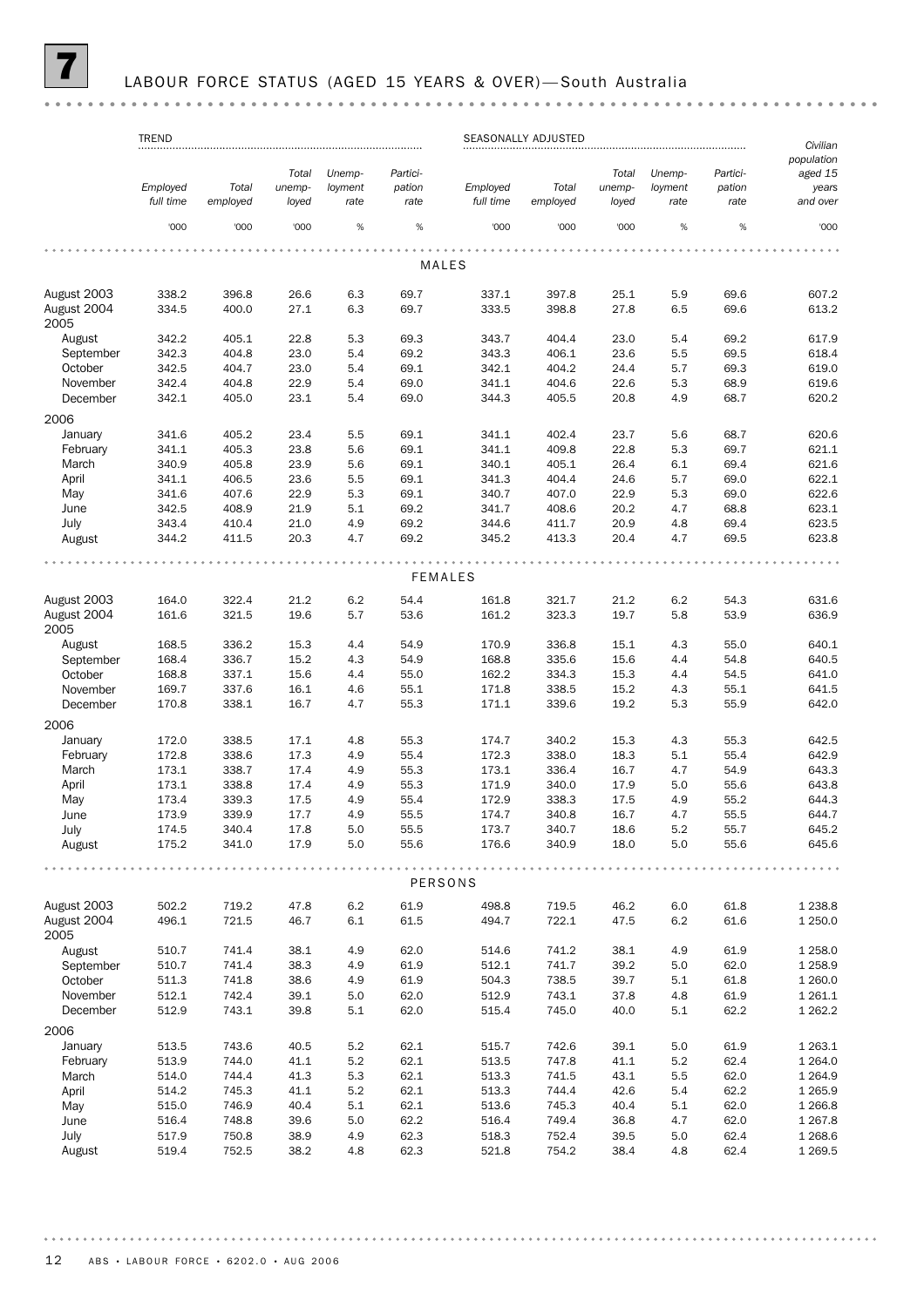# 7 LABOUR FORCE STATUS (AGED 15 YEARS & OVER)—South Australia

| | TREND | | | | | SEASONALLY ADJUSTED | | | | | |
|---|---|---|---|---|---|---|---|---|---|---|---|
| | *Employed full time* | *Total employed* | *Total unemployed* | *Unemployment rate* | *Participation rate* | *Employed full time* | *Total employed* | *Total unemployed* | *Unemployment rate* | *Participation rate* | *Civilian population aged 15 years and over* |
| | '000 | '000 | '000 | % | % | '000 | '000 | '000 | % | % | '000 |
| **MALES** | | | | | | | | | | | |
| August 2003 | 338.2 | 396.8 | 26.6 | 6.3 | 69.7 | 337.1 | 397.8 | 25.1 | 5.9 | 69.6 | 607.2 |
| August 2004 | 334.5 | 400.0 | 27.1 | 6.3 | 69.7 | 333.5 | 398.8 | 27.8 | 6.5 | 69.6 | 613.2 |
| 2005 | | | | | | | | | | | |
| August | 342.2 | 405.1 | 22.8 | 5.3 | 69.3 | 343.7 | 404.4 | 23.0 | 5.4 | 69.2 | 617.9 |
| September | 342.3 | 404.8 | 23.0 | 5.4 | 69.2 | 343.3 | 406.1 | 23.6 | 5.5 | 69.5 | 618.4 |
| October | 342.5 | 404.7 | 23.0 | 5.4 | 69.1 | 342.1 | 404.2 | 24.4 | 5.7 | 69.3 | 619.0 |
| November | 342.4 | 404.8 | 22.9 | 5.4 | 69.0 | 341.1 | 404.6 | 22.6 | 5.3 | 68.9 | 619.6 |
| December | 342.1 | 405.0 | 23.1 | 5.4 | 69.0 | 344.3 | 405.5 | 20.8 | 4.9 | 68.7 | 620.2 |
| 2006 | | | | | | | | | | | |
| January | 341.6 | 405.2 | 23.4 | 5.5 | 69.1 | 341.1 | 402.4 | 23.7 | 5.6 | 68.7 | 620.6 |
| February | 341.1 | 405.3 | 23.8 | 5.6 | 69.1 | 341.1 | 409.8 | 22.8 | 5.3 | 69.7 | 621.1 |
| March | 340.9 | 405.8 | 23.9 | 5.6 | 69.1 | 340.1 | 405.1 | 26.4 | 6.1 | 69.4 | 621.6 |
| April | 341.1 | 406.5 | 23.6 | 5.5 | 69.1 | 341.3 | 404.4 | 24.6 | 5.7 | 69.0 | 622.1 |
| May | 341.6 | 407.6 | 22.9 | 5.3 | 69.1 | 340.7 | 407.0 | 22.9 | 5.3 | 69.0 | 622.6 |
| June | 342.5 | 408.9 | 21.9 | 5.1 | 69.2 | 341.7 | 408.6 | 20.2 | 4.7 | 68.8 | 623.1 |
| July | 343.4 | 410.4 | 21.0 | 4.9 | 69.2 | 344.6 | 411.7 | 20.9 | 4.8 | 69.4 | 623.5 |
| August | 344.2 | 411.5 | 20.3 | 4.7 | 69.2 | 345.2 | 413.3 | 20.4 | 4.7 | 69.5 | 623.8 |
| **FEMALES** | | | | | | | | | | | |
| August 2003 | 164.0 | 322.4 | 21.2 | 6.2 | 54.4 | 161.8 | 321.7 | 21.2 | 6.2 | 54.3 | 631.6 |
| August 2004 | 161.6 | 321.5 | 19.6 | 5.7 | 53.6 | 161.2 | 323.3 | 19.7 | 5.8 | 53.9 | 636.9 |
| 2005 | | | | | | | | | | | |
| August | 168.5 | 336.2 | 15.3 | 4.4 | 54.9 | 170.9 | 336.8 | 15.1 | 4.3 | 55.0 | 640.1 |
| September | 168.4 | 336.7 | 15.2 | 4.3 | 54.9 | 168.8 | 335.6 | 15.6 | 4.4 | 54.8 | 640.5 |
| October | 168.8 | 337.1 | 15.6 | 4.4 | 55.0 | 162.2 | 334.3 | 15.3 | 4.4 | 54.5 | 641.0 |
| November | 169.7 | 337.6 | 16.1 | 4.6 | 55.1 | 171.8 | 338.5 | 15.2 | 4.3 | 55.1 | 641.5 |
| December | 170.8 | 338.1 | 16.7 | 4.7 | 55.3 | 171.1 | 339.6 | 19.2 | 5.3 | 55.9 | 642.0 |
| 2006 | | | | | | | | | | | |
| January | 172.0 | 338.5 | 17.1 | 4.8 | 55.3 | 174.7 | 340.2 | 15.3 | 4.3 | 55.3 | 642.5 |
| February | 172.8 | 338.6 | 17.3 | 4.9 | 55.4 | 172.3 | 338.0 | 18.3 | 5.1 | 55.4 | 642.9 |
| March | 173.1 | 338.7 | 17.4 | 4.9 | 55.3 | 173.1 | 336.4 | 16.7 | 4.7 | 54.9 | 643.3 |
| April | 173.1 | 338.8 | 17.4 | 4.9 | 55.3 | 171.9 | 340.0 | 17.9 | 5.0 | 55.6 | 643.8 |
| May | 173.4 | 339.3 | 17.5 | 4.9 | 55.4 | 172.9 | 338.3 | 17.5 | 4.9 | 55.2 | 644.3 |
| June | 173.9 | 339.9 | 17.7 | 4.9 | 55.5 | 174.7 | 340.8 | 16.7 | 4.7 | 55.5 | 644.7 |
| July | 174.5 | 340.4 | 17.8 | 5.0 | 55.5 | 173.7 | 340.7 | 18.6 | 5.2 | 55.7 | 645.2 |
| August | 175.2 | 341.0 | 17.9 | 5.0 | 55.6 | 176.6 | 340.9 | 18.0 | 5.0 | 55.6 | 645.6 |
| **PERSONS** | | | | | | | | | | | |
| August 2003 | 502.2 | 719.2 | 47.8 | 6.2 | 61.9 | 498.8 | 719.5 | 46.2 | 6.0 | 61.8 | 1 238.8 |
| August 2004 | 496.1 | 721.5 | 46.7 | 6.1 | 61.5 | 494.7 | 722.1 | 47.5 | 6.2 | 61.6 | 1 250.0 |
| 2005 | | | | | | | | | | | |
| August | 510.7 | 741.4 | 38.1 | 4.9 | 62.0 | 514.6 | 741.2 | 38.1 | 4.9 | 61.9 | 1 258.0 |
| September | 510.7 | 741.4 | 38.3 | 4.9 | 61.9 | 512.1 | 741.7 | 39.2 | 5.0 | 62.0 | 1 258.9 |
| October | 511.3 | 741.8 | 38.6 | 4.9 | 61.9 | 504.3 | 738.5 | 39.7 | 5.1 | 61.8 | 1 260.0 |
| November | 512.1 | 742.4 | 39.1 | 5.0 | 62.0 | 512.9 | 743.1 | 37.8 | 4.8 | 61.9 | 1 261.1 |
| December | 512.9 | 743.1 | 39.8 | 5.1 | 62.0 | 515.4 | 745.0 | 40.0 | 5.1 | 62.2 | 1 262.2 |
| 2006 | | | | | | | | | | | |
| January | 513.5 | 743.6 | 40.5 | 5.2 | 62.1 | 515.7 | 742.6 | 39.1 | 5.0 | 61.9 | 1 263.1 |
| February | 513.9 | 744.0 | 41.1 | 5.2 | 62.1 | 513.5 | 747.8 | 41.1 | 5.2 | 62.4 | 1 264.0 |
| March | 514.0 | 744.4 | 41.3 | 5.3 | 62.1 | 513.3 | 741.5 | 43.1 | 5.5 | 62.0 | 1 264.9 |
| April | 514.2 | 745.3 | 41.1 | 5.2 | 62.1 | 513.3 | 744.4 | 42.6 | 5.4 | 62.2 | 1 265.9 |
| May | 515.0 | 746.9 | 40.4 | 5.1 | 62.1 | 513.6 | 745.3 | 40.4 | 5.1 | 62.0 | 1 266.8 |
| June | 516.4 | 748.8 | 39.6 | 5.0 | 62.2 | 516.4 | 749.4 | 36.8 | 4.7 | 62.0 | 1 267.8 |
| July | 517.9 | 750.8 | 38.9 | 4.9 | 62.3 | 518.3 | 752.4 | 39.5 | 5.0 | 62.4 | 1 268.6 |
| August | 519.4 | 752.5 | 38.2 | 4.8 | 62.3 | 521.8 | 754.2 | 38.4 | 4.8 | 62.4 | 1 269.5 |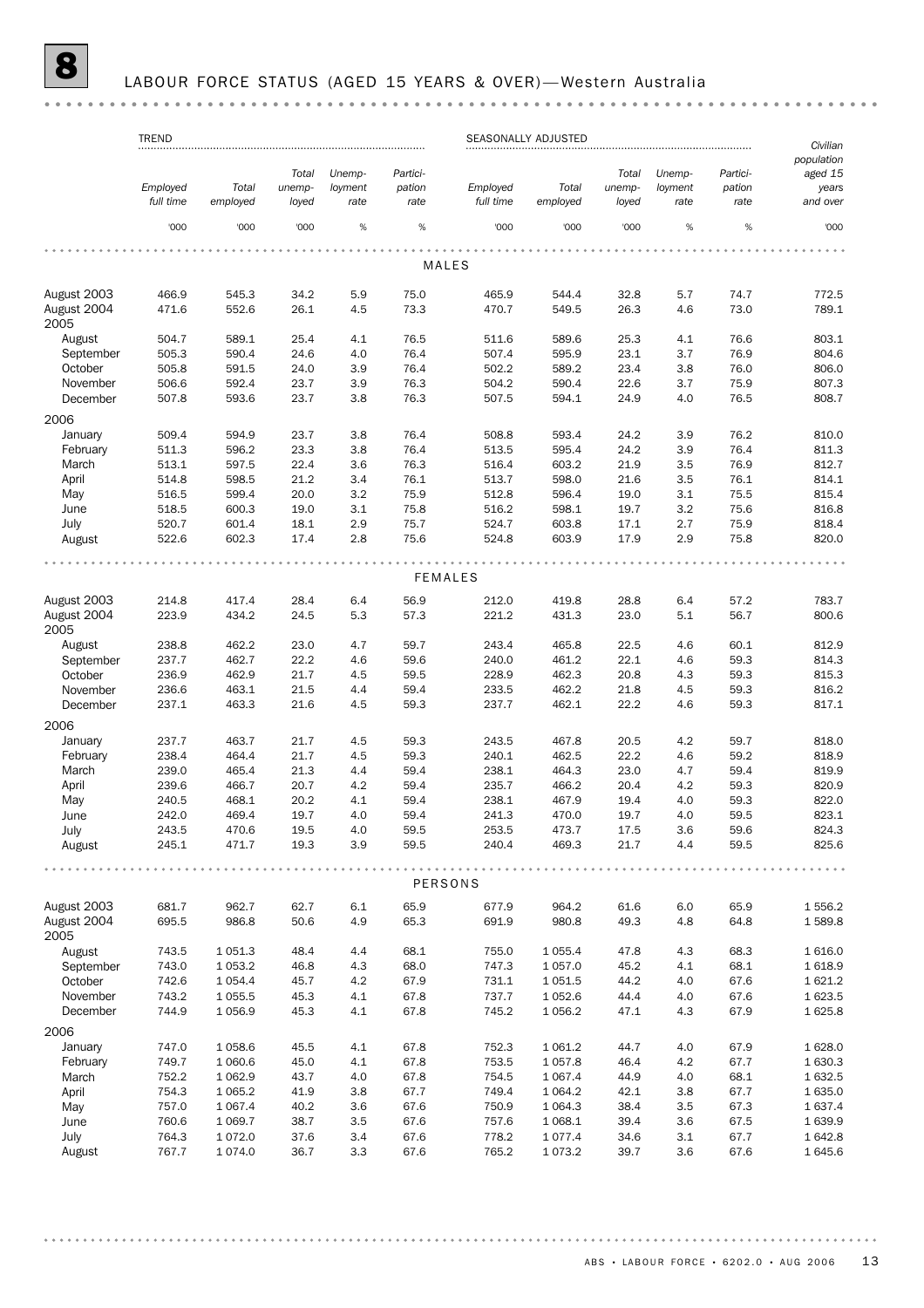# 8 LABOUR FORCE STATUS (AGED 15 YEARS & OVER)—Western Australia

| | TREND | | | | | SEASONALLY ADJUSTED | | | | | |
|---|---|---|---|---|---|---|---|---|---|---|---|
| | *Employed full time* | *Total employed* | *Total unemp-loyed* | *Unemp-loyment rate* | *Partici-pation rate* | *Employed full time* | *Total employed* | *Total unemp-loyed* | *Unemp-loyment rate* | *Partici-pation rate* | *Civilian population aged 15 years and over* |
| | '000 | '000 | '000 | % | % | '000 | '000 | '000 | % | % | '000 |
| **MALES** | | | | | | | | | | | |
| August 2003 | 466.9 | 545.3 | 34.2 | 5.9 | 75.0 | 465.9 | 544.4 | 32.8 | 5.7 | 74.7 | 772.5 |
| August 2004 | 471.6 | 552.6 | 26.1 | 4.5 | 73.3 | 470.7 | 549.5 | 26.3 | 4.6 | 73.0 | 789.1 |
| 2005 | | | | | | | | | | | |
| August | 504.7 | 589.1 | 25.4 | 4.1 | 76.5 | 511.6 | 589.6 | 25.3 | 4.1 | 76.6 | 803.1 |
| September | 505.3 | 590.4 | 24.6 | 4.0 | 76.4 | 507.4 | 595.9 | 23.1 | 3.7 | 76.9 | 804.6 |
| October | 505.8 | 591.5 | 24.0 | 3.9 | 76.4 | 502.2 | 589.2 | 23.4 | 3.8 | 76.0 | 806.0 |
| November | 506.6 | 592.4 | 23.7 | 3.9 | 76.3 | 504.2 | 590.4 | 22.6 | 3.7 | 75.9 | 807.3 |
| December | 507.8 | 593.6 | 23.7 | 3.8 | 76.3 | 507.5 | 594.1 | 24.9 | 4.0 | 76.5 | 808.7 |
| 2006 | | | | | | | | | | | |
| January | 509.4 | 594.9 | 23.7 | 3.8 | 76.4 | 508.8 | 593.4 | 24.2 | 3.9 | 76.2 | 810.0 |
| February | 511.3 | 596.2 | 23.3 | 3.8 | 76.4 | 513.5 | 595.4 | 24.2 | 3.9 | 76.4 | 811.3 |
| March | 513.1 | 597.5 | 22.4 | 3.6 | 76.3 | 516.4 | 603.2 | 21.9 | 3.5 | 76.9 | 812.7 |
| April | 514.8 | 598.5 | 21.2 | 3.4 | 76.1 | 513.7 | 598.0 | 21.6 | 3.5 | 76.1 | 814.1 |
| May | 516.5 | 599.4 | 20.0 | 3.2 | 75.9 | 512.8 | 596.4 | 19.0 | 3.1 | 75.5 | 815.4 |
| June | 518.5 | 600.3 | 19.0 | 3.1 | 75.8 | 516.2 | 598.1 | 19.7 | 3.2 | 75.6 | 816.8 |
| July | 520.7 | 601.4 | 18.1 | 2.9 | 75.7 | 524.7 | 603.8 | 17.1 | 2.7 | 75.9 | 818.4 |
| August | 522.6 | 602.3 | 17.4 | 2.8 | 75.6 | 524.8 | 603.9 | 17.9 | 2.9 | 75.8 | 820.0 |
| **FEMALES** | | | | | | | | | | | |
| August 2003 | 214.8 | 417.4 | 28.4 | 6.4 | 56.9 | 212.0 | 419.8 | 28.8 | 6.4 | 57.2 | 783.7 |
| August 2004 | 223.9 | 434.2 | 24.5 | 5.3 | 57.3 | 221.2 | 431.3 | 23.0 | 5.1 | 56.7 | 800.6 |
| 2005 | | | | | | | | | | | |
| August | 238.8 | 462.2 | 23.0 | 4.7 | 59.7 | 243.4 | 465.8 | 22.5 | 4.6 | 60.1 | 812.9 |
| September | 237.7 | 462.7 | 22.2 | 4.6 | 59.6 | 240.0 | 461.2 | 22.1 | 4.6 | 59.3 | 814.3 |
| October | 236.9 | 462.9 | 21.7 | 4.5 | 59.5 | 228.9 | 462.3 | 20.8 | 4.3 | 59.3 | 815.3 |
| November | 236.6 | 463.1 | 21.5 | 4.4 | 59.4 | 233.5 | 462.2 | 21.8 | 4.5 | 59.3 | 816.2 |
| December | 237.1 | 463.3 | 21.6 | 4.5 | 59.3 | 237.7 | 462.1 | 22.2 | 4.6 | 59.3 | 817.1 |
| 2006 | | | | | | | | | | | |
| January | 237.7 | 463.7 | 21.7 | 4.5 | 59.3 | 243.5 | 467.8 | 20.5 | 4.2 | 59.7 | 818.0 |
| February | 238.4 | 464.4 | 21.7 | 4.5 | 59.3 | 240.1 | 462.5 | 22.2 | 4.6 | 59.2 | 818.9 |
| March | 239.0 | 465.4 | 21.3 | 4.4 | 59.4 | 238.1 | 464.3 | 23.0 | 4.7 | 59.4 | 819.9 |
| April | 239.6 | 466.7 | 20.7 | 4.2 | 59.4 | 235.7 | 466.2 | 20.4 | 4.2 | 59.3 | 820.9 |
| May | 240.5 | 468.1 | 20.2 | 4.1 | 59.4 | 238.1 | 467.9 | 19.4 | 4.0 | 59.3 | 822.0 |
| June | 242.0 | 469.4 | 19.7 | 4.0 | 59.4 | 241.3 | 470.0 | 19.7 | 4.0 | 59.5 | 823.1 |
| July | 243.5 | 470.6 | 19.5 | 4.0 | 59.5 | 253.5 | 473.7 | 17.5 | 3.6 | 59.6 | 824.3 |
| August | 245.1 | 471.7 | 19.3 | 3.9 | 59.5 | 240.4 | 469.3 | 21.7 | 4.4 | 59.5 | 825.6 |
| **PERSONS** | | | | | | | | | | | |
| August 2003 | 681.7 | 962.7 | 62.7 | 6.1 | 65.9 | 677.9 | 964.2 | 61.6 | 6.0 | 65.9 | 1 556.2 |
| August 2004 | 695.5 | 986.8 | 50.6 | 4.9 | 65.3 | 691.9 | 980.8 | 49.3 | 4.8 | 64.8 | 1 589.8 |
| 2005 | | | | | | | | | | | |
| August | 743.5 | 1 051.3 | 48.4 | 4.4 | 68.1 | 755.0 | 1 055.4 | 47.8 | 4.3 | 68.3 | 1 616.0 |
| September | 743.0 | 1 053.2 | 46.8 | 4.3 | 68.0 | 747.3 | 1 057.0 | 45.2 | 4.1 | 68.1 | 1 618.9 |
| October | 742.6 | 1 054.4 | 45.7 | 4.2 | 67.9 | 731.1 | 1 051.5 | 44.2 | 4.0 | 67.6 | 1 621.2 |
| November | 743.2 | 1 055.5 | 45.3 | 4.1 | 67.8 | 737.7 | 1 052.6 | 44.4 | 4.0 | 67.6 | 1 623.5 |
| December | 744.9 | 1 056.9 | 45.3 | 4.1 | 67.8 | 745.2 | 1 056.2 | 47.1 | 4.3 | 67.9 | 1 625.8 |
| 2006 | | | | | | | | | | | |
| January | 747.0 | 1 058.6 | 45.5 | 4.1 | 67.8 | 752.3 | 1 061.2 | 44.7 | 4.0 | 67.9 | 1 628.0 |
| February | 749.7 | 1 060.6 | 45.0 | 4.1 | 67.8 | 753.5 | 1 057.8 | 46.4 | 4.2 | 67.7 | 1 630.3 |
| March | 752.2 | 1 062.9 | 43.7 | 4.0 | 67.8 | 754.5 | 1 067.4 | 44.9 | 4.0 | 68.1 | 1 632.5 |
| April | 754.3 | 1 065.2 | 41.9 | 3.8 | 67.7 | 749.4 | 1 064.2 | 42.1 | 3.8 | 67.7 | 1 635.0 |
| May | 757.0 | 1 067.4 | 40.2 | 3.6 | 67.6 | 750.9 | 1 064.3 | 38.4 | 3.5 | 67.3 | 1 637.4 |
| June | 760.6 | 1 069.7 | 38.7 | 3.5 | 67.6 | 757.6 | 1 068.1 | 39.4 | 3.6 | 67.5 | 1 639.9 |
| July | 764.3 | 1 072.0 | 37.6 | 3.4 | 67.6 | 778.2 | 1 077.4 | 34.6 | 3.1 | 67.7 | 1 642.8 |
| August | 767.7 | 1 074.0 | 36.7 | 3.3 | 67.6 | 765.2 | 1 073.2 | 39.7 | 3.6 | 67.6 | 1 645.6 |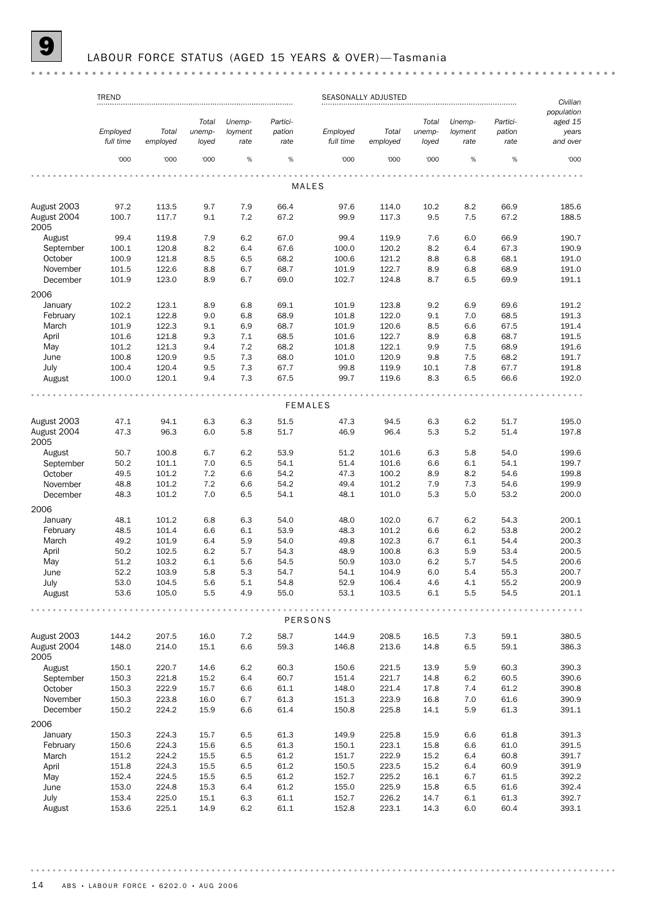# 9 LABOUR FORCE STATUS (AGED 15 YEARS & OVER)—Tasmania

| | TREND | | | | | SEASONALLY ADJUSTED | | | | | Civilian population aged 15 years and over |
|---|---|---|---|---|---|---|---|---|---|---|---|
| | Employed full time | Total employed | Total unemployed | Unemployment rate | Participation rate | Employed full time | Total employed | Total unemployed | Unemployment rate | Participation rate | |
| | '000 | '000 | '000 | % | % | '000 | '000 | '000 | % | % | '000 |
| **MALES** | | | | | | | | | | | |
| August 2003 | 97.2 | 113.5 | 9.7 | 7.9 | 66.4 | 97.6 | 114.0 | 10.2 | 8.2 | 66.9 | 185.6 |
| August 2004 | 100.7 | 117.7 | 9.1 | 7.2 | 67.2 | 99.9 | 117.3 | 9.5 | 7.5 | 67.2 | 188.5 |
| 2005 | | | | | | | | | | | |
| August | 99.4 | 119.8 | 7.9 | 6.2 | 67.0 | 99.4 | 119.9 | 7.6 | 6.0 | 66.9 | 190.7 |
| September | 100.1 | 120.8 | 8.2 | 6.4 | 67.6 | 100.0 | 120.2 | 8.2 | 6.4 | 67.3 | 190.9 |
| October | 100.9 | 121.8 | 8.5 | 6.5 | 68.2 | 100.6 | 121.2 | 8.8 | 6.8 | 68.1 | 191.0 |
| November | 101.5 | 122.6 | 8.8 | 6.7 | 68.7 | 101.9 | 122.7 | 8.9 | 6.8 | 68.9 | 191.0 |
| December | 101.9 | 123.0 | 8.9 | 6.7 | 69.0 | 102.7 | 124.8 | 8.7 | 6.5 | 69.9 | 191.1 |
| 2006 | | | | | | | | | | | |
| January | 102.2 | 123.1 | 8.9 | 6.8 | 69.1 | 101.9 | 123.8 | 9.2 | 6.9 | 69.6 | 191.2 |
| February | 102.1 | 122.8 | 9.0 | 6.8 | 68.9 | 101.8 | 122.0 | 9.1 | 7.0 | 68.5 | 191.3 |
| March | 101.9 | 122.3 | 9.1 | 6.9 | 68.7 | 101.9 | 120.6 | 8.5 | 6.6 | 67.5 | 191.4 |
| April | 101.6 | 121.8 | 9.3 | 7.1 | 68.5 | 101.6 | 122.7 | 8.9 | 6.8 | 68.7 | 191.5 |
| May | 101.2 | 121.3 | 9.4 | 7.2 | 68.2 | 101.8 | 122.1 | 9.9 | 7.5 | 68.9 | 191.6 |
| June | 100.8 | 120.9 | 9.5 | 7.3 | 68.0 | 101.0 | 120.9 | 9.8 | 7.5 | 68.2 | 191.7 |
| July | 100.4 | 120.4 | 9.5 | 7.3 | 67.7 | 99.8 | 119.9 | 10.1 | 7.8 | 67.7 | 191.8 |
| August | 100.0 | 120.1 | 9.4 | 7.3 | 67.5 | 99.7 | 119.6 | 8.3 | 6.5 | 66.6 | 192.0 |
| **FEMALES** | | | | | | | | | | | |
| August 2003 | 47.1 | 94.1 | 6.3 | 6.3 | 51.5 | 47.3 | 94.5 | 6.3 | 6.2 | 51.7 | 195.0 |
| August 2004 | 47.3 | 96.3 | 6.0 | 5.8 | 51.7 | 46.9 | 96.4 | 5.3 | 5.2 | 51.4 | 197.8 |
| 2005 | | | | | | | | | | | |
| August | 50.7 | 100.8 | 6.7 | 6.2 | 53.9 | 51.2 | 101.6 | 6.3 | 5.8 | 54.0 | 199.6 |
| September | 50.2 | 101.1 | 7.0 | 6.5 | 54.1 | 51.4 | 101.6 | 6.6 | 6.1 | 54.1 | 199.7 |
| October | 49.5 | 101.2 | 7.2 | 6.6 | 54.2 | 47.3 | 100.2 | 8.9 | 8.2 | 54.6 | 199.8 |
| November | 48.8 | 101.2 | 7.2 | 6.6 | 54.2 | 49.4 | 101.2 | 7.9 | 7.3 | 54.6 | 199.9 |
| December | 48.3 | 101.2 | 7.0 | 6.5 | 54.1 | 48.1 | 101.0 | 5.3 | 5.0 | 53.2 | 200.0 |
| 2006 | | | | | | | | | | | |
| January | 48.1 | 101.2 | 6.8 | 6.3 | 54.0 | 48.0 | 102.0 | 6.7 | 6.2 | 54.3 | 200.1 |
| February | 48.5 | 101.4 | 6.6 | 6.1 | 53.9 | 48.3 | 101.2 | 6.6 | 6.2 | 53.8 | 200.2 |
| March | 49.2 | 101.9 | 6.4 | 5.9 | 54.0 | 49.8 | 102.3 | 6.7 | 6.1 | 54.4 | 200.3 |
| April | 50.2 | 102.5 | 6.2 | 5.7 | 54.3 | 48.9 | 100.8 | 6.3 | 5.9 | 53.4 | 200.5 |
| May | 51.2 | 103.2 | 6.1 | 5.6 | 54.5 | 50.9 | 103.0 | 6.2 | 5.7 | 54.5 | 200.6 |
| June | 52.2 | 103.9 | 5.8 | 5.3 | 54.7 | 54.1 | 104.9 | 6.0 | 5.4 | 55.3 | 200.7 |
| July | 53.0 | 104.5 | 5.6 | 5.1 | 54.8 | 52.9 | 106.4 | 4.6 | 4.1 | 55.2 | 200.9 |
| August | 53.6 | 105.0 | 5.5 | 4.9 | 55.0 | 53.1 | 103.5 | 6.1 | 5.5 | 54.5 | 201.1 |
| **PERSONS** | | | | | | | | | | | |
| August 2003 | 144.2 | 207.5 | 16.0 | 7.2 | 58.7 | 144.9 | 208.5 | 16.5 | 7.3 | 59.1 | 380.5 |
| August 2004 | 148.0 | 214.0 | 15.1 | 6.6 | 59.3 | 146.8 | 213.6 | 14.8 | 6.5 | 59.1 | 386.3 |
| 2005 | | | | | | | | | | | |
| August | 150.1 | 220.7 | 14.6 | 6.2 | 60.3 | 150.6 | 221.5 | 13.9 | 5.9 | 60.3 | 390.3 |
| September | 150.3 | 221.8 | 15.2 | 6.4 | 60.7 | 151.4 | 221.7 | 14.8 | 6.2 | 60.5 | 390.6 |
| October | 150.3 | 222.9 | 15.7 | 6.6 | 61.1 | 148.0 | 221.4 | 17.8 | 7.4 | 61.2 | 390.8 |
| November | 150.3 | 223.8 | 16.0 | 6.7 | 61.3 | 151.3 | 223.9 | 16.8 | 7.0 | 61.6 | 390.9 |
| December | 150.2 | 224.2 | 15.9 | 6.6 | 61.4 | 150.8 | 225.8 | 14.1 | 5.9 | 61.3 | 391.1 |
| 2006 | | | | | | | | | | | |
| January | 150.3 | 224.3 | 15.7 | 6.5 | 61.3 | 149.9 | 225.8 | 15.9 | 6.6 | 61.8 | 391.3 |
| February | 150.6 | 224.3 | 15.6 | 6.5 | 61.3 | 150.1 | 223.1 | 15.8 | 6.6 | 61.0 | 391.5 |
| March | 151.2 | 224.2 | 15.5 | 6.5 | 61.2 | 151.7 | 222.9 | 15.2 | 6.4 | 60.8 | 391.7 |
| April | 151.8 | 224.3 | 15.5 | 6.5 | 61.2 | 150.5 | 223.5 | 15.2 | 6.4 | 60.9 | 391.9 |
| May | 152.4 | 224.5 | 15.5 | 6.5 | 61.2 | 152.7 | 225.2 | 16.1 | 6.7 | 61.5 | 392.2 |
| June | 153.0 | 224.8 | 15.3 | 6.4 | 61.2 | 155.0 | 225.9 | 15.8 | 6.5 | 61.6 | 392.4 |
| July | 153.4 | 225.0 | 15.1 | 6.3 | 61.1 | 152.7 | 226.2 | 14.7 | 6.1 | 61.3 | 392.7 |
| August | 153.6 | 225.1 | 14.9 | 6.2 | 61.1 | 152.8 | 223.1 | 14.3 | 6.0 | 60.4 | 393.1 |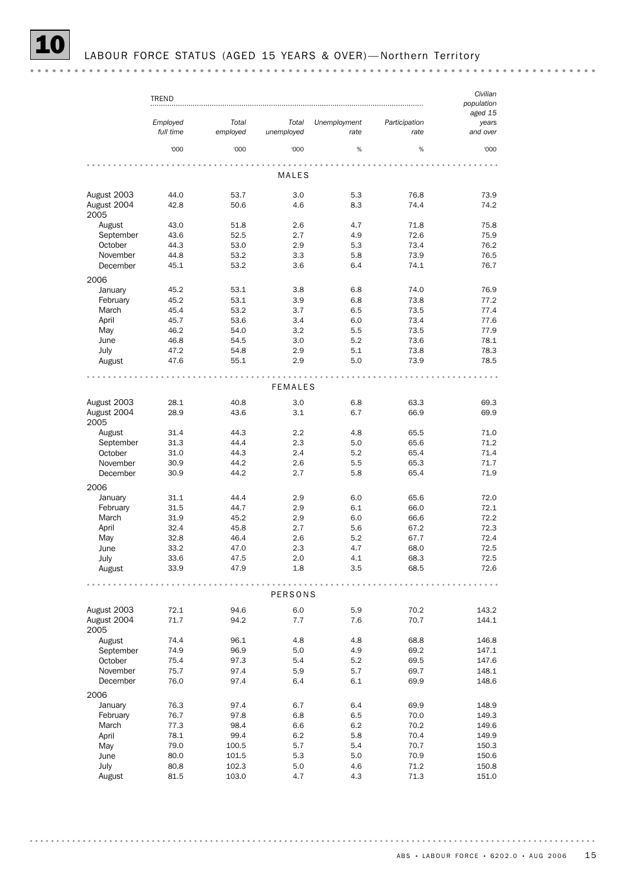# 10 LABOUR FORCE STATUS (AGED 15 YEARS & OVER)—Northern Territory

| | TREND | | | | | Civilian population aged 15 years and over |
|---|---|---|---|---|---|---|
| | *Employed full time* | *Total employed* | *Total unemployed* | *Unemployment rate* | *Participation rate* | |
| | '000 | '000 | '000 | % | % | '000 |
| **MALES** | | | | | | |
| August 2003 | 44.0 | 53.7 | 3.0 | 5.3 | 76.8 | 73.9 |
| August 2004 | 42.8 | 50.6 | 4.6 | 8.3 | 74.4 | 74.2 |
| 2005 | | | | | | |
| August | 43.0 | 51.8 | 2.6 | 4.7 | 71.8 | 75.8 |
| September | 43.6 | 52.5 | 2.7 | 4.9 | 72.6 | 75.9 |
| October | 44.3 | 53.0 | 2.9 | 5.3 | 73.4 | 76.2 |
| November | 44.8 | 53.2 | 3.3 | 5.8 | 73.9 | 76.5 |
| December | 45.1 | 53.2 | 3.6 | 6.4 | 74.1 | 76.7 |
| 2006 | | | | | | |
| January | 45.2 | 53.1 | 3.8 | 6.8 | 74.0 | 76.9 |
| February | 45.2 | 53.1 | 3.9 | 6.8 | 73.8 | 77.2 |
| March | 45.4 | 53.2 | 3.7 | 6.5 | 73.5 | 77.4 |
| April | 45.7 | 53.6 | 3.4 | 6.0 | 73.4 | 77.6 |
| May | 46.2 | 54.0 | 3.2 | 5.5 | 73.5 | 77.9 |
| June | 46.8 | 54.5 | 3.0 | 5.2 | 73.6 | 78.1 |
| July | 47.2 | 54.8 | 2.9 | 5.1 | 73.8 | 78.3 |
| August | 47.6 | 55.1 | 2.9 | 5.0 | 73.9 | 78.5 |
| **FEMALES** | | | | | | |
| August 2003 | 28.1 | 40.8 | 3.0 | 6.8 | 63.3 | 69.3 |
| August 2004 | 28.9 | 43.6 | 3.1 | 6.7 | 66.9 | 69.9 |
| 2005 | | | | | | |
| August | 31.4 | 44.3 | 2.2 | 4.8 | 65.5 | 71.0 |
| September | 31.3 | 44.4 | 2.3 | 5.0 | 65.6 | 71.2 |
| October | 31.0 | 44.3 | 2.4 | 5.2 | 65.4 | 71.4 |
| November | 30.9 | 44.2 | 2.6 | 5.5 | 65.3 | 71.7 |
| December | 30.9 | 44.2 | 2.7 | 5.8 | 65.4 | 71.9 |
| 2006 | | | | | | |
| January | 31.1 | 44.4 | 2.9 | 6.0 | 65.6 | 72.0 |
| February | 31.5 | 44.7 | 2.9 | 6.1 | 66.0 | 72.1 |
| March | 31.9 | 45.2 | 2.9 | 6.0 | 66.6 | 72.2 |
| April | 32.4 | 45.8 | 2.7 | 5.6 | 67.2 | 72.3 |
| May | 32.8 | 46.4 | 2.6 | 5.2 | 67.7 | 72.4 |
| June | 33.2 | 47.0 | 2.3 | 4.7 | 68.0 | 72.5 |
| July | 33.6 | 47.5 | 2.0 | 4.1 | 68.3 | 72.5 |
| August | 33.9 | 47.9 | 1.8 | 3.5 | 68.5 | 72.6 |
| **PERSONS** | | | | | | |
| August 2003 | 72.1 | 94.6 | 6.0 | 5.9 | 70.2 | 143.2 |
| August 2004 | 71.7 | 94.2 | 7.7 | 7.6 | 70.7 | 144.1 |
| 2005 | | | | | | |
| August | 74.4 | 96.1 | 4.8 | 4.8 | 68.8 | 146.8 |
| September | 74.9 | 96.9 | 5.0 | 4.9 | 69.2 | 147.1 |
| October | 75.4 | 97.3 | 5.4 | 5.2 | 69.5 | 147.6 |
| November | 75.7 | 97.4 | 5.9 | 5.7 | 69.7 | 148.1 |
| December | 76.0 | 97.4 | 6.4 | 6.1 | 69.9 | 148.6 |
| 2006 | | | | | | |
| January | 76.3 | 97.4 | 6.7 | 6.4 | 69.9 | 148.9 |
| February | 76.7 | 97.8 | 6.8 | 6.5 | 70.0 | 149.3 |
| March | 77.3 | 98.4 | 6.6 | 6.2 | 70.2 | 149.6 |
| April | 78.1 | 99.4 | 6.2 | 5.8 | 70.4 | 149.9 |
| May | 79.0 | 100.5 | 5.7 | 5.4 | 70.7 | 150.3 |
| June | 80.0 | 101.5 | 5.3 | 5.0 | 70.9 | 150.6 |
| July | 80.8 | 102.3 | 5.0 | 4.6 | 71.2 | 150.8 |
| August | 81.5 | 103.0 | 4.7 | 4.3 | 71.3 | 151.0 |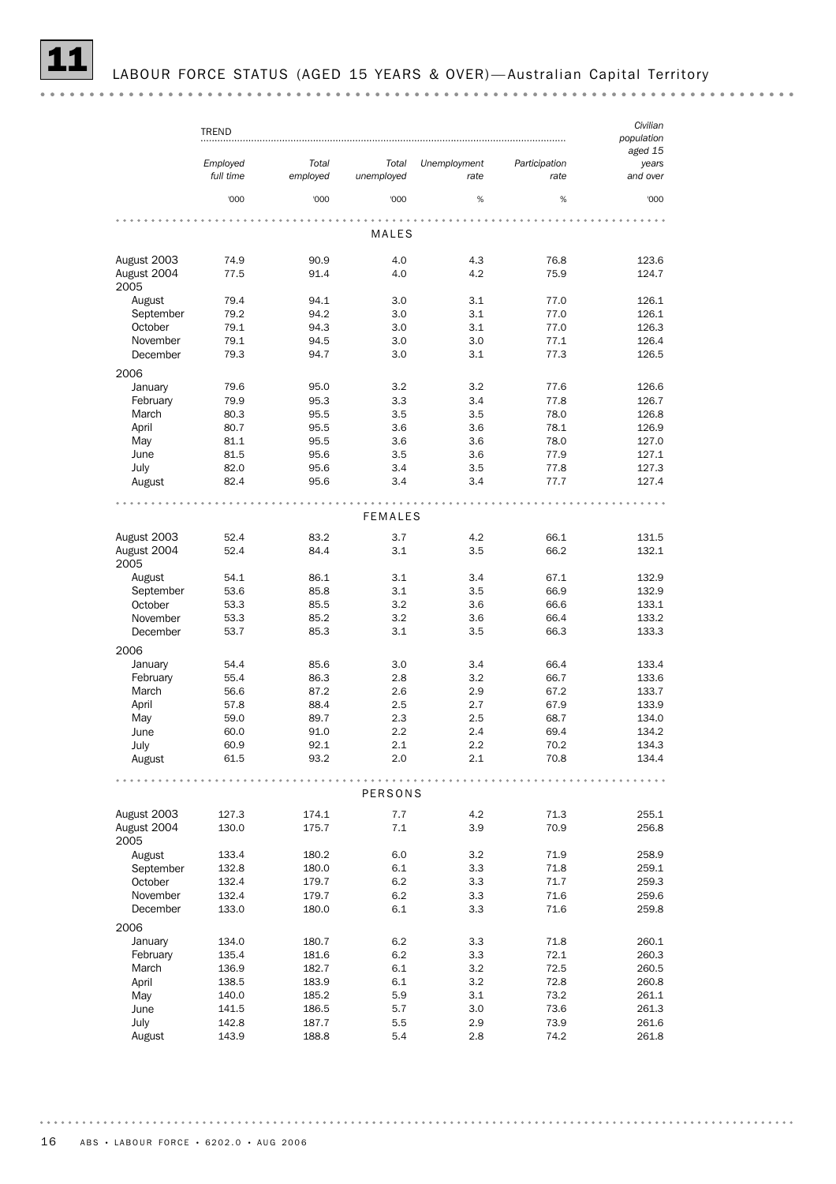# 11 LABOUR FORCE STATUS (AGED 15 YEARS & OVER)—Australian Capital Territory

| | TREND | | | | | Civilian population aged 15 years and over |
|---|---|---|---|---|---|---|
| | Employed full time | Total employed | Total unemployed | Unemployment rate | Participation rate | |
| | '000 | '000 | '000 | % | % | '000 |
| **MALES** | | | | | | |
| August 2003 | 74.9 | 90.9 | 4.0 | 4.3 | 76.8 | 123.6 |
| August 2004 | 77.5 | 91.4 | 4.0 | 4.2 | 75.9 | 124.7 |
| 2005 | | | | | | |
| August | 79.4 | 94.1 | 3.0 | 3.1 | 77.0 | 126.1 |
| September | 79.2 | 94.2 | 3.0 | 3.1 | 77.0 | 126.1 |
| October | 79.1 | 94.3 | 3.0 | 3.1 | 77.0 | 126.3 |
| November | 79.1 | 94.5 | 3.0 | 3.0 | 77.1 | 126.4 |
| December | 79.3 | 94.7 | 3.0 | 3.1 | 77.3 | 126.5 |
| 2006 | | | | | | |
| January | 79.6 | 95.0 | 3.2 | 3.2 | 77.6 | 126.6 |
| February | 79.9 | 95.3 | 3.3 | 3.4 | 77.8 | 126.7 |
| March | 80.3 | 95.5 | 3.5 | 3.5 | 78.0 | 126.8 |
| April | 80.7 | 95.5 | 3.6 | 3.6 | 78.1 | 126.9 |
| May | 81.1 | 95.5 | 3.6 | 3.6 | 78.0 | 127.0 |
| June | 81.5 | 95.6 | 3.5 | 3.6 | 77.9 | 127.1 |
| July | 82.0 | 95.6 | 3.4 | 3.5 | 77.8 | 127.3 |
| August | 82.4 | 95.6 | 3.4 | 3.4 | 77.7 | 127.4 |
| **FEMALES** | | | | | | |
| August 2003 | 52.4 | 83.2 | 3.7 | 4.2 | 66.1 | 131.5 |
| August 2004 | 52.4 | 84.4 | 3.1 | 3.5 | 66.2 | 132.1 |
| 2005 | | | | | | |
| August | 54.1 | 86.1 | 3.1 | 3.4 | 67.1 | 132.9 |
| September | 53.6 | 85.8 | 3.1 | 3.5 | 66.9 | 132.9 |
| October | 53.3 | 85.5 | 3.2 | 3.6 | 66.6 | 133.1 |
| November | 53.3 | 85.2 | 3.2 | 3.6 | 66.4 | 133.2 |
| December | 53.7 | 85.3 | 3.1 | 3.5 | 66.3 | 133.3 |
| 2006 | | | | | | |
| January | 54.4 | 85.6 | 3.0 | 3.4 | 66.4 | 133.4 |
| February | 55.4 | 86.3 | 2.8 | 3.2 | 66.7 | 133.6 |
| March | 56.6 | 87.2 | 2.6 | 2.9 | 67.2 | 133.7 |
| April | 57.8 | 88.4 | 2.5 | 2.7 | 67.9 | 133.9 |
| May | 59.0 | 89.7 | 2.3 | 2.5 | 68.7 | 134.0 |
| June | 60.0 | 91.0 | 2.2 | 2.4 | 69.4 | 134.2 |
| July | 60.9 | 92.1 | 2.1 | 2.2 | 70.2 | 134.3 |
| August | 61.5 | 93.2 | 2.0 | 2.1 | 70.8 | 134.4 |
| **PERSONS** | | | | | | |
| August 2003 | 127.3 | 174.1 | 7.7 | 4.2 | 71.3 | 255.1 |
| August 2004 | 130.0 | 175.7 | 7.1 | 3.9 | 70.9 | 256.8 |
| 2005 | | | | | | |
| August | 133.4 | 180.2 | 6.0 | 3.2 | 71.9 | 258.9 |
| September | 132.8 | 180.0 | 6.1 | 3.3 | 71.8 | 259.1 |
| October | 132.4 | 179.7 | 6.2 | 3.3 | 71.7 | 259.3 |
| November | 132.4 | 179.7 | 6.2 | 3.3 | 71.6 | 259.6 |
| December | 133.0 | 180.0 | 6.1 | 3.3 | 71.6 | 259.8 |
| 2006 | | | | | | |
| January | 134.0 | 180.7 | 6.2 | 3.3 | 71.8 | 260.1 |
| February | 135.4 | 181.6 | 6.2 | 3.3 | 72.1 | 260.3 |
| March | 136.9 | 182.7 | 6.1 | 3.2 | 72.5 | 260.5 |
| April | 138.5 | 183.9 | 6.1 | 3.2 | 72.8 | 260.8 |
| May | 140.0 | 185.2 | 5.9 | 3.1 | 73.2 | 261.1 |
| June | 141.5 | 186.5 | 5.7 | 3.0 | 73.6 | 261.3 |
| July | 142.8 | 187.7 | 5.5 | 2.9 | 73.9 | 261.6 |
| August | 143.9 | 188.8 | 5.4 | 2.8 | 74.2 | 261.8 |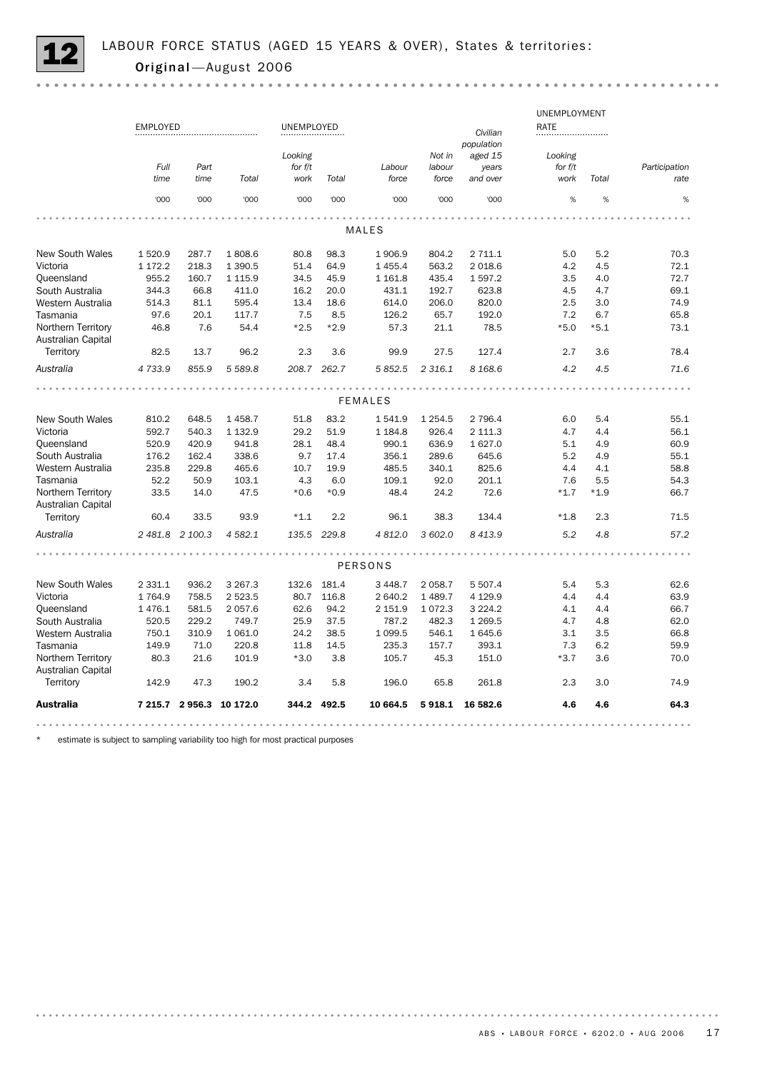# 12 LABOUR FORCE STATUS (AGED 15 YEARS & OVER), States & territories: Original—August 2006

| | EMPLOYED | | | UNEMPLOYED | | | | Civilian population | UNEMPLOYMENT RATE | | |
|---|---|---|---|---|---|---|---|---|---|---|---|
| | Full time | Part time | Total | Looking for f/t work | Total | Labour force | Not in labour force | Civilian population aged 15 years and over | Looking for f/t work | Total | Participation rate |
| | '000 | '000 | '000 | '000 | '000 | '000 | '000 | '000 | % | % | % |
| **MALES** | | | | | | | | | | | |
| New South Wales | 1 520.9 | 287.7 | 1 808.6 | 80.8 | 98.3 | 1 906.9 | 804.2 | 2 711.1 | 5.0 | 5.2 | 70.3 |
| Victoria | 1 172.2 | 218.3 | 1 390.5 | 51.4 | 64.9 | 1 455.4 | 563.2 | 2 018.6 | 4.2 | 4.5 | 72.1 |
| Queensland | 955.2 | 160.7 | 1 115.9 | 34.5 | 45.9 | 1 161.8 | 435.4 | 1 597.2 | 3.5 | 4.0 | 72.7 |
| South Australia | 344.3 | 66.8 | 411.0 | 16.2 | 20.0 | 431.1 | 192.7 | 623.8 | 4.5 | 4.7 | 69.1 |
| Western Australia | 514.3 | 81.1 | 595.4 | 13.4 | 18.6 | 614.0 | 206.0 | 820.0 | 2.5 | 3.0 | 74.9 |
| Tasmania | 97.6 | 20.1 | 117.7 | 7.5 | 8.5 | 126.2 | 65.7 | 192.0 | 7.2 | 6.7 | 65.8 |
| Northern Territory | 46.8 | 7.6 | 54.4 | *2.5 | *2.9 | 57.3 | 21.1 | 78.5 | *5.0 | *5.1 | 73.1 |
| Australian Capital Territory | 82.5 | 13.7 | 96.2 | 2.3 | 3.6 | 99.9 | 27.5 | 127.4 | 2.7 | 3.6 | 78.4 |
| *Australia* | *4 733.9* | *855.9* | *5 589.8* | *208.7* | *262.7* | *5 852.5* | *2 316.1* | *8 168.6* | *4.2* | *4.5* | *71.6* |
| **FEMALES** | | | | | | | | | | | |
| New South Wales | 810.2 | 648.5 | 1 458.7 | 51.8 | 83.2 | 1 541.9 | 1 254.5 | 2 796.4 | 6.0 | 5.4 | 55.1 |
| Victoria | 592.7 | 540.3 | 1 132.9 | 29.2 | 51.9 | 1 184.8 | 926.4 | 2 111.3 | 4.7 | 4.4 | 56.1 |
| Queensland | 520.9 | 420.9 | 941.8 | 28.1 | 48.4 | 990.1 | 636.9 | 1 627.0 | 5.1 | 4.9 | 60.9 |
| South Australia | 176.2 | 162.4 | 338.6 | 9.7 | 17.4 | 356.1 | 289.6 | 645.6 | 5.2 | 4.9 | 55.1 |
| Western Australia | 235.8 | 229.8 | 465.6 | 10.7 | 19.9 | 485.5 | 340.1 | 825.6 | 4.4 | 4.1 | 58.8 |
| Tasmania | 52.2 | 50.9 | 103.1 | 4.3 | 6.0 | 109.1 | 92.0 | 201.1 | 7.6 | 5.5 | 54.3 |
| Northern Territory | 33.5 | 14.0 | 47.5 | *0.6 | *0.9 | 48.4 | 24.2 | 72.6 | *1.7 | *1.9 | 66.7 |
| Australian Capital Territory | 60.4 | 33.5 | 93.9 | *1.1 | 2.2 | 96.1 | 38.3 | 134.4 | *1.8 | 2.3 | 71.5 |
| *Australia* | *2 481.8* | *2 100.3* | *4 582.1* | *135.5* | *229.8* | *4 812.0* | *3 602.0* | *8 413.9* | *5.2* | *4.8* | *57.2* |
| **PERSONS** | | | | | | | | | | | |
| New South Wales | 2 331.1 | 936.2 | 3 267.3 | 132.6 | 181.4 | 3 448.7 | 2 058.7 | 5 507.4 | 5.4 | 5.3 | 62.6 |
| Victoria | 1 764.9 | 758.5 | 2 523.5 | 80.7 | 116.8 | 2 640.2 | 1 489.7 | 4 129.9 | 4.4 | 4.4 | 63.9 |
| Queensland | 1 476.1 | 581.5 | 2 057.6 | 62.6 | 94.2 | 2 151.9 | 1 072.3 | 3 224.2 | 4.1 | 4.4 | 66.7 |
| South Australia | 520.5 | 229.2 | 749.7 | 25.9 | 37.5 | 787.2 | 482.3 | 1 269.5 | 4.7 | 4.8 | 62.0 |
| Western Australia | 750.1 | 310.9 | 1 061.0 | 24.2 | 38.5 | 1 099.5 | 546.1 | 1 645.6 | 3.1 | 3.5 | 66.8 |
| Tasmania | 149.9 | 71.0 | 220.8 | 11.8 | 14.5 | 235.3 | 157.7 | 393.1 | 7.3 | 6.2 | 59.9 |
| Northern Territory | 80.3 | 21.6 | 101.9 | *3.0 | 3.8 | 105.7 | 45.3 | 151.0 | *3.7 | 3.6 | 70.0 |
| Australian Capital Territory | 142.9 | 47.3 | 190.2 | 3.4 | 5.8 | 196.0 | 65.8 | 261.8 | 2.3 | 3.0 | 74.9 |
| **Australia** | **7 215.7** | **2 956.3** | **10 172.0** | **344.2** | **492.5** | **10 664.5** | **5 918.1** | **16 582.6** | **4.6** | **4.6** | **64.3** |

\* estimate is subject to sampling variability too high for most practical purposes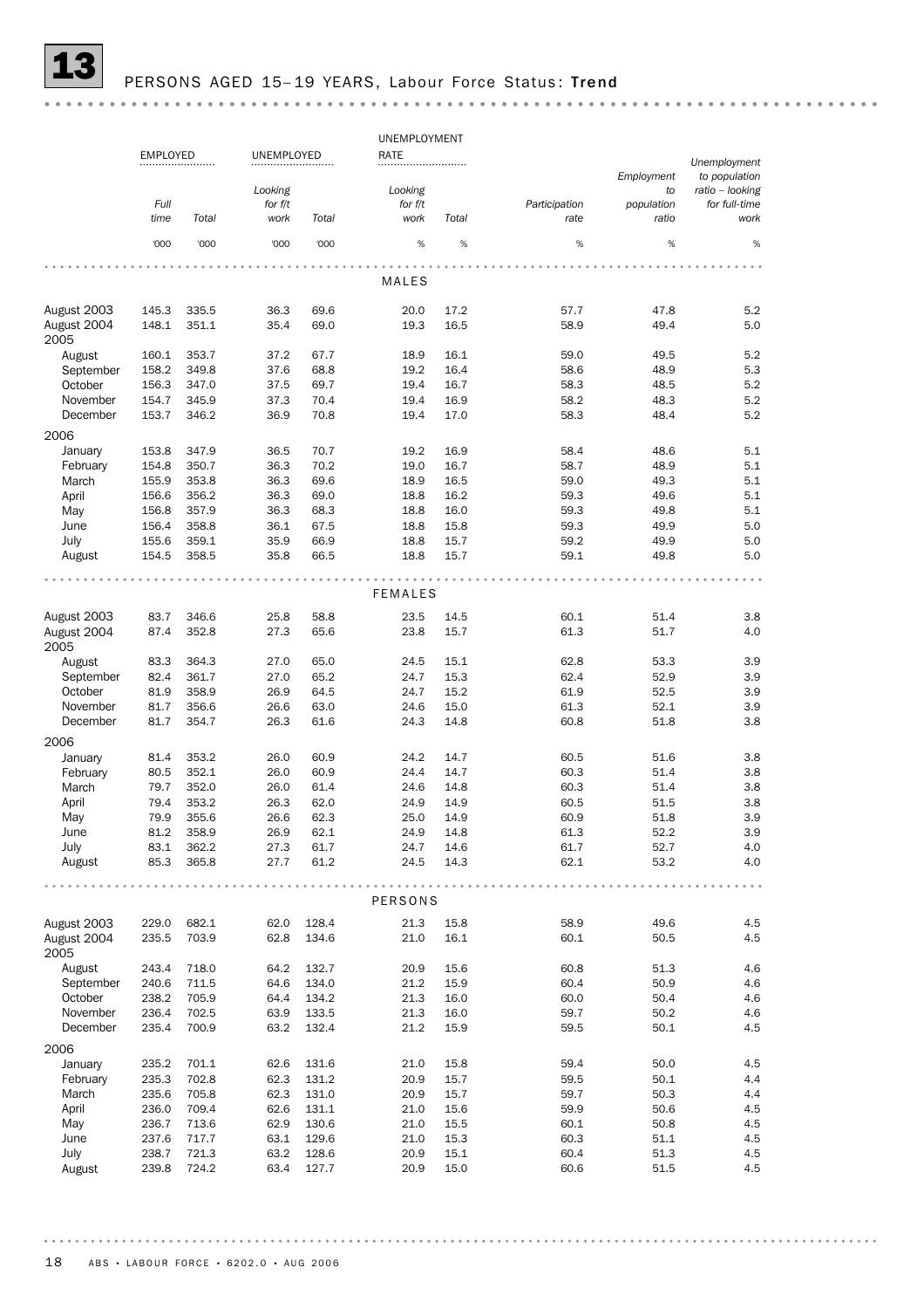## 13 PERSONS AGED 15–19 YEARS, Labour Force Status: Trend

| | EMPLOYED | | UNEMPLOYED | | UNEMPLOYMENT RATE | | | | |
|---|---|---|---|---|---|---|---|---|---|
| | *Full time* | *Total* | *Looking for f/t work* | *Total* | *Looking for f/t work* | *Total* | *Participation rate* | *Employment to population ratio* | *Unemployment to population ratio – looking for full-time work* |
| | '000 | '000 | '000 | '000 | % | % | % | % | % |
| **MALES** | | | | | | | | | |
| August 2003 | 145.3 | 335.5 | 36.3 | 69.6 | 20.0 | 17.2 | 57.7 | 47.8 | 5.2 |
| August 2004 | 148.1 | 351.1 | 35.4 | 69.0 | 19.3 | 16.5 | 58.9 | 49.4 | 5.0 |
| 2005 | | | | | | | | | |
| August | 160.1 | 353.7 | 37.2 | 67.7 | 18.9 | 16.1 | 59.0 | 49.5 | 5.2 |
| September | 158.2 | 349.8 | 37.6 | 68.8 | 19.2 | 16.4 | 58.6 | 48.9 | 5.3 |
| October | 156.3 | 347.0 | 37.5 | 69.7 | 19.4 | 16.7 | 58.3 | 48.5 | 5.2 |
| November | 154.7 | 345.9 | 37.3 | 70.4 | 19.4 | 16.9 | 58.2 | 48.3 | 5.2 |
| December | 153.7 | 346.2 | 36.9 | 70.8 | 19.4 | 17.0 | 58.3 | 48.4 | 5.2 |
| 2006 | | | | | | | | | |
| January | 153.8 | 347.9 | 36.5 | 70.7 | 19.2 | 16.9 | 58.4 | 48.6 | 5.1 |
| February | 154.8 | 350.7 | 36.3 | 70.2 | 19.0 | 16.7 | 58.7 | 48.9 | 5.1 |
| March | 155.9 | 353.8 | 36.3 | 69.6 | 18.9 | 16.5 | 59.0 | 49.3 | 5.1 |
| April | 156.6 | 356.2 | 36.3 | 69.0 | 18.8 | 16.2 | 59.3 | 49.6 | 5.1 |
| May | 156.8 | 357.9 | 36.3 | 68.3 | 18.8 | 16.0 | 59.3 | 49.8 | 5.1 |
| June | 156.4 | 358.8 | 36.1 | 67.5 | 18.8 | 15.8 | 59.3 | 49.9 | 5.0 |
| July | 155.6 | 359.1 | 35.9 | 66.9 | 18.8 | 15.7 | 59.2 | 49.9 | 5.0 |
| August | 154.5 | 358.5 | 35.8 | 66.5 | 18.8 | 15.7 | 59.1 | 49.8 | 5.0 |
| **FEMALES** | | | | | | | | | |
| August 2003 | 83.7 | 346.6 | 25.8 | 58.8 | 23.5 | 14.5 | 60.1 | 51.4 | 3.8 |
| August 2004 | 87.4 | 352.8 | 27.3 | 65.6 | 23.8 | 15.7 | 61.3 | 51.7 | 4.0 |
| 2005 | | | | | | | | | |
| August | 83.3 | 364.3 | 27.0 | 65.0 | 24.5 | 15.1 | 62.8 | 53.3 | 3.9 |
| September | 82.4 | 361.7 | 27.0 | 65.2 | 24.7 | 15.3 | 62.4 | 52.9 | 3.9 |
| October | 81.9 | 358.9 | 26.9 | 64.5 | 24.7 | 15.2 | 61.9 | 52.5 | 3.9 |
| November | 81.7 | 356.6 | 26.6 | 63.0 | 24.6 | 15.0 | 61.3 | 52.1 | 3.9 |
| December | 81.7 | 354.7 | 26.3 | 61.6 | 24.3 | 14.8 | 60.8 | 51.8 | 3.8 |
| 2006 | | | | | | | | | |
| January | 81.4 | 353.2 | 26.0 | 60.9 | 24.2 | 14.7 | 60.5 | 51.6 | 3.8 |
| February | 80.5 | 352.1 | 26.0 | 60.9 | 24.4 | 14.7 | 60.3 | 51.4 | 3.8 |
| March | 79.7 | 352.0 | 26.0 | 61.4 | 24.6 | 14.8 | 60.3 | 51.4 | 3.8 |
| April | 79.4 | 353.2 | 26.3 | 62.0 | 24.9 | 14.9 | 60.5 | 51.5 | 3.8 |
| May | 79.9 | 355.6 | 26.6 | 62.3 | 25.0 | 14.9 | 60.9 | 51.8 | 3.9 |
| June | 81.2 | 358.9 | 26.9 | 62.1 | 24.9 | 14.8 | 61.3 | 52.2 | 3.9 |
| July | 83.1 | 362.2 | 27.3 | 61.7 | 24.7 | 14.6 | 61.7 | 52.7 | 4.0 |
| August | 85.3 | 365.8 | 27.7 | 61.2 | 24.5 | 14.3 | 62.1 | 53.2 | 4.0 |
| **PERSONS** | | | | | | | | | |
| August 2003 | 229.0 | 682.1 | 62.0 | 128.4 | 21.3 | 15.8 | 58.9 | 49.6 | 4.5 |
| August 2004 | 235.5 | 703.9 | 62.8 | 134.6 | 21.0 | 16.1 | 60.1 | 50.5 | 4.5 |
| 2005 | | | | | | | | | |
| August | 243.4 | 718.0 | 64.2 | 132.7 | 20.9 | 15.6 | 60.8 | 51.3 | 4.6 |
| September | 240.6 | 711.5 | 64.6 | 134.0 | 21.2 | 15.9 | 60.4 | 50.9 | 4.6 |
| October | 238.2 | 705.9 | 64.4 | 134.2 | 21.3 | 16.0 | 60.0 | 50.4 | 4.6 |
| November | 236.4 | 702.5 | 63.9 | 133.5 | 21.3 | 16.0 | 59.7 | 50.2 | 4.6 |
| December | 235.4 | 700.9 | 63.2 | 132.4 | 21.2 | 15.9 | 59.5 | 50.1 | 4.5 |
| 2006 | | | | | | | | | |
| January | 235.2 | 701.1 | 62.6 | 131.6 | 21.0 | 15.8 | 59.4 | 50.0 | 4.5 |
| February | 235.3 | 702.8 | 62.3 | 131.2 | 20.9 | 15.7 | 59.5 | 50.1 | 4.4 |
| March | 235.6 | 705.8 | 62.3 | 131.0 | 20.9 | 15.7 | 59.7 | 50.3 | 4.4 |
| April | 236.0 | 709.4 | 62.6 | 131.1 | 21.0 | 15.6 | 59.9 | 50.6 | 4.5 |
| May | 236.7 | 713.6 | 62.9 | 130.6 | 21.0 | 15.5 | 60.1 | 50.8 | 4.5 |
| June | 237.6 | 717.7 | 63.1 | 129.6 | 21.0 | 15.3 | 60.3 | 51.1 | 4.5 |
| July | 238.7 | 721.3 | 63.2 | 128.6 | 20.9 | 15.1 | 60.4 | 51.3 | 4.5 |
| August | 239.8 | 724.2 | 63.4 | 127.7 | 20.9 | 15.0 | 60.6 | 51.5 | 4.5 |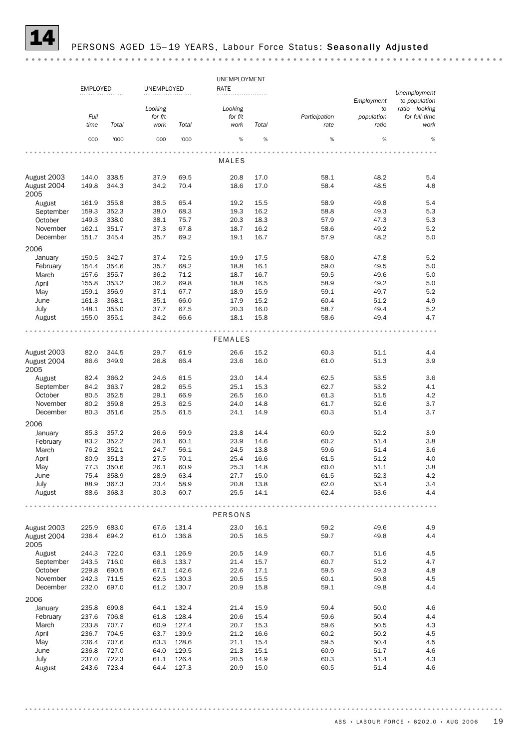# 14 PERSONS AGED 15–19 YEARS, Labour Force Status: **Seasonally Adjusted**

| | EMPLOYED | | UNEMPLOYED | | UNEMPLOYMENT RATE | | | | |
|---|---|---|---|---|---|---|---|---|---|
| | *Full time* | *Total* | *Looking for f/t work* | *Total* | *Looking for f/t work* | *Total* | *Participation rate* | *Employment to population ratio* | *Unemployment to population ratio – looking for full-time work* |
| | '000 | '000 | '000 | '000 | % | % | % | % | % |
| **MALES** | | | | | | | | | |
| August 2003 | 144.0 | 338.5 | 37.9 | 69.5 | 20.8 | 17.0 | 58.1 | 48.2 | 5.4 |
| August 2004 | 149.8 | 344.3 | 34.2 | 70.4 | 18.6 | 17.0 | 58.4 | 48.5 | 4.8 |
| 2005 | | | | | | | | | |
| August | 161.9 | 355.8 | 38.5 | 65.4 | 19.2 | 15.5 | 58.9 | 49.8 | 5.4 |
| September | 159.3 | 352.3 | 38.0 | 68.3 | 19.3 | 16.2 | 58.8 | 49.3 | 5.3 |
| October | 149.3 | 338.0 | 38.1 | 75.7 | 20.3 | 18.3 | 57.9 | 47.3 | 5.3 |
| November | 162.1 | 351.7 | 37.3 | 67.8 | 18.7 | 16.2 | 58.6 | 49.2 | 5.2 |
| December | 151.7 | 345.4 | 35.7 | 69.2 | 19.1 | 16.7 | 57.9 | 48.2 | 5.0 |
| 2006 | | | | | | | | | |
| January | 150.5 | 342.7 | 37.4 | 72.5 | 19.9 | 17.5 | 58.0 | 47.8 | 5.2 |
| February | 154.4 | 354.6 | 35.7 | 68.2 | 18.8 | 16.1 | 59.0 | 49.5 | 5.0 |
| March | 157.6 | 355.7 | 36.2 | 71.2 | 18.7 | 16.7 | 59.5 | 49.6 | 5.0 |
| April | 155.8 | 353.2 | 36.2 | 69.8 | 18.8 | 16.5 | 58.9 | 49.2 | 5.0 |
| May | 159.1 | 356.9 | 37.1 | 67.7 | 18.9 | 15.9 | 59.1 | 49.7 | 5.2 |
| June | 161.3 | 368.1 | 35.1 | 66.0 | 17.9 | 15.2 | 60.4 | 51.2 | 4.9 |
| July | 148.1 | 355.0 | 37.7 | 67.5 | 20.3 | 16.0 | 58.7 | 49.4 | 5.2 |
| August | 155.0 | 355.1 | 34.2 | 66.6 | 18.1 | 15.8 | 58.6 | 49.4 | 4.7 |
| **FEMALES** | | | | | | | | | |
| August 2003 | 82.0 | 344.5 | 29.7 | 61.9 | 26.6 | 15.2 | 60.3 | 51.1 | 4.4 |
| August 2004 | 86.6 | 349.9 | 26.8 | 66.4 | 23.6 | 16.0 | 61.0 | 51.3 | 3.9 |
| 2005 | | | | | | | | | |
| August | 82.4 | 366.2 | 24.6 | 61.5 | 23.0 | 14.4 | 62.5 | 53.5 | 3.6 |
| September | 84.2 | 363.7 | 28.2 | 65.5 | 25.1 | 15.3 | 62.7 | 53.2 | 4.1 |
| October | 80.5 | 352.5 | 29.1 | 66.9 | 26.5 | 16.0 | 61.3 | 51.5 | 4.2 |
| November | 80.2 | 359.8 | 25.3 | 62.5 | 24.0 | 14.8 | 61.7 | 52.6 | 3.7 |
| December | 80.3 | 351.6 | 25.5 | 61.5 | 24.1 | 14.9 | 60.3 | 51.4 | 3.7 |
| 2006 | | | | | | | | | |
| January | 85.3 | 357.2 | 26.6 | 59.9 | 23.8 | 14.4 | 60.9 | 52.2 | 3.9 |
| February | 83.2 | 352.2 | 26.1 | 60.1 | 23.9 | 14.6 | 60.2 | 51.4 | 3.8 |
| March | 76.2 | 352.1 | 24.7 | 56.1 | 24.5 | 13.8 | 59.6 | 51.4 | 3.6 |
| April | 80.9 | 351.3 | 27.5 | 70.1 | 25.4 | 16.6 | 61.5 | 51.2 | 4.0 |
| May | 77.3 | 350.6 | 26.1 | 60.9 | 25.3 | 14.8 | 60.0 | 51.1 | 3.8 |
| June | 75.4 | 358.9 | 28.9 | 63.4 | 27.7 | 15.0 | 61.5 | 52.3 | 4.2 |
| July | 88.9 | 367.3 | 23.4 | 58.9 | 20.8 | 13.8 | 62.0 | 53.4 | 3.4 |
| August | 88.6 | 368.3 | 30.3 | 60.7 | 25.5 | 14.1 | 62.4 | 53.6 | 4.4 |
| **PERSONS** | | | | | | | | | |
| August 2003 | 225.9 | 683.0 | 67.6 | 131.4 | 23.0 | 16.1 | 59.2 | 49.6 | 4.9 |
| August 2004 | 236.4 | 694.2 | 61.0 | 136.8 | 20.5 | 16.5 | 59.7 | 49.8 | 4.4 |
| 2005 | | | | | | | | | |
| August | 244.3 | 722.0 | 63.1 | 126.9 | 20.5 | 14.9 | 60.7 | 51.6 | 4.5 |
| September | 243.5 | 716.0 | 66.3 | 133.7 | 21.4 | 15.7 | 60.7 | 51.2 | 4.7 |
| October | 229.8 | 690.5 | 67.1 | 142.6 | 22.6 | 17.1 | 59.5 | 49.3 | 4.8 |
| November | 242.3 | 711.5 | 62.5 | 130.3 | 20.5 | 15.5 | 60.1 | 50.8 | 4.5 |
| December | 232.0 | 697.0 | 61.2 | 130.7 | 20.9 | 15.8 | 59.1 | 49.8 | 4.4 |
| 2006 | | | | | | | | | |
| January | 235.8 | 699.8 | 64.1 | 132.4 | 21.4 | 15.9 | 59.4 | 50.0 | 4.6 |
| February | 237.6 | 706.8 | 61.8 | 128.4 | 20.6 | 15.4 | 59.6 | 50.4 | 4.4 |
| March | 233.8 | 707.7 | 60.9 | 127.4 | 20.7 | 15.3 | 59.6 | 50.5 | 4.3 |
| April | 236.7 | 704.5 | 63.7 | 139.9 | 21.2 | 16.6 | 60.2 | 50.2 | 4.5 |
| May | 236.4 | 707.6 | 63.3 | 128.6 | 21.1 | 15.4 | 59.5 | 50.4 | 4.5 |
| June | 236.8 | 727.0 | 64.0 | 129.5 | 21.3 | 15.1 | 60.9 | 51.7 | 4.6 |
| July | 237.0 | 722.3 | 61.1 | 126.4 | 20.5 | 14.9 | 60.3 | 51.4 | 4.3 |
| August | 243.6 | 723.4 | 64.4 | 127.3 | 20.9 | 15.0 | 60.5 | 51.4 | 4.6 |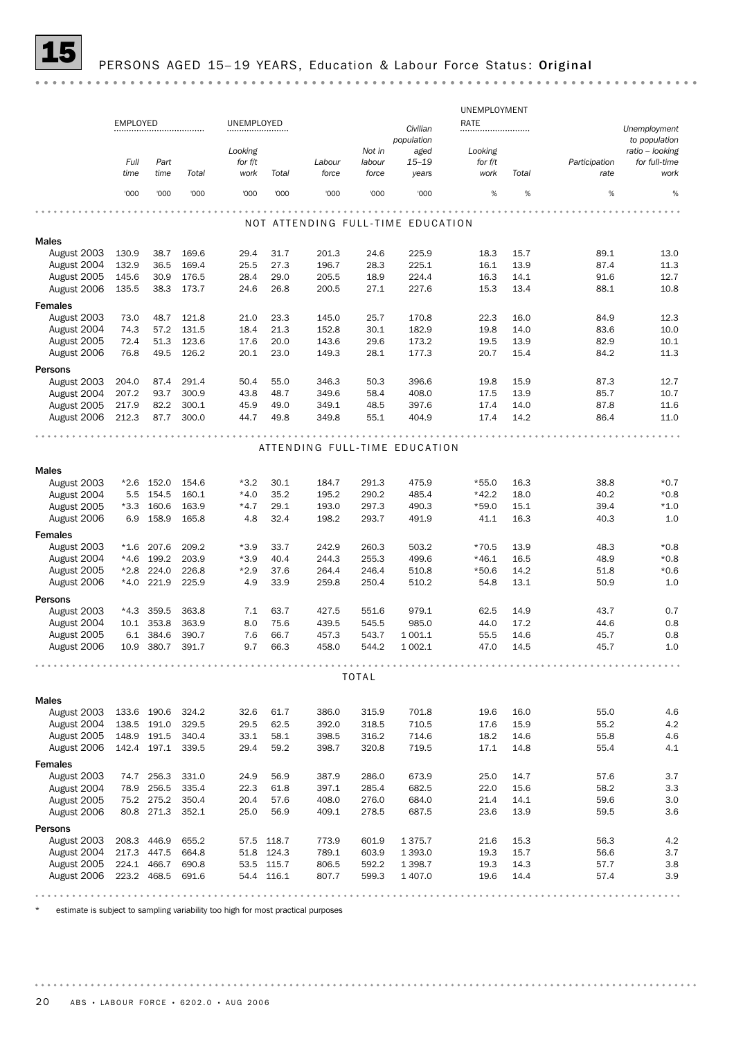## 15 PERSONS AGED 15–19 YEARS, Education & Labour Force Status: **Original**

| | EMPLOYED | | | UNEMPLOYED | | | | | UNEMPLOYMENT RATE | | | |
|---|---|---|---|---|---|---|---|---|---|---|---|---|
| | Full time | Part time | Total | Looking for f/t work | Total | Labour force | Not in labour force | Civilian population aged 15–19 years | Looking for f/t work | Total | Participation rate | Unemployment to population ratio – looking for full-time work |
| | '000 | '000 | '000 | '000 | '000 | '000 | '000 | '000 | % | % | % | % |
| **NOT ATTENDING FULL-TIME EDUCATION** | | | | | | | | | | | | |
| **Males** | | | | | | | | | | | | |
| August 2003 | 130.9 | 38.7 | 169.6 | 29.4 | 31.7 | 201.3 | 24.6 | 225.9 | 18.3 | 15.7 | 89.1 | 13.0 |
| August 2004 | 132.9 | 36.5 | 169.4 | 25.5 | 27.3 | 196.7 | 28.3 | 225.1 | 16.1 | 13.9 | 87.4 | 11.3 |
| August 2005 | 145.6 | 30.9 | 176.5 | 28.4 | 29.0 | 205.5 | 18.9 | 224.4 | 16.3 | 14.1 | 91.6 | 12.7 |
| August 2006 | 135.5 | 38.3 | 173.7 | 24.6 | 26.8 | 200.5 | 27.1 | 227.6 | 15.3 | 13.4 | 88.1 | 10.8 |
| **Females** | | | | | | | | | | | | |
| August 2003 | 73.0 | 48.7 | 121.8 | 21.0 | 23.3 | 145.0 | 25.7 | 170.8 | 22.3 | 16.0 | 84.9 | 12.3 |
| August 2004 | 74.3 | 57.2 | 131.5 | 18.4 | 21.3 | 152.8 | 30.1 | 182.9 | 19.8 | 14.0 | 83.6 | 10.0 |
| August 2005 | 72.4 | 51.3 | 123.6 | 17.6 | 20.0 | 143.6 | 29.6 | 173.2 | 19.5 | 13.9 | 82.9 | 10.1 |
| August 2006 | 76.8 | 49.5 | 126.2 | 20.1 | 23.0 | 149.3 | 28.1 | 177.3 | 20.7 | 15.4 | 84.2 | 11.3 |
| **Persons** | | | | | | | | | | | | |
| August 2003 | 204.0 | 87.4 | 291.4 | 50.4 | 55.0 | 346.3 | 50.3 | 396.6 | 19.8 | 15.9 | 87.3 | 12.7 |
| August 2004 | 207.2 | 93.7 | 300.9 | 43.8 | 48.7 | 349.6 | 58.4 | 408.0 | 17.5 | 13.9 | 85.7 | 10.7 |
| August 2005 | 217.9 | 82.2 | 300.1 | 45.9 | 49.0 | 349.1 | 48.5 | 397.6 | 17.4 | 14.0 | 87.8 | 11.6 |
| August 2006 | 212.3 | 87.7 | 300.0 | 44.7 | 49.8 | 349.8 | 55.1 | 404.9 | 17.4 | 14.2 | 86.4 | 11.0 |
| **ATTENDING FULL-TIME EDUCATION** | | | | | | | | | | | | |
| **Males** | | | | | | | | | | | | |
| August 2003 | *2.6 | 152.0 | 154.6 | *3.2 | 30.1 | 184.7 | 291.3 | 475.9 | *55.0 | 16.3 | 38.8 | *0.7 |
| August 2004 | 5.5 | 154.5 | 160.1 | *4.0 | 35.2 | 195.2 | 290.2 | 485.4 | *42.2 | 18.0 | 40.2 | *0.8 |
| August 2005 | *3.3 | 160.6 | 163.9 | *4.7 | 29.1 | 193.0 | 297.3 | 490.3 | *59.0 | 15.1 | 39.4 | *1.0 |
| August 2006 | 6.9 | 158.9 | 165.8 | 4.8 | 32.4 | 198.2 | 293.7 | 491.9 | 41.1 | 16.3 | 40.3 | 1.0 |
| **Females** | | | | | | | | | | | | |
| August 2003 | *1.6 | 207.6 | 209.2 | *3.9 | 33.7 | 242.9 | 260.3 | 503.2 | *70.5 | 13.9 | 48.3 | *0.8 |
| August 2004 | *4.6 | 199.2 | 203.9 | *3.9 | 40.4 | 244.3 | 255.3 | 499.6 | *46.1 | 16.5 | 48.9 | *0.8 |
| August 2005 | *2.8 | 224.0 | 226.8 | *2.9 | 37.6 | 264.4 | 246.4 | 510.8 | *50.6 | 14.2 | 51.8 | *0.6 |
| August 2006 | *4.0 | 221.9 | 225.9 | 4.9 | 33.9 | 259.8 | 250.4 | 510.2 | 54.8 | 13.1 | 50.9 | 1.0 |
| **Persons** | | | | | | | | | | | | |
| August 2003 | *4.3 | 359.5 | 363.8 | 7.1 | 63.7 | 427.5 | 551.6 | 979.1 | 62.5 | 14.9 | 43.7 | 0.7 |
| August 2004 | 10.1 | 353.8 | 363.9 | 8.0 | 75.6 | 439.5 | 545.5 | 985.0 | 44.0 | 17.2 | 44.6 | 0.8 |
| August 2005 | 6.1 | 384.6 | 390.7 | 7.6 | 66.7 | 457.3 | 543.7 | 1 001.1 | 55.5 | 14.6 | 45.7 | 0.8 |
| August 2006 | 10.9 | 380.7 | 391.7 | 9.7 | 66.3 | 458.0 | 544.2 | 1 002.1 | 47.0 | 14.5 | 45.7 | 1.0 |
| **TOTAL** | | | | | | | | | | | | |
| **Males** | | | | | | | | | | | | |
| August 2003 | 133.6 | 190.6 | 324.2 | 32.6 | 61.7 | 386.0 | 315.9 | 701.8 | 19.6 | 16.0 | 55.0 | 4.6 |
| August 2004 | 138.5 | 191.0 | 329.5 | 29.5 | 62.5 | 392.0 | 318.5 | 710.5 | 17.6 | 15.9 | 55.2 | 4.2 |
| August 2005 | 148.9 | 191.5 | 340.4 | 33.1 | 58.1 | 398.5 | 316.2 | 714.6 | 18.2 | 14.6 | 55.8 | 4.6 |
| August 2006 | 142.4 | 197.1 | 339.5 | 29.4 | 59.2 | 398.7 | 320.8 | 719.5 | 17.1 | 14.8 | 55.4 | 4.1 |
| **Females** | | | | | | | | | | | | |
| August 2003 | 74.7 | 256.3 | 331.0 | 24.9 | 56.9 | 387.9 | 286.0 | 673.9 | 25.0 | 14.7 | 57.6 | 3.7 |
| August 2004 | 78.9 | 256.5 | 335.4 | 22.3 | 61.8 | 397.1 | 285.4 | 682.5 | 22.0 | 15.6 | 58.2 | 3.3 |
| August 2005 | 75.2 | 275.2 | 350.4 | 20.4 | 57.6 | 408.0 | 276.0 | 684.0 | 21.4 | 14.1 | 59.6 | 3.0 |
| August 2006 | 80.8 | 271.3 | 352.1 | 25.0 | 56.9 | 409.1 | 278.5 | 687.5 | 23.6 | 13.9 | 59.5 | 3.6 |
| **Persons** | | | | | | | | | | | | |
| August 2003 | 208.3 | 446.9 | 655.2 | 57.5 | 118.7 | 773.9 | 601.9 | 1 375.7 | 21.6 | 15.3 | 56.3 | 4.2 |
| August 2004 | 217.3 | 447.5 | 664.8 | 51.8 | 124.3 | 789.1 | 603.9 | 1 393.0 | 19.3 | 15.7 | 56.6 | 3.7 |
| August 2005 | 224.1 | 466.7 | 690.8 | 53.5 | 115.7 | 806.5 | 592.2 | 1 398.7 | 19.3 | 14.3 | 57.7 | 3.8 |
| August 2006 | 223.2 | 468.5 | 691.6 | 54.4 | 116.1 | 807.7 | 599.3 | 1 407.0 | 19.6 | 14.4 | 57.4 | 3.9 |

\* estimate is subject to sampling variability too high for most practical purposes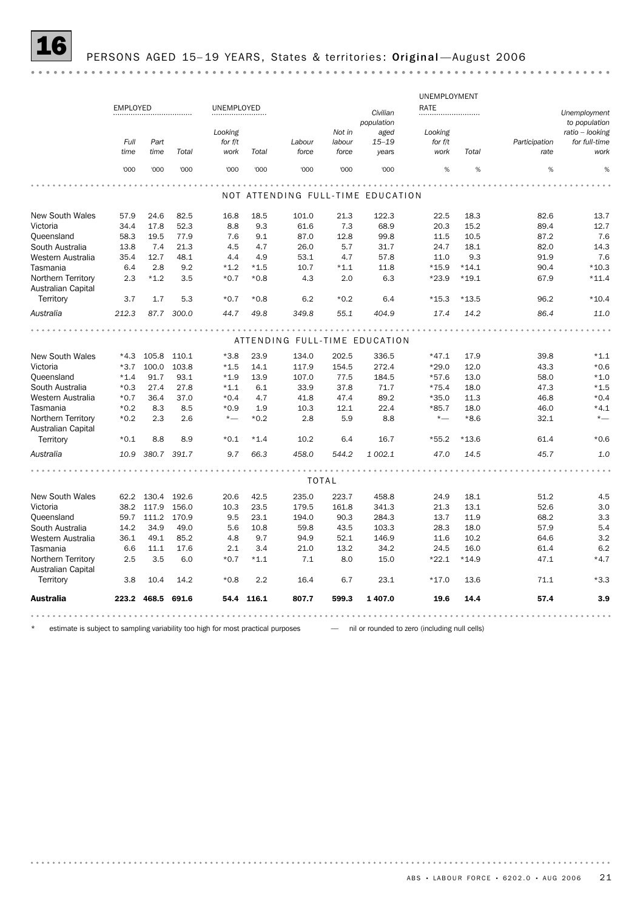# 16 PERSONS AGED 15–19 YEARS, States & territories: **Original**—August 2006

| | EMPLOYED | | | UNEMPLOYED | | | | | UNEMPLOYMENT RATE | | | |
|---|---|---|---|---|---|---|---|---|---|---|---|---|
| | Full time | Part time | Total | Looking for f/t work | Total | Labour force | Not in labour force | Civilian population aged 15–19 years | Looking for f/t work | Total | Participation rate | Unemployment to population ratio – looking for full-time work |
| | '000 | '000 | '000 | '000 | '000 | '000 | '000 | '000 | % | % | % | % |
| **NOT ATTENDING FULL-TIME EDUCATION** | | | | | | | | | | | | |
| New South Wales | 57.9 | 24.6 | 82.5 | 16.8 | 18.5 | 101.0 | 21.3 | 122.3 | 22.5 | 18.3 | 82.6 | 13.7 |
| Victoria | 34.4 | 17.8 | 52.3 | 8.8 | 9.3 | 61.6 | 7.3 | 68.9 | 20.3 | 15.2 | 89.4 | 12.7 |
| Queensland | 58.3 | 19.5 | 77.9 | 7.6 | 9.1 | 87.0 | 12.8 | 99.8 | 11.5 | 10.5 | 87.2 | 7.6 |
| South Australia | 13.8 | 7.4 | 21.3 | 4.5 | 4.7 | 26.0 | 5.7 | 31.7 | 24.7 | 18.1 | 82.0 | 14.3 |
| Western Australia | 35.4 | 12.7 | 48.1 | 4.4 | 4.9 | 53.1 | 4.7 | 57.8 | 11.0 | 9.3 | 91.9 | 7.6 |
| Tasmania | 6.4 | 2.8 | 9.2 | *1.2 | *1.5 | 10.7 | *1.1 | 11.8 | *15.9 | *14.1 | 90.4 | *10.3 |
| Northern Territory | 2.3 | *1.2 | 3.5 | *0.7 | *0.8 | 4.3 | 2.0 | 6.3 | *23.9 | *19.1 | 67.9 | *11.4 |
| Australian Capital Territory | 3.7 | 1.7 | 5.3 | *0.7 | *0.8 | 6.2 | *0.2 | 6.4 | *15.3 | *13.5 | 96.2 | *10.4 |
| *Australia* | *212.3* | *87.7* | *300.0* | *44.7* | *49.8* | *349.8* | *55.1* | *404.9* | *17.4* | *14.2* | *86.4* | *11.0* |
| **ATTENDING FULL-TIME EDUCATION** | | | | | | | | | | | | |
| New South Wales | *4.3 | 105.8 | 110.1 | *3.8 | 23.9 | 134.0 | 202.5 | 336.5 | *47.1 | 17.9 | 39.8 | *1.1 |
| Victoria | *3.7 | 100.0 | 103.8 | *1.5 | 14.1 | 117.9 | 154.5 | 272.4 | *29.0 | 12.0 | 43.3 | *0.6 |
| Queensland | *1.4 | 91.7 | 93.1 | *1.9 | 13.9 | 107.0 | 77.5 | 184.5 | *57.6 | 13.0 | 58.0 | *1.0 |
| South Australia | *0.3 | 27.4 | 27.8 | *1.1 | 6.1 | 33.9 | 37.8 | 71.7 | *75.4 | 18.0 | 47.3 | *1.5 |
| Western Australia | *0.7 | 36.4 | 37.0 | *0.4 | 4.7 | 41.8 | 47.4 | 89.2 | *35.0 | 11.3 | 46.8 | *0.4 |
| Tasmania | *0.2 | 8.3 | 8.5 | *0.9 | 1.9 | 10.3 | 12.1 | 22.4 | *85.7 | 18.0 | 46.0 | *4.1 |
| Northern Territory | *0.2 | 2.3 | 2.6 | *— | *0.2 | 2.8 | 5.9 | 8.8 | *— | *8.6 | 32.1 | *— |
| Australian Capital Territory | *0.1 | 8.8 | 8.9 | *0.1 | *1.4 | 10.2 | 6.4 | 16.7 | *55.2 | *13.6 | 61.4 | *0.6 |
| *Australia* | *10.9* | *380.7* | *391.7* | *9.7* | *66.3* | *458.0* | *544.2* | *1 002.1* | *47.0* | *14.5* | *45.7* | *1.0* |
| **TOTAL** | | | | | | | | | | | | |
| New South Wales | 62.2 | 130.4 | 192.6 | 20.6 | 42.5 | 235.0 | 223.7 | 458.8 | 24.9 | 18.1 | 51.2 | 4.5 |
| Victoria | 38.2 | 117.9 | 156.0 | 10.3 | 23.5 | 179.5 | 161.8 | 341.3 | 21.3 | 13.1 | 52.6 | 3.0 |
| Queensland | 59.7 | 111.2 | 170.9 | 9.5 | 23.1 | 194.0 | 90.3 | 284.3 | 13.7 | 11.9 | 68.2 | 3.3 |
| South Australia | 14.2 | 34.9 | 49.0 | 5.6 | 10.8 | 59.8 | 43.5 | 103.3 | 28.3 | 18.0 | 57.9 | 5.4 |
| Western Australia | 36.1 | 49.1 | 85.2 | 4.8 | 9.7 | 94.9 | 52.1 | 146.9 | 11.6 | 10.2 | 64.6 | 3.2 |
| Tasmania | 6.6 | 11.1 | 17.6 | 2.1 | 3.4 | 21.0 | 13.2 | 34.2 | 24.5 | 16.0 | 61.4 | 6.2 |
| Northern Territory | 2.5 | 3.5 | 6.0 | *0.7 | *1.1 | 7.1 | 8.0 | 15.0 | *22.1 | *14.9 | 47.1 | *4.7 |
| Australian Capital Territory | 3.8 | 10.4 | 14.2 | *0.8 | 2.2 | 16.4 | 6.7 | 23.1 | *17.0 | 13.6 | 71.1 | *3.3 |
| **Australia** | **223.2** | **468.5** | **691.6** | **54.4** | **116.1** | **807.7** | **599.3** | **1 407.0** | **19.6** | **14.4** | **57.4** | **3.9** |

\* estimate is subject to sampling variability too high for most practical purposes

— nil or rounded to zero (including null cells)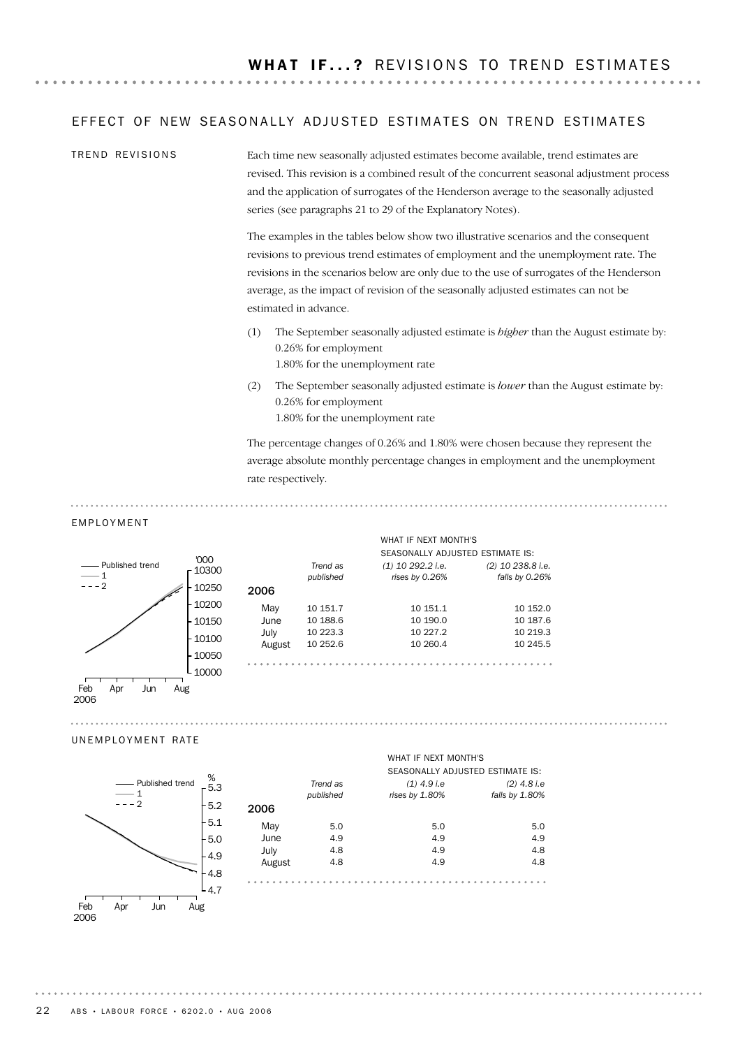# WHAT IF...? REVISIONS TO TREND ESTIMATES

## EFFECT OF NEW SEASONALLY ADJUSTED ESTIMATES ON TREND ESTIMATES

### TREND REVISIONS

Each time new seasonally adjusted estimates become available, trend estimates are revised. This revision is a combined result of the concurrent seasonal adjustment process and the application of surrogates of the Henderson average to the seasonally adjusted series (see paragraphs 21 to 29 of the Explanatory Notes).

The examples in the tables below show two illustrative scenarios and the consequent revisions to previous trend estimates of employment and the unemployment rate. The revisions in the scenarios below are only due to the use of surrogates of the Henderson average, as the impact of revision of the seasonally adjusted estimates can not be estimated in advance.

(1) The September seasonally adjusted estimate is *higher* than the August estimate by:
0.26% for employment
1.80% for the unemployment rate

(2) The September seasonally adjusted estimate is *lower* than the August estimate by:
0.26% for employment
1.80% for the unemployment rate

The percentage changes of 0.26% and 1.80% were chosen because they represent the average absolute monthly percentage changes in employment and the unemployment rate respectively.

### EMPLOYMENT

| | | WHAT IF NEXT MONTH'S SEASONALLY ADJUSTED ESTIMATE IS: | |
|---|---|---|---|
| | *Trend as published* | *(1) 10 292.2 i.e. rises by 0.26%* | *(2) 10 238.8 i.e. falls by 0.26%* |
| **2006** | | | |
| May | 10 151.7 | 10 151.1 | 10 152.0 |
| June | 10 188.6 | 10 190.0 | 10 187.6 |
| July | 10 223.3 | 10 227.2 | 10 219.3 |
| August | 10 252.6 | 10 260.4 | 10 245.5 |

### UNEMPLOYMENT RATE

| | | WHAT IF NEXT MONTH'S SEASONALLY ADJUSTED ESTIMATE IS: | |
|---|---|---|---|
| | *Trend as published* | *(1) 4.9 i.e rises by 1.80%* | *(2) 4.8 i.e falls by 1.80%* |
| **2006** | | | |
| May | 5.0 | 5.0 | 5.0 |
| June | 4.9 | 4.9 | 4.9 |
| July | 4.8 | 4.9 | 4.8 |
| August | 4.8 | 4.9 | 4.8 |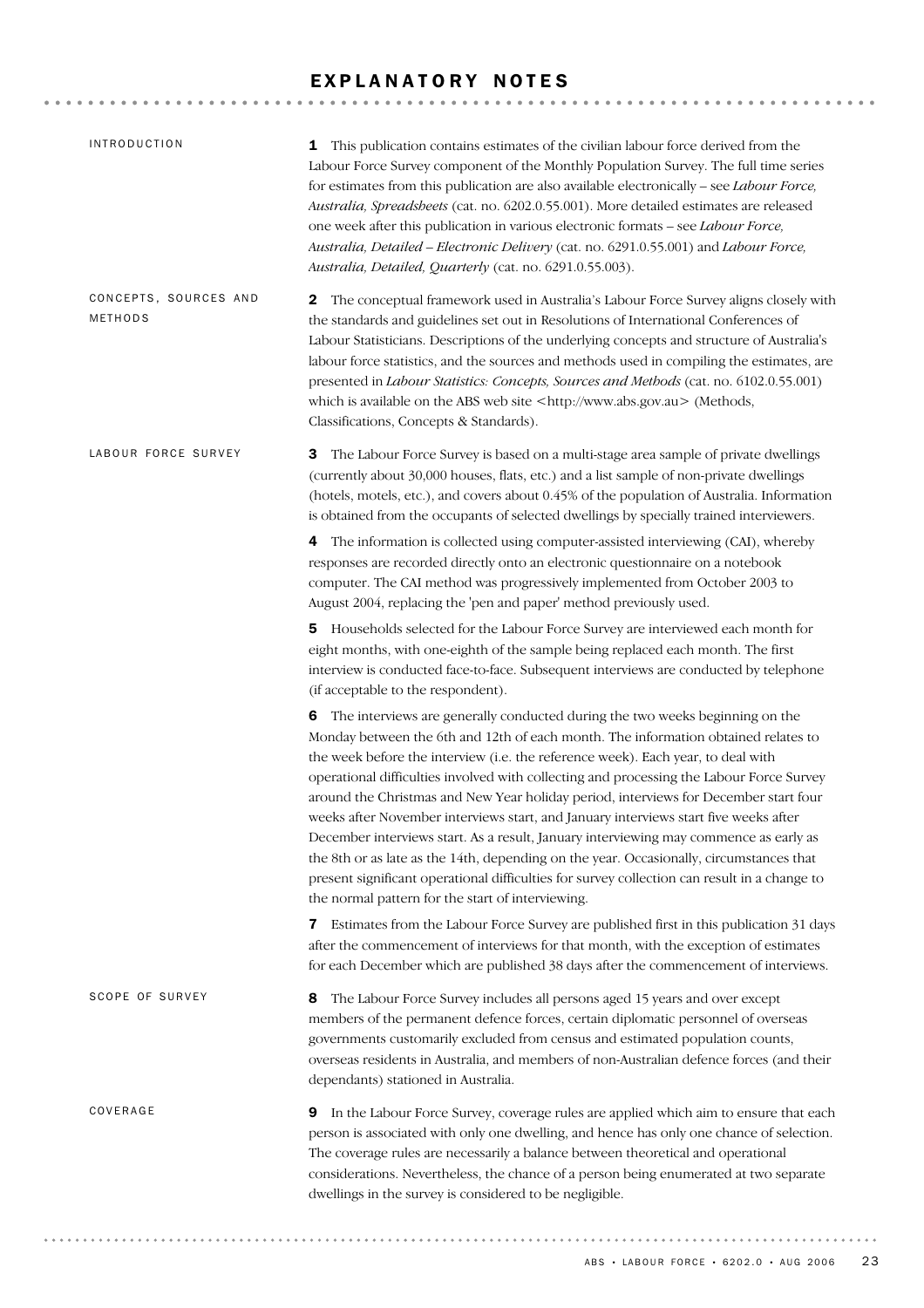# EXPLANATORY NOTES

## INTRODUCTION

**1** This publication contains estimates of the civilian labour force derived from the Labour Force Survey component of the Monthly Population Survey. The full time series for estimates from this publication are also available electronically – see *Labour Force, Australia, Spreadsheets* (cat. no. 6202.0.55.001). More detailed estimates are released one week after this publication in various electronic formats – see *Labour Force, Australia, Detailed – Electronic Delivery* (cat. no. 6291.0.55.001) and *Labour Force, Australia, Detailed, Quarterly* (cat. no. 6291.0.55.003).

## CONCEPTS, SOURCES AND METHODS

**2** The conceptual framework used in Australia's Labour Force Survey aligns closely with the standards and guidelines set out in Resolutions of International Conferences of Labour Statisticians. Descriptions of the underlying concepts and structure of Australia's labour force statistics, and the sources and methods used in compiling the estimates, are presented in *Labour Statistics: Concepts, Sources and Methods* (cat. no. 6102.0.55.001) which is available on the ABS web site <http://www.abs.gov.au> (Methods, Classifications, Concepts & Standards).

## LABOUR FORCE SURVEY

**3** The Labour Force Survey is based on a multi-stage area sample of private dwellings (currently about 30,000 houses, flats, etc.) and a list sample of non-private dwellings (hotels, motels, etc.), and covers about 0.45% of the population of Australia. Information is obtained from the occupants of selected dwellings by specially trained interviewers.

**4** The information is collected using computer-assisted interviewing (CAI), whereby responses are recorded directly onto an electronic questionnaire on a notebook computer. The CAI method was progressively implemented from October 2003 to August 2004, replacing the 'pen and paper' method previously used.

**5** Households selected for the Labour Force Survey are interviewed each month for eight months, with one-eighth of the sample being replaced each month. The first interview is conducted face-to-face. Subsequent interviews are conducted by telephone (if acceptable to the respondent).

**6** The interviews are generally conducted during the two weeks beginning on the Monday between the 6th and 12th of each month. The information obtained relates to the week before the interview (i.e. the reference week). Each year, to deal with operational difficulties involved with collecting and processing the Labour Force Survey around the Christmas and New Year holiday period, interviews for December start four weeks after November interviews start, and January interviews start five weeks after December interviews start. As a result, January interviewing may commence as early as the 8th or as late as the 14th, depending on the year. Occasionally, circumstances that present significant operational difficulties for survey collection can result in a change to the normal pattern for the start of interviewing.

**7** Estimates from the Labour Force Survey are published first in this publication 31 days after the commencement of interviews for that month, with the exception of estimates for each December which are published 38 days after the commencement of interviews.

## SCOPE OF SURVEY

**8** The Labour Force Survey includes all persons aged 15 years and over except members of the permanent defence forces, certain diplomatic personnel of overseas governments customarily excluded from census and estimated population counts, overseas residents in Australia, and members of non-Australian defence forces (and their dependants) stationed in Australia.

## COVERAGE

**9** In the Labour Force Survey, coverage rules are applied which aim to ensure that each person is associated with only one dwelling, and hence has only one chance of selection. The coverage rules are necessarily a balance between theoretical and operational considerations. Nevertheless, the chance of a person being enumerated at two separate dwellings in the survey is considered to be negligible.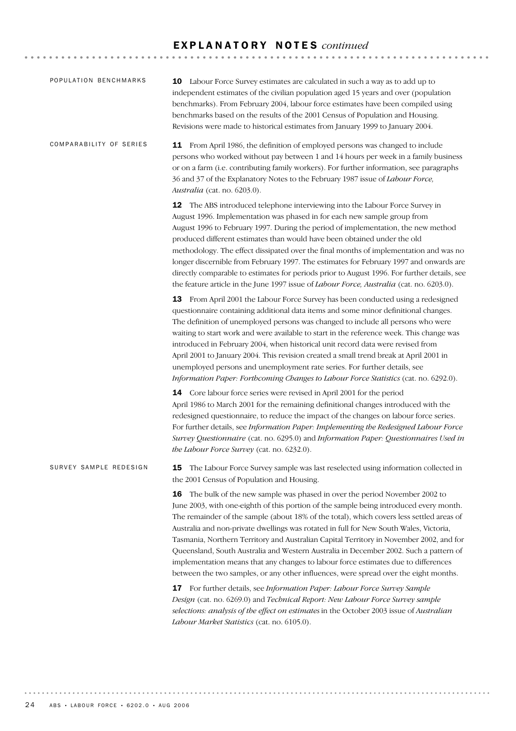## EXPLANATORY NOTES *continued*

### POPULATION BENCHMARKS

**10** Labour Force Survey estimates are calculated in such a way as to add up to independent estimates of the civilian population aged 15 years and over (population benchmarks). From February 2004, labour force estimates have been compiled using benchmarks based on the results of the 2001 Census of Population and Housing. Revisions were made to historical estimates from January 1999 to January 2004.

### COMPARABILITY OF SERIES

**11** From April 1986, the definition of employed persons was changed to include persons who worked without pay between 1 and 14 hours per week in a family business or on a farm (i.e. contributing family workers). For further information, see paragraphs 36 and 37 of the Explanatory Notes to the February 1987 issue of *Labour Force, Australia* (cat. no. 6203.0).

**12** The ABS introduced telephone interviewing into the Labour Force Survey in August 1996. Implementation was phased in for each new sample group from August 1996 to February 1997. During the period of implementation, the new method produced different estimates than would have been obtained under the old methodology. The effect dissipated over the final months of implementation and was no longer discernible from February 1997. The estimates for February 1997 and onwards are directly comparable to estimates for periods prior to August 1996. For further details, see the feature article in the June 1997 issue of *Labour Force, Australia* (cat. no. 6203.0).

**13** From April 2001 the Labour Force Survey has been conducted using a redesigned questionnaire containing additional data items and some minor definitional changes. The definition of unemployed persons was changed to include all persons who were waiting to start work and were available to start in the reference week. This change was introduced in February 2004, when historical unit record data were revised from April 2001 to January 2004. This revision created a small trend break at April 2001 in unemployed persons and unemployment rate series. For further details, see *Information Paper: Forthcoming Changes to Labour Force Statistics* (cat. no. 6292.0).

**14** Core labour force series were revised in April 2001 for the period April 1986 to March 2001 for the remaining definitional changes introduced with the redesigned questionnaire, to reduce the impact of the changes on labour force series. For further details, see *Information Paper: Implementing the Redesigned Labour Force Survey Questionnaire* (cat. no. 6295.0) and *Information Paper: Questionnaires Used in the Labour Force Survey* (cat. no. 6232.0).

### SURVEY SAMPLE REDESIGN

**15** The Labour Force Survey sample was last reselected using information collected in the 2001 Census of Population and Housing.

**16** The bulk of the new sample was phased in over the period November 2002 to June 2003, with one-eighth of this portion of the sample being introduced every month. The remainder of the sample (about 18% of the total), which covers less settled areas of Australia and non-private dwellings was rotated in full for New South Wales, Victoria, Tasmania, Northern Territory and Australian Capital Territory in November 2002, and for Queensland, South Australia and Western Australia in December 2002. Such a pattern of implementation means that any changes to labour force estimates due to differences between the two samples, or any other influences, were spread over the eight months.

**17** For further details, see *Information Paper: Labour Force Survey Sample Design* (cat. no. 6269.0) and *Technical Report: New Labour Force Survey sample selections: analysis of the effect on estimates* in the October 2003 issue of *Australian Labour Market Statistics* (cat. no. 6105.0).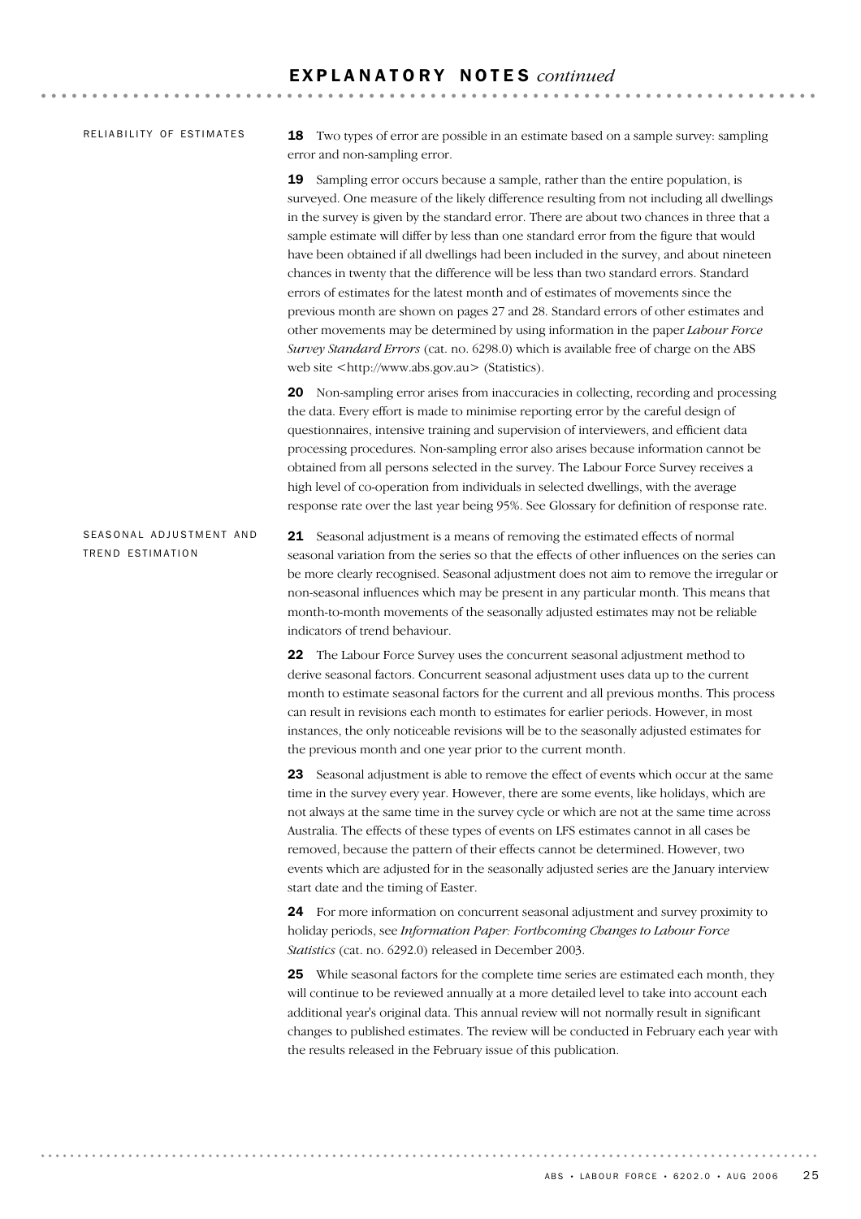# EXPLANATORY NOTES *continued*

## RELIABILITY OF ESTIMATES

**18** Two types of error are possible in an estimate based on a sample survey: sampling error and non-sampling error.

**19** Sampling error occurs because a sample, rather than the entire population, is surveyed. One measure of the likely difference resulting from not including all dwellings in the survey is given by the standard error. There are about two chances in three that a sample estimate will differ by less than one standard error from the figure that would have been obtained if all dwellings had been included in the survey, and about nineteen chances in twenty that the difference will be less than two standard errors. Standard errors of estimates for the latest month and of estimates of movements since the previous month are shown on pages 27 and 28. Standard errors of other estimates and other movements may be determined by using information in the paper *Labour Force Survey Standard Errors* (cat. no. 6298.0) which is available free of charge on the ABS web site <http://www.abs.gov.au> (Statistics).

**20** Non-sampling error arises from inaccuracies in collecting, recording and processing the data. Every effort is made to minimise reporting error by the careful design of questionnaires, intensive training and supervision of interviewers, and efficient data processing procedures. Non-sampling error also arises because information cannot be obtained from all persons selected in the survey. The Labour Force Survey receives a high level of co-operation from individuals in selected dwellings, with the average response rate over the last year being 95%. See Glossary for definition of response rate.

## SEASONAL ADJUSTMENT AND TREND ESTIMATION

**21** Seasonal adjustment is a means of removing the estimated effects of normal seasonal variation from the series so that the effects of other influences on the series can be more clearly recognised. Seasonal adjustment does not aim to remove the irregular or non-seasonal influences which may be present in any particular month. This means that month-to-month movements of the seasonally adjusted estimates may not be reliable indicators of trend behaviour.

**22** The Labour Force Survey uses the concurrent seasonal adjustment method to derive seasonal factors. Concurrent seasonal adjustment uses data up to the current month to estimate seasonal factors for the current and all previous months. This process can result in revisions each month to estimates for earlier periods. However, in most instances, the only noticeable revisions will be to the seasonally adjusted estimates for the previous month and one year prior to the current month.

**23** Seasonal adjustment is able to remove the effect of events which occur at the same time in the survey every year. However, there are some events, like holidays, which are not always at the same time in the survey cycle or which are not at the same time across Australia. The effects of these types of events on LFS estimates cannot in all cases be removed, because the pattern of their effects cannot be determined. However, two events which are adjusted for in the seasonally adjusted series are the January interview start date and the timing of Easter.

**24** For more information on concurrent seasonal adjustment and survey proximity to holiday periods, see *Information Paper: Forthcoming Changes to Labour Force Statistics* (cat. no. 6292.0) released in December 2003.

**25** While seasonal factors for the complete time series are estimated each month, they will continue to be reviewed annually at a more detailed level to take into account each additional year's original data. This annual review will not normally result in significant changes to published estimates. The review will be conducted in February each year with the results released in the February issue of this publication.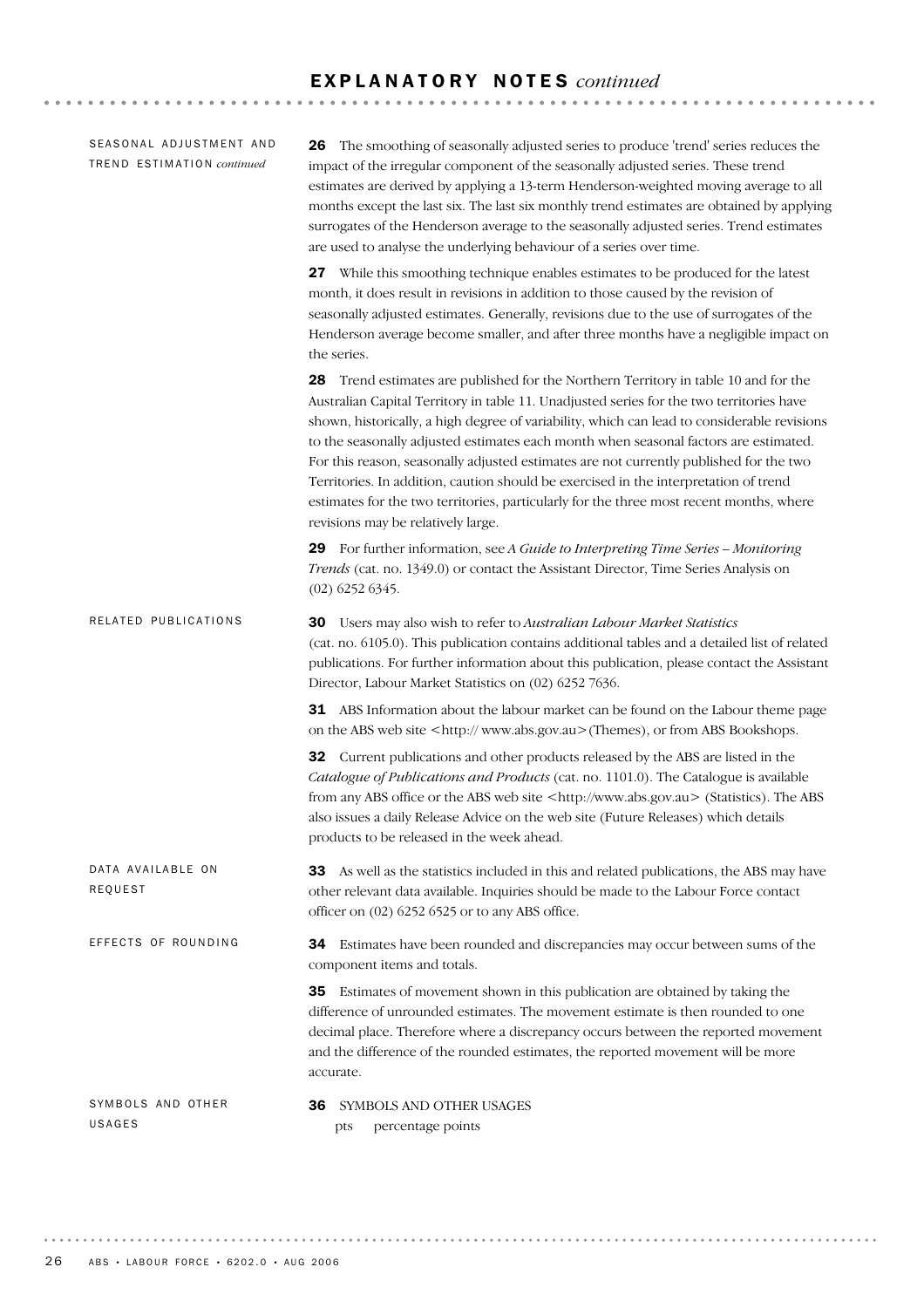# EXPLANATORY NOTES *continued*

## SEASONAL ADJUSTMENT AND TREND ESTIMATION *continued*

**26** The smoothing of seasonally adjusted series to produce 'trend' series reduces the impact of the irregular component of the seasonally adjusted series. These trend estimates are derived by applying a 13-term Henderson-weighted moving average to all months except the last six. The last six monthly trend estimates are obtained by applying surrogates of the Henderson average to the seasonally adjusted series. Trend estimates are used to analyse the underlying behaviour of a series over time.

**27** While this smoothing technique enables estimates to be produced for the latest month, it does result in revisions in addition to those caused by the revision of seasonally adjusted estimates. Generally, revisions due to the use of surrogates of the Henderson average become smaller, and after three months have a negligible impact on the series.

**28** Trend estimates are published for the Northern Territory in table 10 and for the Australian Capital Territory in table 11. Unadjusted series for the two territories have shown, historically, a high degree of variability, which can lead to considerable revisions to the seasonally adjusted estimates each month when seasonal factors are estimated. For this reason, seasonally adjusted estimates are not currently published for the two Territories. In addition, caution should be exercised in the interpretation of trend estimates for the two territories, particularly for the three most recent months, where revisions may be relatively large.

**29** For further information, see *A Guide to Interpreting Time Series – Monitoring Trends* (cat. no. 1349.0) or contact the Assistant Director, Time Series Analysis on (02) 6252 6345.

## RELATED PUBLICATIONS

**30** Users may also wish to refer to *Australian Labour Market Statistics* (cat. no. 6105.0). This publication contains additional tables and a detailed list of related publications. For further information about this publication, please contact the Assistant Director, Labour Market Statistics on (02) 6252 7636.

**31** ABS Information about the labour market can be found on the Labour theme page on the ABS web site <http:// www.abs.gov.au> (Themes), or from ABS Bookshops.

**32** Current publications and other products released by the ABS are listed in the *Catalogue of Publications and Products* (cat. no. 1101.0). The Catalogue is available from any ABS office or the ABS web site <http://www.abs.gov.au> (Statistics). The ABS also issues a daily Release Advice on the web site (Future Releases) which details products to be released in the week ahead.

## DATA AVAILABLE ON REQUEST

**33** As well as the statistics included in this and related publications, the ABS may have other relevant data available. Inquiries should be made to the Labour Force contact officer on (02) 6252 6525 or to any ABS office.

## EFFECTS OF ROUNDING

**34** Estimates have been rounded and discrepancies may occur between sums of the component items and totals.

**35** Estimates of movement shown in this publication are obtained by taking the difference of unrounded estimates. The movement estimate is then rounded to one decimal place. Therefore where a discrepancy occurs between the reported movement and the difference of the rounded estimates, the reported movement will be more accurate.

## SYMBOLS AND OTHER USAGES

**36** SYMBOLS AND OTHER USAGES

pts percentage points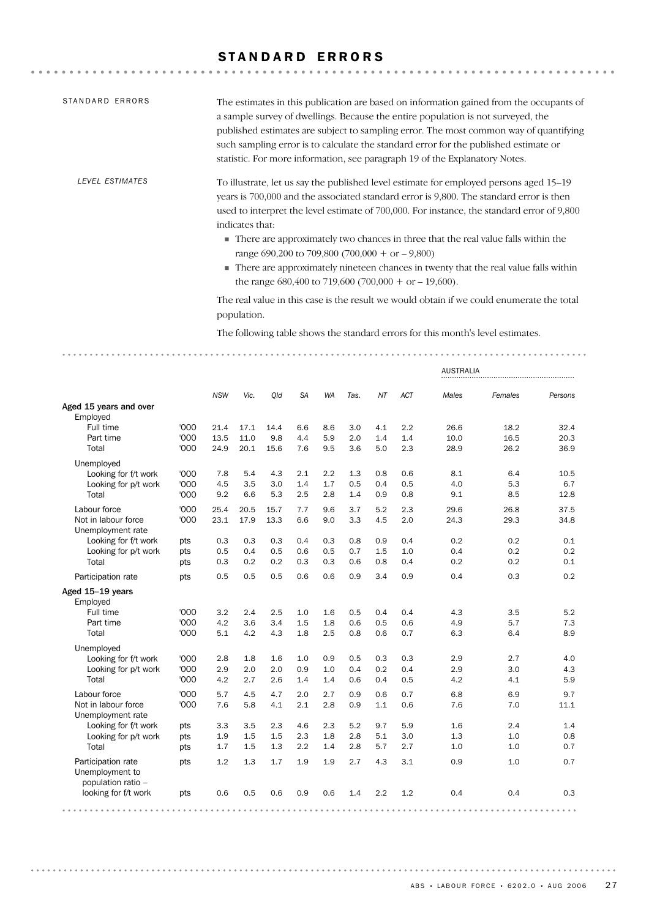# STANDARD ERRORS

STANDARD ERRORS

The estimates in this publication are based on information gained from the occupants of a sample survey of dwellings. Because the entire population is not surveyed, the published estimates are subject to sampling error. The most common way of quantifying such sampling error is to calculate the standard error for the published estimate or statistic. For more information, see paragraph 19 of the Explanatory Notes.

*LEVEL ESTIMATES*

To illustrate, let us say the published level estimate for employed persons aged 15–19 years is 700,000 and the associated standard error is 9,800. The standard error is then used to interpret the level estimate of 700,000. For instance, the standard error of 9,800 indicates that:

- There are approximately two chances in three that the real value falls within the range 690,200 to 709,800 (700,000 + or – 9,800)
- There are approximately nineteen chances in twenty that the real value falls within the range 680,400 to 719,600 (700,000 + or – 19,600).

The real value in this case is the result we would obtain if we could enumerate the total population.

The following table shows the standard errors for this month's level estimates.

| | | NSW | Vic. | Qld | SA | WA | Tas. | NT | ACT | AUSTRALIA Males | Females | Persons |
|---|---|---|---|---|---|---|---|---|---|---|---|---|
| **Aged 15 years and over** | | | | | | | | | | | | |
| Employed | | | | | | | | | | | | |
| Full time | '000 | 21.4 | 17.1 | 14.4 | 6.6 | 8.6 | 3.0 | 4.1 | 2.2 | 26.6 | 18.2 | 32.4 |
| Part time | '000 | 13.5 | 11.0 | 9.8 | 4.4 | 5.9 | 2.0 | 1.4 | 1.4 | 10.0 | 16.5 | 20.3 |
| Total | '000 | 24.9 | 20.1 | 15.6 | 7.6 | 9.5 | 3.6 | 5.0 | 2.3 | 28.9 | 26.2 | 36.9 |
| Unemployed | | | | | | | | | | | | |
| Looking for f/t work | '000 | 7.8 | 5.4 | 4.3 | 2.1 | 2.2 | 1.3 | 0.8 | 0.6 | 8.1 | 6.4 | 10.5 |
| Looking for p/t work | '000 | 4.5 | 3.5 | 3.0 | 1.4 | 1.7 | 0.5 | 0.4 | 0.5 | 4.0 | 5.3 | 6.7 |
| Total | '000 | 9.2 | 6.6 | 5.3 | 2.5 | 2.8 | 1.4 | 0.9 | 0.8 | 9.1 | 8.5 | 12.8 |
| Labour force | '000 | 25.4 | 20.5 | 15.7 | 7.7 | 9.6 | 3.7 | 5.2 | 2.3 | 29.6 | 26.8 | 37.5 |
| Not in labour force | '000 | 23.1 | 17.9 | 13.3 | 6.6 | 9.0 | 3.3 | 4.5 | 2.0 | 24.3 | 29.3 | 34.8 |
| Unemployment rate | | | | | | | | | | | | |
| Looking for f/t work | pts | 0.3 | 0.3 | 0.3 | 0.4 | 0.3 | 0.8 | 0.9 | 0.4 | 0.2 | 0.2 | 0.1 |
| Looking for p/t work | pts | 0.5 | 0.4 | 0.5 | 0.6 | 0.5 | 0.7 | 1.5 | 1.0 | 0.4 | 0.2 | 0.2 |
| Total | pts | 0.3 | 0.2 | 0.2 | 0.3 | 0.3 | 0.6 | 0.8 | 0.4 | 0.2 | 0.2 | 0.1 |
| Participation rate | pts | 0.5 | 0.5 | 0.5 | 0.6 | 0.6 | 0.9 | 3.4 | 0.9 | 0.4 | 0.3 | 0.2 |
| **Aged 15–19 years** | | | | | | | | | | | | |
| Employed | | | | | | | | | | | | |
| Full time | '000 | 3.2 | 2.4 | 2.5 | 1.0 | 1.6 | 0.5 | 0.4 | 0.4 | 4.3 | 3.5 | 5.2 |
| Part time | '000 | 4.2 | 3.6 | 3.4 | 1.5 | 1.8 | 0.6 | 0.5 | 0.6 | 4.9 | 5.7 | 7.3 |
| Total | '000 | 5.1 | 4.2 | 4.3 | 1.8 | 2.5 | 0.8 | 0.6 | 0.7 | 6.3 | 6.4 | 8.9 |
| Unemployed | | | | | | | | | | | | |
| Looking for f/t work | '000 | 2.8 | 1.8 | 1.6 | 1.0 | 0.9 | 0.5 | 0.3 | 0.3 | 2.9 | 2.7 | 4.0 |
| Looking for p/t work | '000 | 2.9 | 2.0 | 2.0 | 0.9 | 1.0 | 0.4 | 0.2 | 0.4 | 2.9 | 3.0 | 4.3 |
| Total | '000 | 4.2 | 2.7 | 2.6 | 1.4 | 1.4 | 0.6 | 0.4 | 0.5 | 4.2 | 4.1 | 5.9 |
| Labour force | '000 | 5.7 | 4.5 | 4.7 | 2.0 | 2.7 | 0.9 | 0.6 | 0.7 | 6.8 | 6.9 | 9.7 |
| Not in labour force | '000 | 7.6 | 5.8 | 4.1 | 2.1 | 2.8 | 0.9 | 1.1 | 0.6 | 7.6 | 7.0 | 11.1 |
| Unemployment rate | | | | | | | | | | | | |
| Looking for f/t work | pts | 3.3 | 3.5 | 2.3 | 4.6 | 2.3 | 5.2 | 9.7 | 5.9 | 1.6 | 2.4 | 1.4 |
| Looking for p/t work | pts | 1.9 | 1.5 | 1.5 | 2.3 | 1.8 | 2.8 | 5.1 | 3.0 | 1.3 | 1.0 | 0.8 |
| Total | pts | 1.7 | 1.5 | 1.3 | 2.2 | 1.4 | 2.8 | 5.7 | 2.7 | 1.0 | 1.0 | 0.7 |
| Participation rate | pts | 1.2 | 1.3 | 1.7 | 1.9 | 1.9 | 2.7 | 4.3 | 3.1 | 0.9 | 1.0 | 0.7 |
| Unemployment to population ratio – looking for f/t work | pts | 0.6 | 0.5 | 0.6 | 0.9 | 0.6 | 1.4 | 2.2 | 1.2 | 0.4 | 0.4 | 0.3 |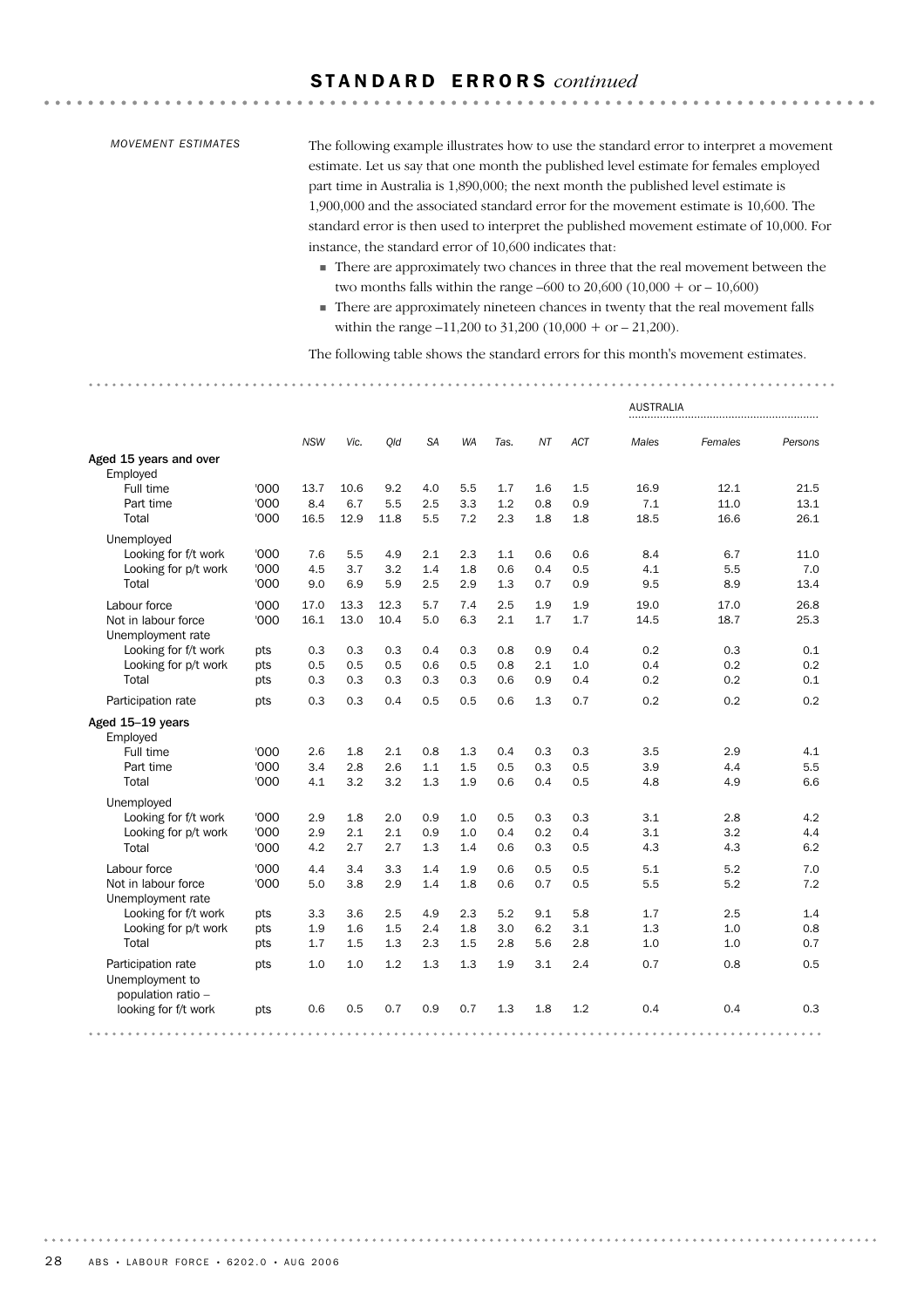# STANDARD ERRORS *continued*

*MOVEMENT ESTIMATES*

The following example illustrates how to use the standard error to interpret a movement estimate. Let us say that one month the published level estimate for females employed part time in Australia is 1,890,000; the next month the published level estimate is 1,900,000 and the associated standard error for the movement estimate is 10,600. The standard error is then used to interpret the published movement estimate of 10,000. For instance, the standard error of 10,600 indicates that:

- There are approximately two chances in three that the real movement between the two months falls within the range –600 to 20,600 (10,000 + or – 10,600)
- There are approximately nineteen chances in twenty that the real movement falls within the range –11,200 to 31,200 (10,000 + or – 21,200).

The following table shows the standard errors for this month's movement estimates.

| | | NSW | Vic. | Qld | SA | WA | Tas. | NT | ACT | AUSTRALIA Males | Females | Persons |
|---|---|---|---|---|---|---|---|---|---|---|---|---|
| **Aged 15 years and over** | | | | | | | | | | | | |
| Employed | | | | | | | | | | | | |
| Full time | '000 | 13.7 | 10.6 | 9.2 | 4.0 | 5.5 | 1.7 | 1.6 | 1.5 | 16.9 | 12.1 | 21.5 |
| Part time | '000 | 8.4 | 6.7 | 5.5 | 2.5 | 3.3 | 1.2 | 0.8 | 0.9 | 7.1 | 11.0 | 13.1 |
| Total | '000 | 16.5 | 12.9 | 11.8 | 5.5 | 7.2 | 2.3 | 1.8 | 1.8 | 18.5 | 16.6 | 26.1 |
| Unemployed | | | | | | | | | | | | |
| Looking for f/t work | '000 | 7.6 | 5.5 | 4.9 | 2.1 | 2.3 | 1.1 | 0.6 | 0.6 | 8.4 | 6.7 | 11.0 |
| Looking for p/t work | '000 | 4.5 | 3.7 | 3.2 | 1.4 | 1.8 | 0.6 | 0.4 | 0.5 | 4.1 | 5.5 | 7.0 |
| Total | '000 | 9.0 | 6.9 | 5.9 | 2.5 | 2.9 | 1.3 | 0.7 | 0.9 | 9.5 | 8.9 | 13.4 |
| Labour force | '000 | 17.0 | 13.3 | 12.3 | 5.7 | 7.4 | 2.5 | 1.9 | 1.9 | 19.0 | 17.0 | 26.8 |
| Not in labour force | '000 | 16.1 | 13.0 | 10.4 | 5.0 | 6.3 | 2.1 | 1.7 | 1.7 | 14.5 | 18.7 | 25.3 |
| Unemployment rate | | | | | | | | | | | | |
| Looking for f/t work | pts | 0.3 | 0.3 | 0.3 | 0.4 | 0.3 | 0.8 | 0.9 | 0.4 | 0.2 | 0.3 | 0.1 |
| Looking for p/t work | pts | 0.5 | 0.5 | 0.5 | 0.6 | 0.5 | 0.8 | 2.1 | 1.0 | 0.4 | 0.2 | 0.2 |
| Total | pts | 0.3 | 0.3 | 0.3 | 0.3 | 0.3 | 0.6 | 0.9 | 0.4 | 0.2 | 0.2 | 0.1 |
| Participation rate | pts | 0.3 | 0.3 | 0.4 | 0.5 | 0.5 | 0.6 | 1.3 | 0.7 | 0.2 | 0.2 | 0.2 |
| **Aged 15–19 years** | | | | | | | | | | | | |
| Employed | | | | | | | | | | | | |
| Full time | '000 | 2.6 | 1.8 | 2.1 | 0.8 | 1.3 | 0.4 | 0.3 | 0.3 | 3.5 | 2.9 | 4.1 |
| Part time | '000 | 3.4 | 2.8 | 2.6 | 1.1 | 1.5 | 0.5 | 0.3 | 0.5 | 3.9 | 4.4 | 5.5 |
| Total | '000 | 4.1 | 3.2 | 3.2 | 1.3 | 1.9 | 0.6 | 0.4 | 0.5 | 4.8 | 4.9 | 6.6 |
| Unemployed | | | | | | | | | | | | |
| Looking for f/t work | '000 | 2.9 | 1.8 | 2.0 | 0.9 | 1.0 | 0.5 | 0.3 | 0.3 | 3.1 | 2.8 | 4.2 |
| Looking for p/t work | '000 | 2.9 | 2.1 | 2.1 | 0.9 | 1.0 | 0.4 | 0.2 | 0.4 | 3.1 | 3.2 | 4.4 |
| Total | '000 | 4.2 | 2.7 | 2.7 | 1.3 | 1.4 | 0.6 | 0.3 | 0.5 | 4.3 | 4.3 | 6.2 |
| Labour force | '000 | 4.4 | 3.4 | 3.3 | 1.4 | 1.9 | 0.6 | 0.5 | 0.5 | 5.1 | 5.2 | 7.0 |
| Not in labour force | '000 | 5.0 | 3.8 | 2.9 | 1.4 | 1.8 | 0.6 | 0.7 | 0.5 | 5.5 | 5.2 | 7.2 |
| Unemployment rate | | | | | | | | | | | | |
| Looking for f/t work | pts | 3.3 | 3.6 | 2.5 | 4.9 | 2.3 | 5.2 | 9.1 | 5.8 | 1.7 | 2.5 | 1.4 |
| Looking for p/t work | pts | 1.9 | 1.6 | 1.5 | 2.4 | 1.8 | 3.0 | 6.2 | 3.1 | 1.3 | 1.0 | 0.8 |
| Total | pts | 1.7 | 1.5 | 1.3 | 2.3 | 1.5 | 2.8 | 5.6 | 2.8 | 1.0 | 1.0 | 0.7 |
| Participation rate | pts | 1.0 | 1.0 | 1.2 | 1.3 | 1.3 | 1.9 | 3.1 | 2.4 | 0.7 | 0.8 | 0.5 |
| Unemployment to population ratio – looking for f/t work | pts | 0.6 | 0.5 | 0.7 | 0.9 | 0.7 | 1.3 | 1.8 | 1.2 | 0.4 | 0.4 | 0.3 |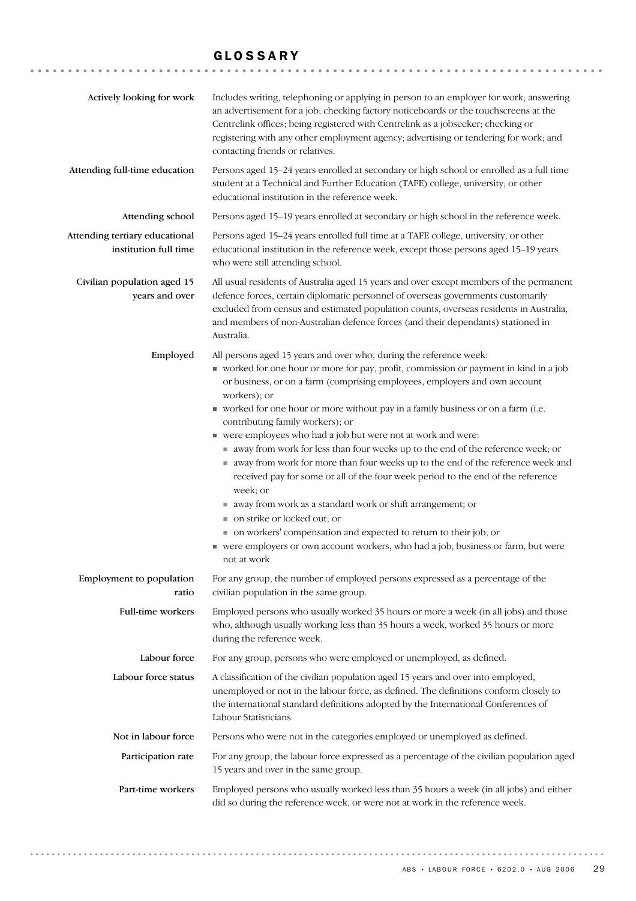# GLOSSARY

**Actively looking for work**

Includes writing, telephoning or applying in person to an employer for work; answering an advertisement for a job; checking factory noticeboards or the touchscreens at the Centrelink offices; being registered with Centrelink as a jobseeker; checking or registering with any other employment agency; advertising or tendering for work; and contacting friends or relatives.

**Attending full-time education**

Persons aged 15–24 years enrolled at secondary or high school or enrolled as a full time student at a Technical and Further Education (TAFE) college, university, or other educational institution in the reference week.

**Attending school**

Persons aged 15–19 years enrolled at secondary or high school in the reference week.

**Attending tertiary educational institution full time**

Persons aged 15–24 years enrolled full time at a TAFE college, university, or other educational institution in the reference week, except those persons aged 15–19 years who were still attending school.

**Civilian population aged 15 years and over**

All usual residents of Australia aged 15 years and over except members of the permanent defence forces, certain diplomatic personnel of overseas governments customarily excluded from census and estimated population counts, overseas residents in Australia, and members of non-Australian defence forces (and their dependants) stationed in Australia.

**Employed**

All persons aged 15 years and over who, during the reference week:

- worked for one hour or more for pay, profit, commission or payment in kind in a job or business, or on a farm (comprising employees, employers and own account workers); or
- worked for one hour or more without pay in a family business or on a farm (i.e. contributing family workers); or
- were employees who had a job but were not at work and were:
  - away from work for less than four weeks up to the end of the reference week; or
  - away from work for more than four weeks up to the end of the reference week and received pay for some or all of the four week period to the end of the reference week; or
  - away from work as a standard work or shift arrangement; or
  - on strike or locked out; or
  - on workers' compensation and expected to return to their job; or
- were employers or own account workers, who had a job, business or farm, but were not at work.

**Employment to population ratio**

For any group, the number of employed persons expressed as a percentage of the civilian population in the same group.

**Full-time workers**

Employed persons who usually worked 35 hours or more a week (in all jobs) and those who, although usually working less than 35 hours a week, worked 35 hours or more during the reference week.

**Labour force**

For any group, persons who were employed or unemployed, as defined.

**Labour force status**

A classification of the civilian population aged 15 years and over into employed, unemployed or not in the labour force, as defined. The definitions conform closely to the international standard definitions adopted by the International Conferences of Labour Statisticians.

**Not in labour force**

Persons who were not in the categories employed or unemployed as defined.

**Participation rate**

For any group, the labour force expressed as a percentage of the civilian population aged 15 years and over in the same group.

**Part-time workers**

Employed persons who usually worked less than 35 hours a week (in all jobs) and either did so during the reference week, or were not at work in the reference week.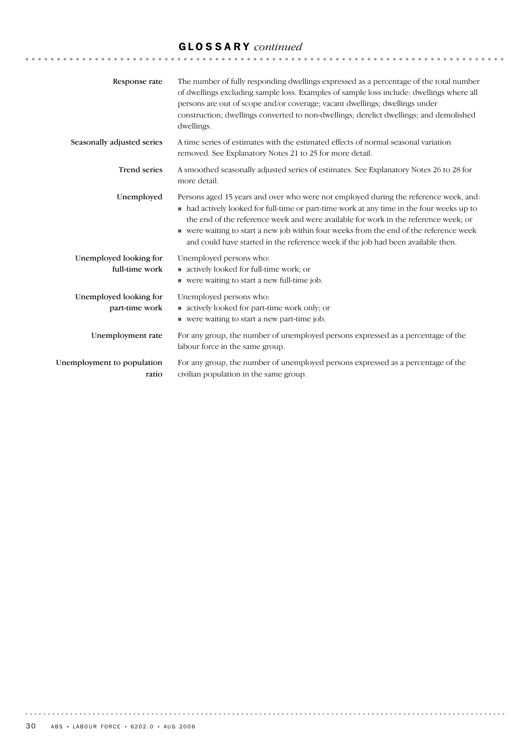## GLOSSARY *continued*

**Response rate**

The number of fully responding dwellings expressed as a percentage of the total number of dwellings excluding sample loss. Examples of sample loss include: dwellings where all persons are out of scope and/or coverage; vacant dwellings; dwellings under construction; dwellings converted to non-dwellings; derelict dwellings; and demolished dwellings.

**Seasonally adjusted series**

A time series of estimates with the estimated effects of normal seasonal variation removed. See Explanatory Notes 21 to 25 for more detail.

**Trend series**

A smoothed seasonally adjusted series of estimates. See Explanatory Notes 26 to 28 for more detail.

**Unemployed**

Persons aged 15 years and over who were not employed during the reference week, and:

- had actively looked for full-time or part-time work at any time in the four weeks up to the end of the reference week and were available for work in the reference week; or
- were waiting to start a new job within four weeks from the end of the reference week and could have started in the reference week if the job had been available then.

**Unemployed looking for full-time work**

Unemployed persons who:

- actively looked for full-time work; or
- were waiting to start a new full-time job.

**Unemployed looking for part-time work**

Unemployed persons who:

- actively looked for part-time work only; or
- were waiting to start a new part-time job.

**Unemployment rate**

For any group, the number of unemployed persons expressed as a percentage of the labour force in the same group.

**Unemployment to population ratio**

For any group, the number of unemployed persons expressed as a percentage of the civilian population in the same group.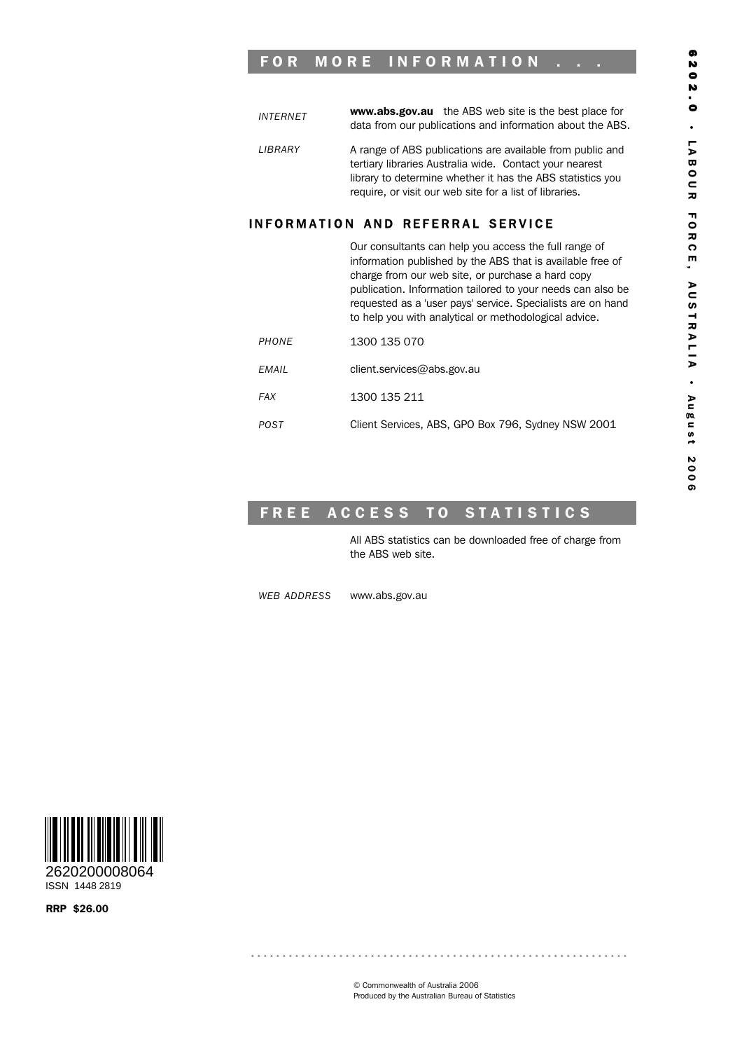## FOR MORE INFORMATION . . .

*INTERNET* **www.abs.gov.au** the ABS web site is the best place for data from our publications and information about the ABS.

*LIBRARY* A range of ABS publications are available from public and tertiary libraries Australia wide. Contact your nearest library to determine whether it has the ABS statistics you require, or visit our web site for a list of libraries.

### INFORMATION AND REFERRAL SERVICE

Our consultants can help you access the full range of information published by the ABS that is available free of charge from our web site, or purchase a hard copy publication. Information tailored to your needs can also be requested as a 'user pays' service. Specialists are on hand to help you with analytical or methodological advice.

*PHONE* 1300 135 070

*EMAIL* client.services@abs.gov.au

*FAX* 1300 135 211

*POST* Client Services, ABS, GPO Box 796, Sydney NSW 2001

## FREE ACCESS TO STATISTICS

All ABS statistics can be downloaded free of charge from the ABS web site.

*WEB ADDRESS* www.abs.gov.au

2620200008064
ISSN 1448 2819

**RRP $26.00**

© Commonwealth of Australia 2006
Produced by the Australian Bureau of Statistics